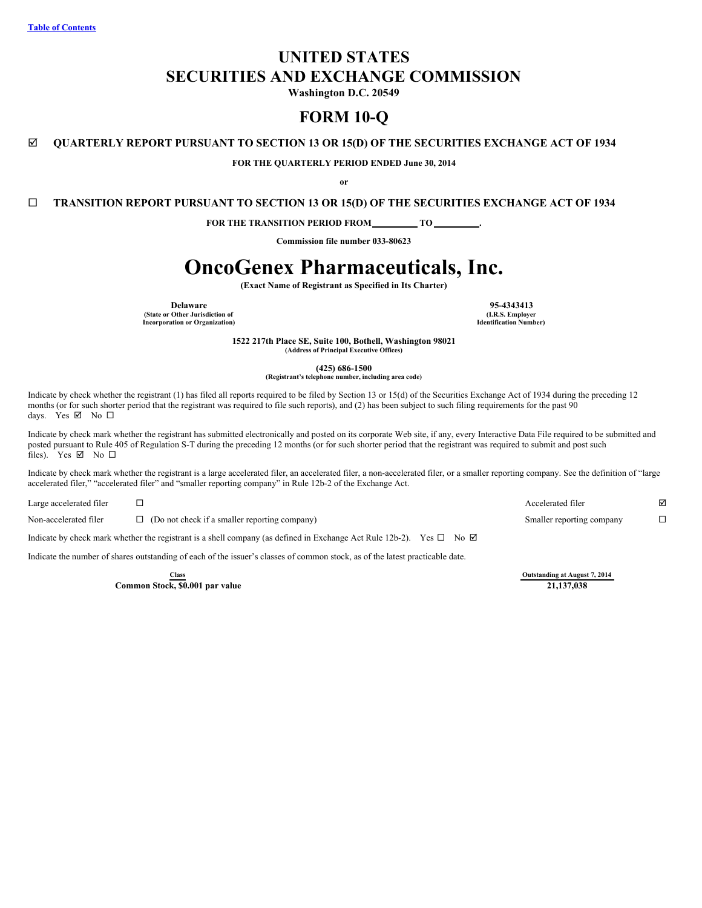Table of Contents

# UNITED STATES
# SECURITIES AND EXCHANGE COMMISSION

**Washington D.C. 20549**

# FORM 10-Q

☑ **QUARTERLY REPORT PURSUANT TO SECTION 13 OR 15(D) OF THE SECURITIES EXCHANGE ACT OF 1934**

**FOR THE QUARTERLY PERIOD ENDED June 30, 2014**

**or**

☐ **TRANSITION REPORT PURSUANT TO SECTION 13 OR 15(D) OF THE SECURITIES EXCHANGE ACT OF 1934**

**FOR THE TRANSITION PERIOD FROM \_\_\_\_\_\_\_\_\_ TO \_\_\_\_\_\_\_\_\_.**

**Commission file number 033-80623**

# OncoGenex Pharmaceuticals, Inc.

**(Exact Name of Registrant as Specified in Its Charter)**

| **Delaware** | **95-4343413** |
|---|---|
| **(State or Other Jurisdiction of Incorporation or Organization)** | **(I.R.S. Employer Identification Number)** |

**1522 217th Place SE, Suite 100, Bothell, Washington 98021**
**(Address of Principal Executive Offices)**

**(425) 686-1500**
**(Registrant's telephone number, including area code)**

Indicate by check whether the registrant (1) has filed all reports required to be filed by Section 13 or 15(d) of the Securities Exchange Act of 1934 during the preceding 12 months (or for such shorter period that the registrant was required to file such reports), and (2) has been subject to such filing requirements for the past 90 days. Yes ☑ No ☐

Indicate by check mark whether the registrant has submitted electronically and posted on its corporate Web site, if any, every Interactive Data File required to be submitted and posted pursuant to Rule 405 of Regulation S-T during the preceding 12 months (or for such shorter period that the registrant was required to submit and post such files). Yes ☑ No ☐

Indicate by check mark whether the registrant is a large accelerated filer, an accelerated filer, a non-accelerated filer, or a smaller reporting company. See the definition of "large accelerated filer," "accelerated filer" and "smaller reporting company" in Rule 12b-2 of the Exchange Act.

| | | | |
|---|---|---|---|
| Large accelerated filer | ☐ | Accelerated filer | ☑ |
| Non-accelerated filer | ☐ (Do not check if a smaller reporting company) | Smaller reporting company | ☐ |

Indicate by check mark whether the registrant is a shell company (as defined in Exchange Act Rule 12b-2). Yes ☐ No ☑

Indicate the number of shares outstanding of each of the issuer's classes of common stock, as of the latest practicable date.

| Class | Outstanding at August 7, 2014 |
|---|---|
| **Common Stock, $0.001 par value** | **21,137,038** |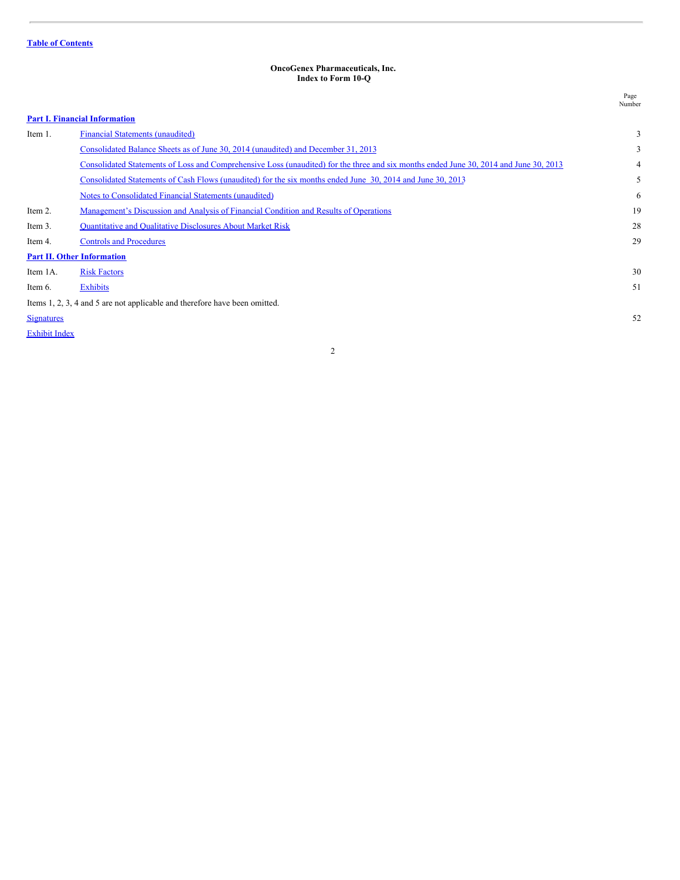Table of Contents

**OncoGenex Pharmaceuticals, Inc.**
**Index to Form 10-Q**

| | | Page Number |
|---|---|---|
| **Part I. Financial Information** | | |
| Item 1. | Financial Statements (unaudited) | 3 |
| | Consolidated Balance Sheets as of June 30, 2014 (unaudited) and December 31, 2013 | 3 |
| | Consolidated Statements of Loss and Comprehensive Loss (unaudited) for the three and six months ended June 30, 2014 and June 30, 2013 | 4 |
| | Consolidated Statements of Cash Flows (unaudited) for the six months ended June 30, 2014 and June 30, 2013 | 5 |
| | Notes to Consolidated Financial Statements (unaudited) | 6 |
| Item 2. | Management's Discussion and Analysis of Financial Condition and Results of Operations | 19 |
| Item 3. | Quantitative and Qualitative Disclosures About Market Risk | 28 |
| Item 4. | Controls and Procedures | 29 |
| **Part II. Other Information** | | |
| Item 1A. | Risk Factors | 30 |
| Item 6. | Exhibits | 51 |
| Items 1, 2, 3, 4 and 5 are not applicable and therefore have been omitted. | | |
| Signatures | | 52 |
| Exhibit Index | | |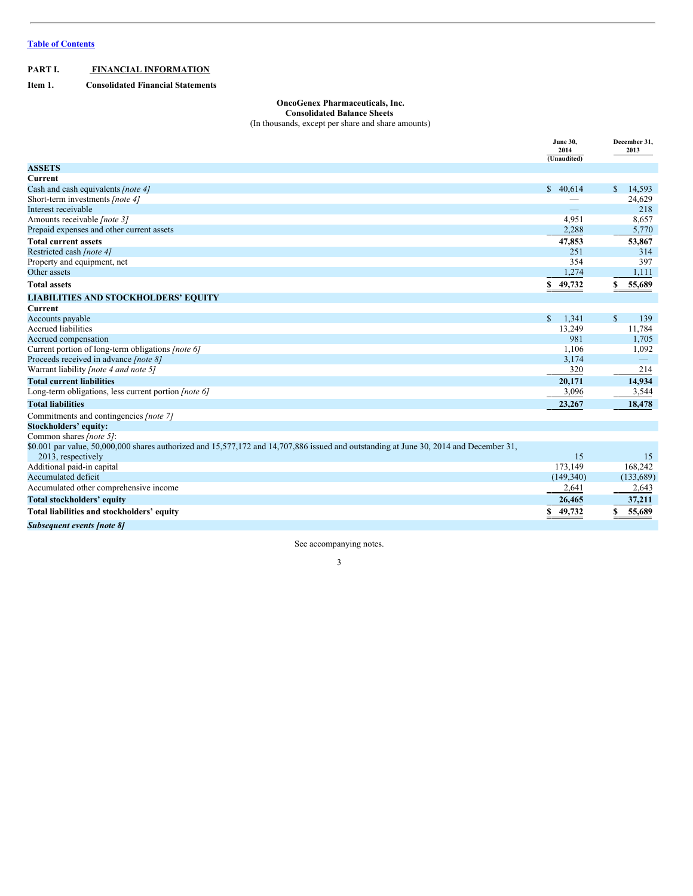[Table of Contents](#)

**PART I. FINANCIAL INFORMATION**

**Item 1. Consolidated Financial Statements**

**OncoGenex Pharmaceuticals, Inc.**
**Consolidated Balance Sheets**
(In thousands, except per share and share amounts)

| | June 30, 2014 (Unaudited) | December 31, 2013 |
|---|---|---|
| **ASSETS** | | |
| **Current** | | |
| Cash and cash equivalents *[note 4]* | $ 40,614 | $ 14,593 |
| Short-term investments *[note 4]* | — | 24,629 |
| Interest receivable | — | 218 |
| Amounts receivable *[note 3]* | 4,951 | 8,657 |
| Prepaid expenses and other current assets | 2,288 | 5,770 |
| **Total current assets** | **47,853** | **53,867** |
| Restricted cash *[note 4]* | 251 | 314 |
| Property and equipment, net | 354 | 397 |
| Other assets | 1,274 | 1,111 |
| **Total assets** | **$ 49,732** | **$ 55,689** |
| **LIABILITIES AND STOCKHOLDERS' EQUITY** | | |
| **Current** | | |
| Accounts payable | $ 1,341 | $ 139 |
| Accrued liabilities | 13,249 | 11,784 |
| Accrued compensation | 981 | 1,705 |
| Current portion of long-term obligations *[note 6]* | 1,106 | 1,092 |
| Proceeds received in advance *[note 8]* | 3,174 | — |
| Warrant liability *[note 4 and note 5]* | 320 | 214 |
| **Total current liabilities** | **20,171** | **14,934** |
| Long-term obligations, less current portion *[note 6]* | 3,096 | 3,544 |
| **Total liabilities** | **23,267** | **18,478** |
| Commitments and contingencies *[note 7]* | | |
| **Stockholders' equity:** | | |
| Common shares *[note 5]*: | | |
| $0.001 par value, 50,000,000 shares authorized and 15,577,172 and 14,707,886 issued and outstanding at June 30, 2014 and December 31, 2013, respectively | 15 | 15 |
| Additional paid-in capital | 173,149 | 168,242 |
| Accumulated deficit | (149,340) | (133,689) |
| Accumulated other comprehensive income | 2,641 | 2,643 |
| **Total stockholders' equity** | **26,465** | **37,211** |
| **Total liabilities and stockholders' equity** | **$ 49,732** | **$ 55,689** |
| ***Subsequent events [note 8]*** | | |

See accompanying notes.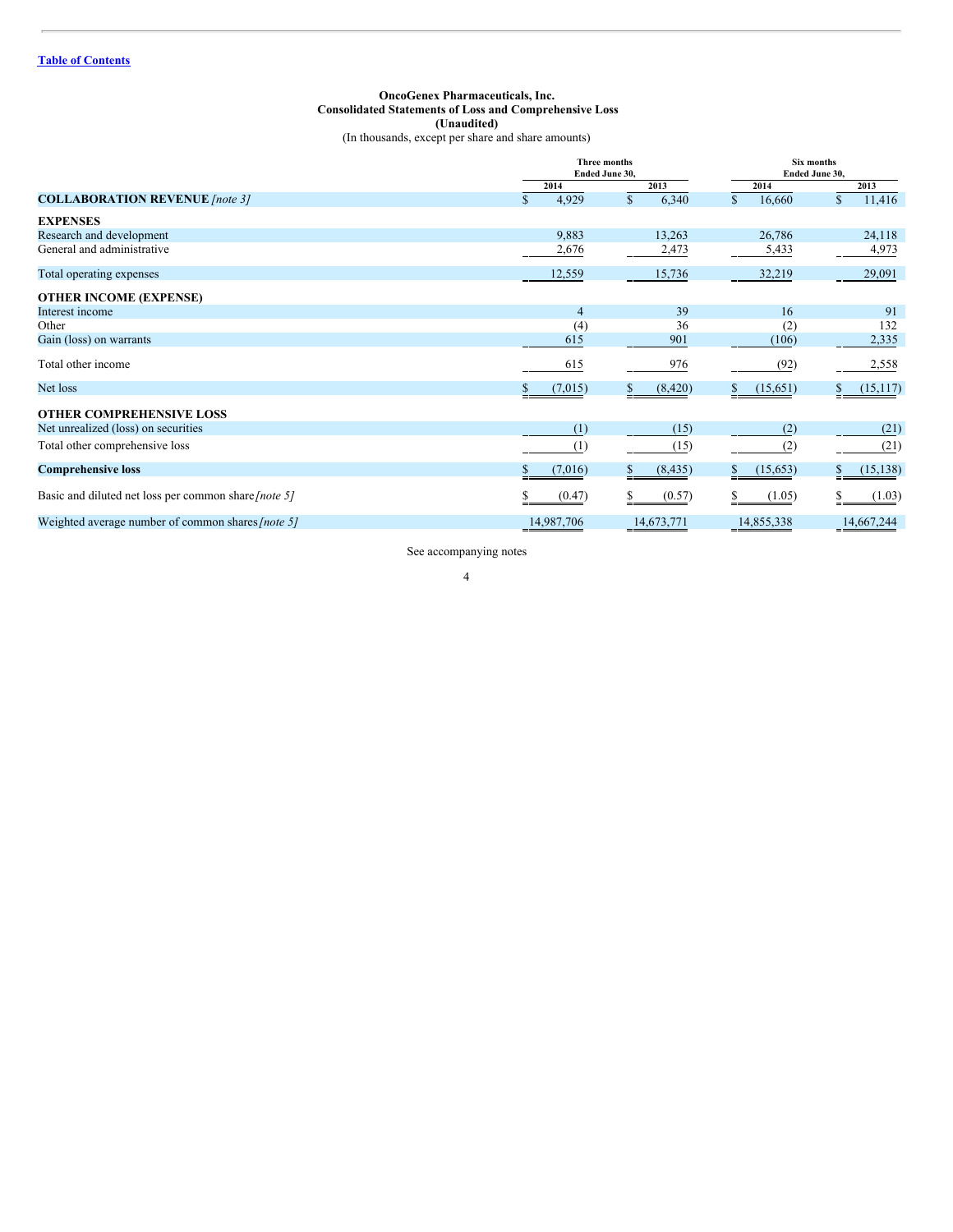**OncoGenex Pharmaceuticals, Inc.**
**Consolidated Statements of Loss and Comprehensive Loss**
**(Unaudited)**
(In thousands, except per share and share amounts)

| | Three months Ended June 30, | | Six months Ended June 30, | |
|---|---|---|---|---|
| | 2014 | 2013 | 2014 | 2013 |
| **COLLABORATION REVENUE** *[note 3]* | $ 4,929 | $ 6,340 | $ 16,660 | $ 11,416 |
| **EXPENSES** | | | | |
| Research and development | 9,883 | 13,263 | 26,786 | 24,118 |
| General and administrative | 2,676 | 2,473 | 5,433 | 4,973 |
| Total operating expenses | 12,559 | 15,736 | 32,219 | 29,091 |
| **OTHER INCOME (EXPENSE)** | | | | |
| Interest income | 4 | 39 | 16 | 91 |
| Other | (4) | 36 | (2) | 132 |
| Gain (loss) on warrants | 615 | 901 | (106) | 2,335 |
| Total other income | 615 | 976 | (92) | 2,558 |
| Net loss | $ (7,015) | $ (8,420) | $ (15,651) | $ (15,117) |
| **OTHER COMPREHENSIVE LOSS** | | | | |
| Net unrealized (loss) on securities | (1) | (15) | (2) | (21) |
| Total other comprehensive loss | (1) | (15) | (2) | (21) |
| **Comprehensive loss** | $ (7,016) | $ (8,435) | $ (15,653) | $ (15,138) |
| Basic and diluted net loss per common share *[note 5]* | $ (0.47) | $ (0.57) | $ (1.05) | $ (1.03) |
| Weighted average number of common shares *[note 5]* | 14,987,706 | 14,673,771 | 14,855,338 | 14,667,244 |

See accompanying notes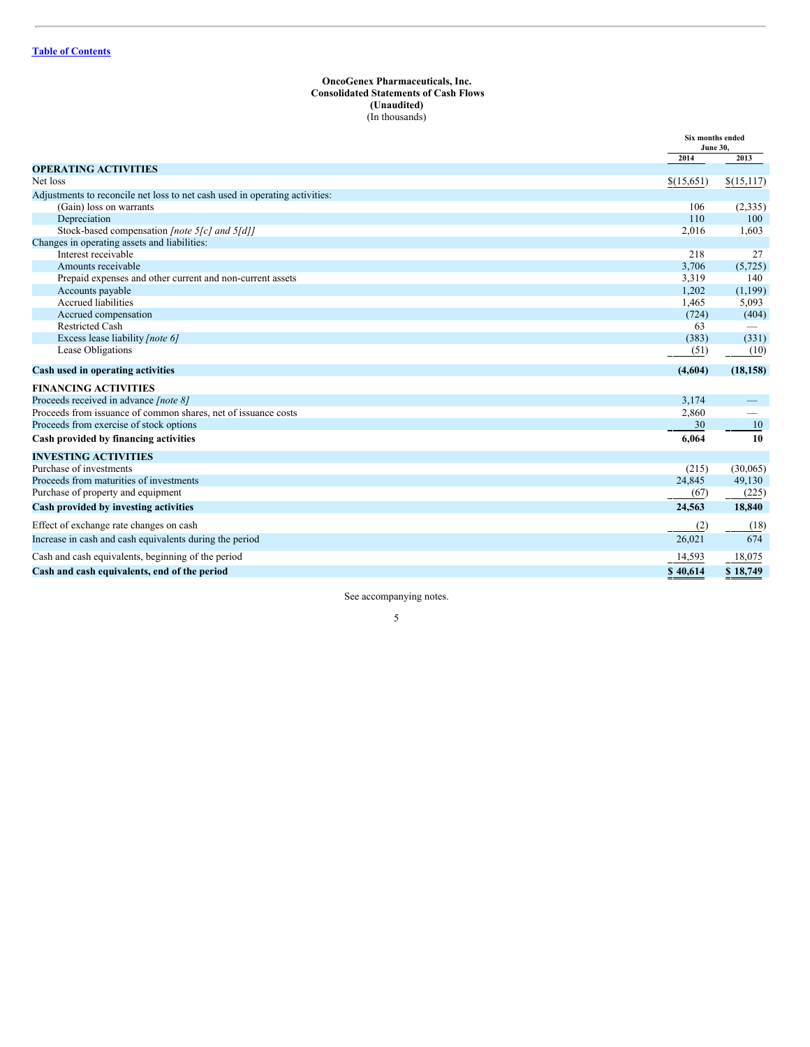Table of Contents

**OncoGenex Pharmaceuticals, Inc.**
**Consolidated Statements of Cash Flows**
**(Unaudited)**
(In thousands)

| | Six months ended June 30, | |
|---|---|---|
| | 2014 | 2013 |
| **OPERATING ACTIVITIES** | | |
| Net loss | $(15,651) | $(15,117) |
| Adjustments to reconcile net loss to net cash used in operating activities: | | |
| (Gain) loss on warrants | 106 | (2,335) |
| Depreciation | 110 | 100 |
| Stock-based compensation *[note 5[c] and 5[d]]* | 2,016 | 1,603 |
| Changes in operating assets and liabilities: | | |
| Interest receivable | 218 | 27 |
| Amounts receivable | 3,706 | (5,725) |
| Prepaid expenses and other current and non-current assets | 3,319 | 140 |
| Accounts payable | 1,202 | (1,199) |
| Accrued liabilities | 1,465 | 5,093 |
| Accrued compensation | (724) | (404) |
| Restricted Cash | 63 | — |
| Excess lease liability *[note 6]* | (383) | (331) |
| Lease Obligations | (51) | (10) |
| **Cash used in operating activities** | **(4,604)** | **(18,158)** |
| **FINANCING ACTIVITIES** | | |
| Proceeds received in advance *[note 8]* | 3,174 | — |
| Proceeds from issuance of common shares, net of issuance costs | 2,860 | — |
| Proceeds from exercise of stock options | 30 | 10 |
| **Cash provided by financing activities** | **6,064** | **10** |
| **INVESTING ACTIVITIES** | | |
| Purchase of investments | (215) | (30,065) |
| Proceeds from maturities of investments | 24,845 | 49,130 |
| Purchase of property and equipment | (67) | (225) |
| **Cash provided by investing activities** | **24,563** | **18,840** |
| Effect of exchange rate changes on cash | (2) | (18) |
| Increase in cash and cash equivalents during the period | 26,021 | 674 |
| Cash and cash equivalents, beginning of the period | 14,593 | 18,075 |
| **Cash and cash equivalents, end of the period** | **$ 40,614** | **$ 18,749** |

See accompanying notes.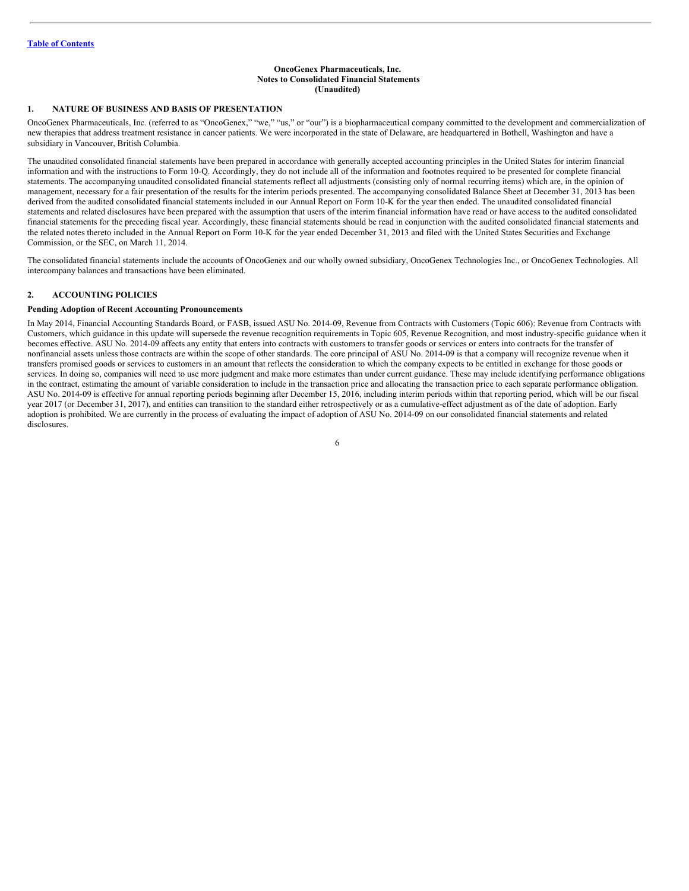**OncoGenex Pharmaceuticals, Inc.**
**Notes to Consolidated Financial Statements**
**(Unaudited)**

## 1. NATURE OF BUSINESS AND BASIS OF PRESENTATION

OncoGenex Pharmaceuticals, Inc. (referred to as "OncoGenex," "we," "us," or "our") is a biopharmaceutical company committed to the development and commercialization of new therapies that address treatment resistance in cancer patients. We were incorporated in the state of Delaware, are headquartered in Bothell, Washington and have a subsidiary in Vancouver, British Columbia.

The unaudited consolidated financial statements have been prepared in accordance with generally accepted accounting principles in the United States for interim financial information and with the instructions to Form 10-Q. Accordingly, they do not include all of the information and footnotes required to be presented for complete financial statements. The accompanying unaudited consolidated financial statements reflect all adjustments (consisting only of normal recurring items) which are, in the opinion of management, necessary for a fair presentation of the results for the interim periods presented. The accompanying consolidated Balance Sheet at December 31, 2013 has been derived from the audited consolidated financial statements included in our Annual Report on Form 10-K for the year then ended. The unaudited consolidated financial statements and related disclosures have been prepared with the assumption that users of the interim financial information have read or have access to the audited consolidated financial statements for the preceding fiscal year. Accordingly, these financial statements should be read in conjunction with the audited consolidated financial statements and the related notes thereto included in the Annual Report on Form 10-K for the year ended December 31, 2013 and filed with the United States Securities and Exchange Commission, or the SEC, on March 11, 2014.

The consolidated financial statements include the accounts of OncoGenex and our wholly owned subsidiary, OncoGenex Technologies Inc., or OncoGenex Technologies. All intercompany balances and transactions have been eliminated.

## 2. ACCOUNTING POLICIES

### Pending Adoption of Recent Accounting Pronouncements

In May 2014, Financial Accounting Standards Board, or FASB, issued ASU No. 2014-09, Revenue from Contracts with Customers (Topic 606): Revenue from Contracts with Customers, which guidance in this update will supersede the revenue recognition requirements in Topic 605, Revenue Recognition, and most industry-specific guidance when it becomes effective. ASU No. 2014-09 affects any entity that enters into contracts with customers to transfer goods or services or enters into contracts for the transfer of nonfinancial assets unless those contracts are within the scope of other standards. The core principal of ASU No. 2014-09 is that a company will recognize revenue when it transfers promised goods or services to customers in an amount that reflects the consideration to which the company expects to be entitled in exchange for those goods or services. In doing so, companies will need to use more judgment and make more estimates than under current guidance. These may include identifying performance obligations in the contract, estimating the amount of variable consideration to include in the transaction price and allocating the transaction price to each separate performance obligation. ASU No. 2014-09 is effective for annual reporting periods beginning after December 15, 2016, including interim periods within that reporting period, which will be our fiscal year 2017 (or December 31, 2017), and entities can transition to the standard either retrospectively or as a cumulative-effect adjustment as of the date of adoption. Early adoption is prohibited. We are currently in the process of evaluating the impact of adoption of ASU No. 2014-09 on our consolidated financial statements and related disclosures.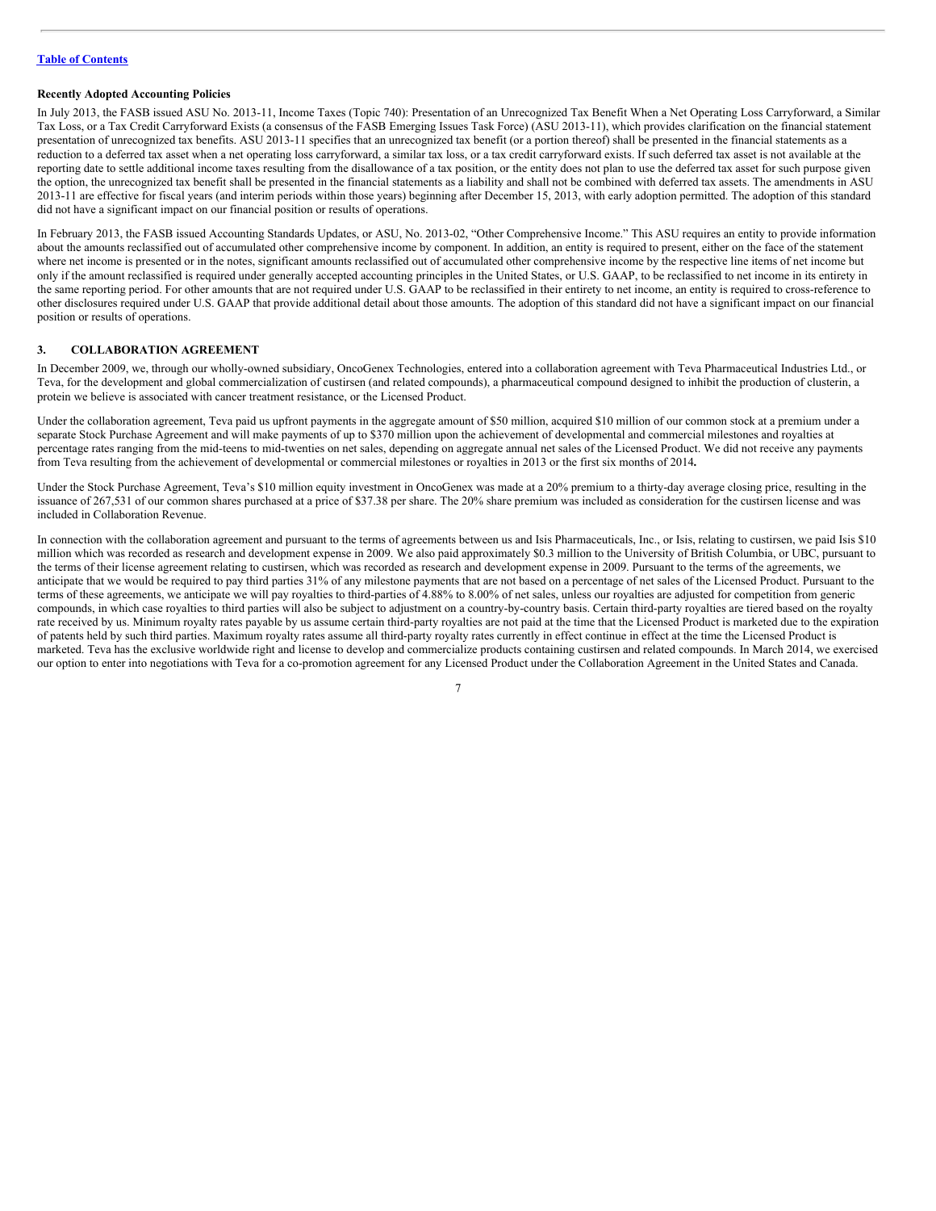**Recently Adopted Accounting Policies**

In July 2013, the FASB issued ASU No. 2013-11, Income Taxes (Topic 740): Presentation of an Unrecognized Tax Benefit When a Net Operating Loss Carryforward, a Similar Tax Loss, or a Tax Credit Carryforward Exists (a consensus of the FASB Emerging Issues Task Force) (ASU 2013-11), which provides clarification on the financial statement presentation of unrecognized tax benefits. ASU 2013-11 specifies that an unrecognized tax benefit (or a portion thereof) shall be presented in the financial statements as a reduction to a deferred tax asset when a net operating loss carryforward, a similar tax loss, or a tax credit carryforward exists. If such deferred tax asset is not available at the reporting date to settle additional income taxes resulting from the disallowance of a tax position, or the entity does not plan to use the deferred tax asset for such purpose given the option, the unrecognized tax benefit shall be presented in the financial statements as a liability and shall not be combined with deferred tax assets. The amendments in ASU 2013-11 are effective for fiscal years (and interim periods within those years) beginning after December 15, 2013, with early adoption permitted. The adoption of this standard did not have a significant impact on our financial position or results of operations.

In February 2013, the FASB issued Accounting Standards Updates, or ASU, No. 2013-02, "Other Comprehensive Income." This ASU requires an entity to provide information about the amounts reclassified out of accumulated other comprehensive income by component. In addition, an entity is required to present, either on the face of the statement where net income is presented or in the notes, significant amounts reclassified out of accumulated other comprehensive income by the respective line items of net income but only if the amount reclassified is required under generally accepted accounting principles in the United States, or U.S. GAAP, to be reclassified to net income in its entirety in the same reporting period. For other amounts that are not required under U.S. GAAP to be reclassified in their entirety to net income, an entity is required to cross-reference to other disclosures required under U.S. GAAP that provide additional detail about those amounts. The adoption of this standard did not have a significant impact on our financial position or results of operations.

## 3. COLLABORATION AGREEMENT

In December 2009, we, through our wholly-owned subsidiary, OncoGenex Technologies, entered into a collaboration agreement with Teva Pharmaceutical Industries Ltd., or Teva, for the development and global commercialization of custirsen (and related compounds), a pharmaceutical compound designed to inhibit the production of clusterin, a protein we believe is associated with cancer treatment resistance, or the Licensed Product.

Under the collaboration agreement, Teva paid us upfront payments in the aggregate amount of $50 million, acquired $10 million of our common stock at a premium under a separate Stock Purchase Agreement and will make payments of up to $370 million upon the achievement of developmental and commercial milestones and royalties at percentage rates ranging from the mid-teens to mid-twenties on net sales, depending on aggregate annual net sales of the Licensed Product. We did not receive any payments from Teva resulting from the achievement of developmental or commercial milestones or royalties in 2013 or the first six months of 2014**.**

Under the Stock Purchase Agreement, Teva's $10 million equity investment in OncoGenex was made at a 20% premium to a thirty-day average closing price, resulting in the issuance of 267,531 of our common shares purchased at a price of $37.38 per share. The 20% share premium was included as consideration for the custirsen license and was included in Collaboration Revenue.

In connection with the collaboration agreement and pursuant to the terms of agreements between us and Isis Pharmaceuticals, Inc., or Isis, relating to custirsen, we paid Isis $10 million which was recorded as research and development expense in 2009. We also paid approximately $0.3 million to the University of British Columbia, or UBC, pursuant to the terms of their license agreement relating to custirsen, which was recorded as research and development expense in 2009. Pursuant to the terms of the agreements, we anticipate that we would be required to pay third parties 31% of any milestone payments that are not based on a percentage of net sales of the Licensed Product. Pursuant to the terms of these agreements, we anticipate we will pay royalties to third-parties of 4.88% to 8.00% of net sales, unless our royalties are adjusted for competition from generic compounds, in which case royalties to third parties will also be subject to adjustment on a country-by-country basis. Certain third-party royalties are tiered based on the royalty rate received by us. Minimum royalty rates payable by us assume certain third-party royalties are not paid at the time that the Licensed Product is marketed due to the expiration of patents held by such third parties. Maximum royalty rates assume all third-party royalty rates currently in effect continue in effect at the time the Licensed Product is marketed. Teva has the exclusive worldwide right and license to develop and commercialize products containing custirsen and related compounds. In March 2014, we exercised our option to enter into negotiations with Teva for a co-promotion agreement for any Licensed Product under the Collaboration Agreement in the United States and Canada.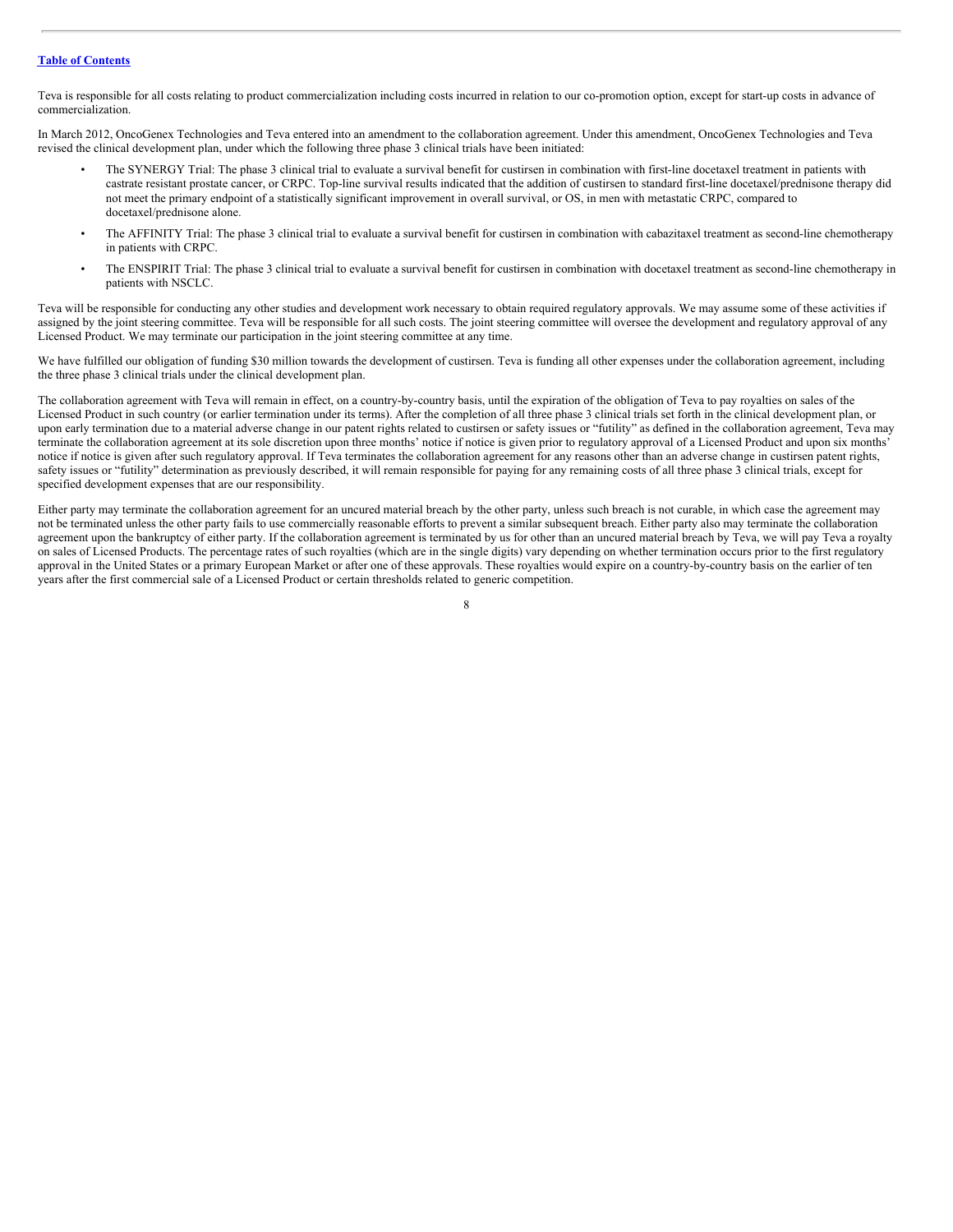Teva is responsible for all costs relating to product commercialization including costs incurred in relation to our co-promotion option, except for start-up costs in advance of commercialization.

In March 2012, OncoGenex Technologies and Teva entered into an amendment to the collaboration agreement. Under this amendment, OncoGenex Technologies and Teva revised the clinical development plan, under which the following three phase 3 clinical trials have been initiated:

- The SYNERGY Trial: The phase 3 clinical trial to evaluate a survival benefit for custirsen in combination with first-line docetaxel treatment in patients with castrate resistant prostate cancer, or CRPC. Top-line survival results indicated that the addition of custirsen to standard first-line docetaxel/prednisone therapy did not meet the primary endpoint of a statistically significant improvement in overall survival, or OS, in men with metastatic CRPC, compared to docetaxel/prednisone alone.
- The AFFINITY Trial: The phase 3 clinical trial to evaluate a survival benefit for custirsen in combination with cabazitaxel treatment as second-line chemotherapy in patients with CRPC.
- The ENSPIRIT Trial: The phase 3 clinical trial to evaluate a survival benefit for custirsen in combination with docetaxel treatment as second-line chemotherapy in patients with NSCLC.

Teva will be responsible for conducting any other studies and development work necessary to obtain required regulatory approvals. We may assume some of these activities if assigned by the joint steering committee. Teva will be responsible for all such costs. The joint steering committee will oversee the development and regulatory approval of any Licensed Product. We may terminate our participation in the joint steering committee at any time.

We have fulfilled our obligation of funding $30 million towards the development of custirsen. Teva is funding all other expenses under the collaboration agreement, including the three phase 3 clinical trials under the clinical development plan.

The collaboration agreement with Teva will remain in effect, on a country-by-country basis, until the expiration of the obligation of Teva to pay royalties on sales of the Licensed Product in such country (or earlier termination under its terms). After the completion of all three phase 3 clinical trials set forth in the clinical development plan, or upon early termination due to a material adverse change in our patent rights related to custirsen or safety issues or "futility" as defined in the collaboration agreement, Teva may terminate the collaboration agreement at its sole discretion upon three months' notice if notice is given prior to regulatory approval of a Licensed Product and upon six months' notice if notice is given after such regulatory approval. If Teva terminates the collaboration agreement for any reasons other than an adverse change in custirsen patent rights, safety issues or "futility" determination as previously described, it will remain responsible for paying for any remaining costs of all three phase 3 clinical trials, except for specified development expenses that are our responsibility.

Either party may terminate the collaboration agreement for an uncured material breach by the other party, unless such breach is not curable, in which case the agreement may not be terminated unless the other party fails to use commercially reasonable efforts to prevent a similar subsequent breach. Either party also may terminate the collaboration agreement upon the bankruptcy of either party. If the collaboration agreement is terminated by us for other than an uncured material breach by Teva, we will pay Teva a royalty on sales of Licensed Products. The percentage rates of such royalties (which are in the single digits) vary depending on whether termination occurs prior to the first regulatory approval in the United States or a primary European Market or after one of these approvals. These royalties would expire on a country-by-country basis on the earlier of ten years after the first commercial sale of a Licensed Product or certain thresholds related to generic competition.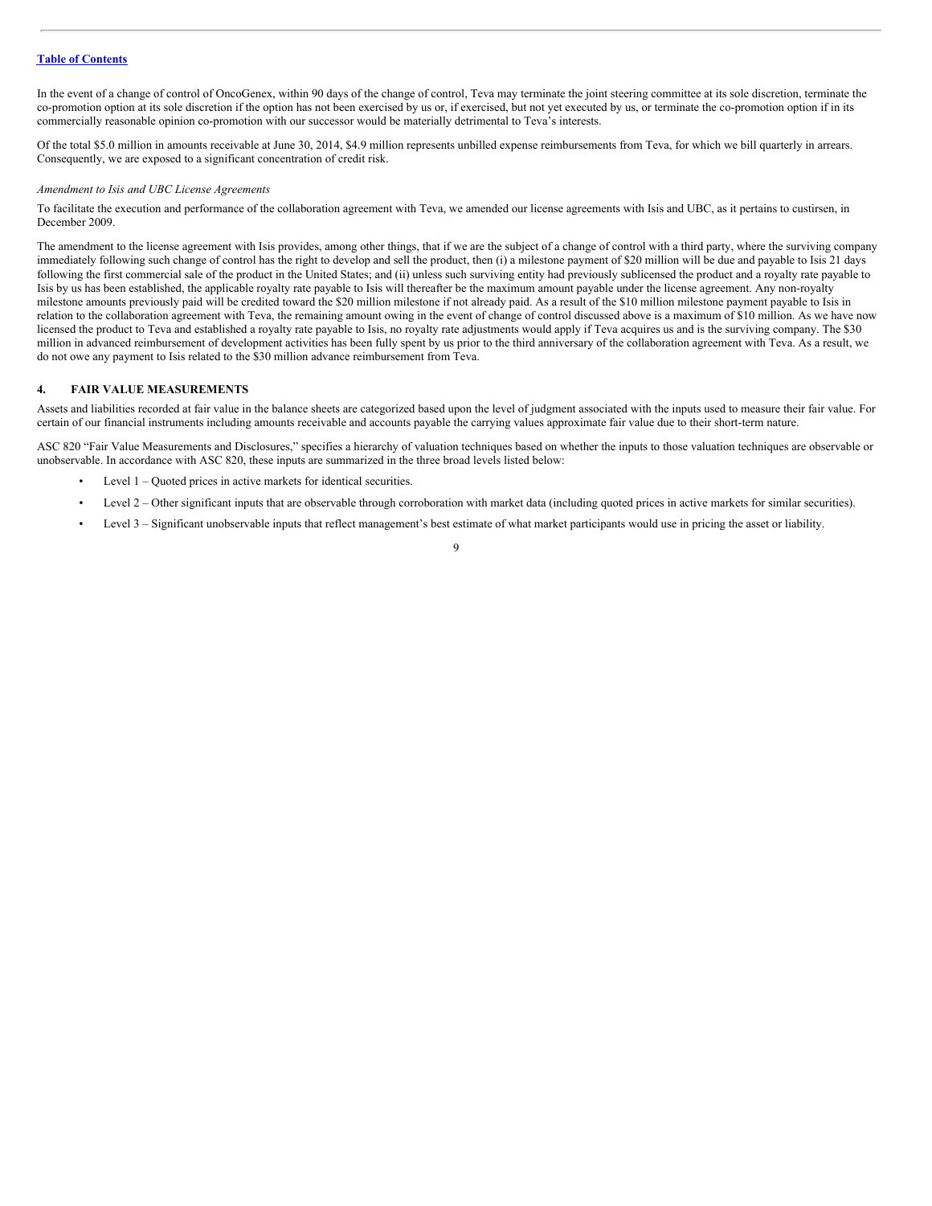In the event of a change of control of OncoGenex, within 90 days of the change of control, Teva may terminate the joint steering committee at its sole discretion, terminate the co-promotion option at its sole discretion if the option has not been exercised by us or, if exercised, but not yet executed by us, or terminate the co-promotion option if in its commercially reasonable opinion co-promotion with our successor would be materially detrimental to Teva's interests.

Of the total $5.0 million in amounts receivable at June 30, 2014, $4.9 million represents unbilled expense reimbursements from Teva, for which we bill quarterly in arrears. Consequently, we are exposed to a significant concentration of credit risk.

*Amendment to Isis and UBC License Agreements*

To facilitate the execution and performance of the collaboration agreement with Teva, we amended our license agreements with Isis and UBC, as it pertains to custirsen, in December 2009.

The amendment to the license agreement with Isis provides, among other things, that if we are the subject of a change of control with a third party, where the surviving company immediately following such change of control has the right to develop and sell the product, then (i) a milestone payment of $20 million will be due and payable to Isis 21 days following the first commercial sale of the product in the United States; and (ii) unless such surviving entity had previously sublicensed the product and a royalty rate payable to Isis by us has been established, the applicable royalty rate payable to Isis will thereafter be the maximum amount payable under the license agreement. Any non-royalty milestone amounts previously paid will be credited toward the $20 million milestone if not already paid. As a result of the $10 million milestone payment payable to Isis in relation to the collaboration agreement with Teva, the remaining amount owing in the event of change of control discussed above is a maximum of $10 million. As we have now licensed the product to Teva and established a royalty rate payable to Isis, no royalty rate adjustments would apply if Teva acquires us and is the surviving company. The $30 million in advanced reimbursement of development activities has been fully spent by us prior to the third anniversary of the collaboration agreement with Teva. As a result, we do not owe any payment to Isis related to the $30 million advance reimbursement from Teva.

## 4. FAIR VALUE MEASUREMENTS

Assets and liabilities recorded at fair value in the balance sheets are categorized based upon the level of judgment associated with the inputs used to measure their fair value. For certain of our financial instruments including amounts receivable and accounts payable the carrying values approximate fair value due to their short-term nature.

ASC 820 "Fair Value Measurements and Disclosures," specifies a hierarchy of valuation techniques based on whether the inputs to those valuation techniques are observable or unobservable. In accordance with ASC 820, these inputs are summarized in the three broad levels listed below:

- Level 1 – Quoted prices in active markets for identical securities.
- Level 2 – Other significant inputs that are observable through corroboration with market data (including quoted prices in active markets for similar securities).
- Level 3 – Significant unobservable inputs that reflect management's best estimate of what market participants would use in pricing the asset or liability.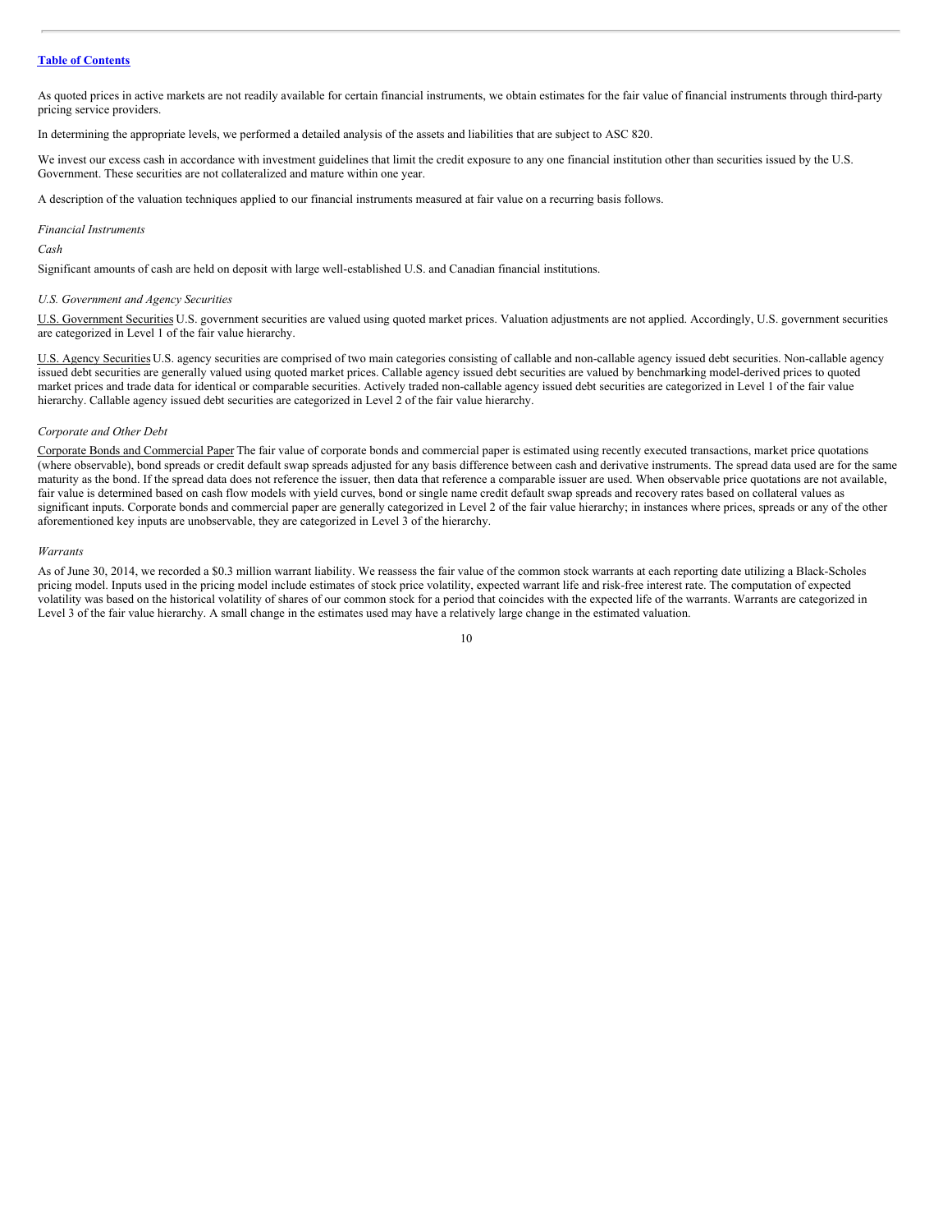As quoted prices in active markets are not readily available for certain financial instruments, we obtain estimates for the fair value of financial instruments through third-party pricing service providers.

In determining the appropriate levels, we performed a detailed analysis of the assets and liabilities that are subject to ASC 820.

We invest our excess cash in accordance with investment guidelines that limit the credit exposure to any one financial institution other than securities issued by the U.S. Government. These securities are not collateralized and mature within one year.

A description of the valuation techniques applied to our financial instruments measured at fair value on a recurring basis follows.

*Financial Instruments*

*Cash*

Significant amounts of cash are held on deposit with large well-established U.S. and Canadian financial institutions.

*U.S. Government and Agency Securities*

U.S. Government Securities U.S. government securities are valued using quoted market prices. Valuation adjustments are not applied. Accordingly, U.S. government securities are categorized in Level 1 of the fair value hierarchy.

U.S. Agency Securities U.S. agency securities are comprised of two main categories consisting of callable and non-callable agency issued debt securities. Non-callable agency issued debt securities are generally valued using quoted market prices. Callable agency issued debt securities are valued by benchmarking model-derived prices to quoted market prices and trade data for identical or comparable securities. Actively traded non-callable agency issued debt securities are categorized in Level 1 of the fair value hierarchy. Callable agency issued debt securities are categorized in Level 2 of the fair value hierarchy.

*Corporate and Other Debt*

Corporate Bonds and Commercial Paper The fair value of corporate bonds and commercial paper is estimated using recently executed transactions, market price quotations (where observable), bond spreads or credit default swap spreads adjusted for any basis difference between cash and derivative instruments. The spread data used are for the same maturity as the bond. If the spread data does not reference the issuer, then data that reference a comparable issuer are used. When observable price quotations are not available, fair value is determined based on cash flow models with yield curves, bond or single name credit default swap spreads and recovery rates based on collateral values as significant inputs. Corporate bonds and commercial paper are generally categorized in Level 2 of the fair value hierarchy; in instances where prices, spreads or any of the other aforementioned key inputs are unobservable, they are categorized in Level 3 of the hierarchy.

*Warrants*

As of June 30, 2014, we recorded a $0.3 million warrant liability. We reassess the fair value of the common stock warrants at each reporting date utilizing a Black-Scholes pricing model. Inputs used in the pricing model include estimates of stock price volatility, expected warrant life and risk-free interest rate. The computation of expected volatility was based on the historical volatility of shares of our common stock for a period that coincides with the expected life of the warrants. Warrants are categorized in Level 3 of the fair value hierarchy. A small change in the estimates used may have a relatively large change in the estimated valuation.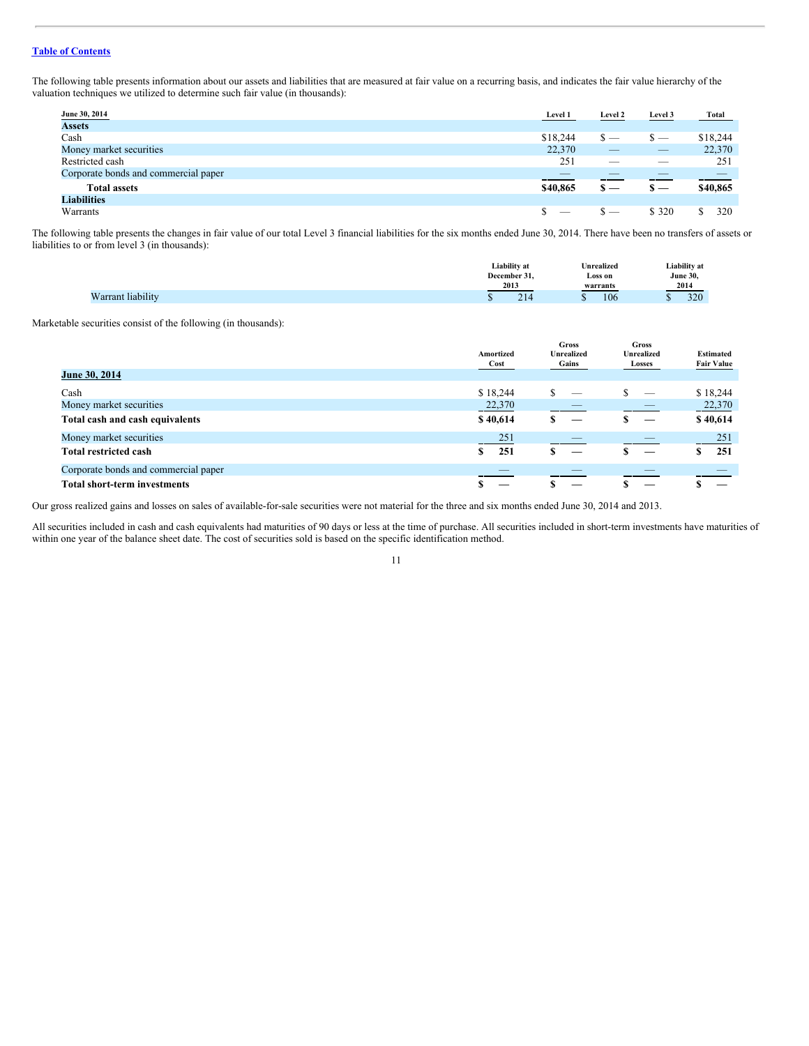The following table presents information about our assets and liabilities that are measured at fair value on a recurring basis, and indicates the fair value hierarchy of the valuation techniques we utilized to determine such fair value (in thousands):

| June 30, 2014 | Level 1 | Level 2 | Level 3 | Total |
|---|---|---|---|---|
| **Assets** | | | | |
| Cash | $18,244 | $ — | $ — | $18,244 |
| Money market securities | 22,370 | — | — | 22,370 |
| Restricted cash | 251 | — | — | 251 |
| Corporate bonds and commercial paper | — | — | — | — |
| **Total assets** | **$40,865** | **$ —** | **$ —** | **$40,865** |
| **Liabilities** | | | | |
| Warrants | $ — | $ — | $ 320 | $ 320 |

The following table presents the changes in fair value of our total Level 3 financial liabilities for the six months ended June 30, 2014. There have been no transfers of assets or liabilities to or from level 3 (in thousands):

| | Liability at December 31, 2013 | Unrealized Loss on warrants | Liability at June 30, 2014 |
|---|---|---|---|
| Warrant liability | $ 214 | $ 106 | $ 320 |

Marketable securities consist of the following (in thousands):

| | Amortized Cost | Gross Unrealized Gains | Gross Unrealized Losses | Estimated Fair Value |
|---|---|---|---|---|
| **June 30, 2014** | | | | |
| Cash | $ 18,244 | $ — | $ — | $ 18,244 |
| Money market securities | 22,370 | — | — | 22,370 |
| **Total cash and cash equivalents** | **$ 40,614** | **$ —** | **$ —** | **$ 40,614** |
| Money market securities | 251 | — | — | 251 |
| **Total restricted cash** | **$ 251** | **$ —** | **$ —** | **$ 251** |
| Corporate bonds and commercial paper | — | — | — | — |
| **Total short-term investments** | **$ —** | **$ —** | **$ —** | **$ —** |

Our gross realized gains and losses on sales of available-for-sale securities were not material for the three and six months ended June 30, 2014 and 2013.

All securities included in cash and cash equivalents had maturities of 90 days or less at the time of purchase. All securities included in short-term investments have maturities of within one year of the balance sheet date. The cost of securities sold is based on the specific identification method.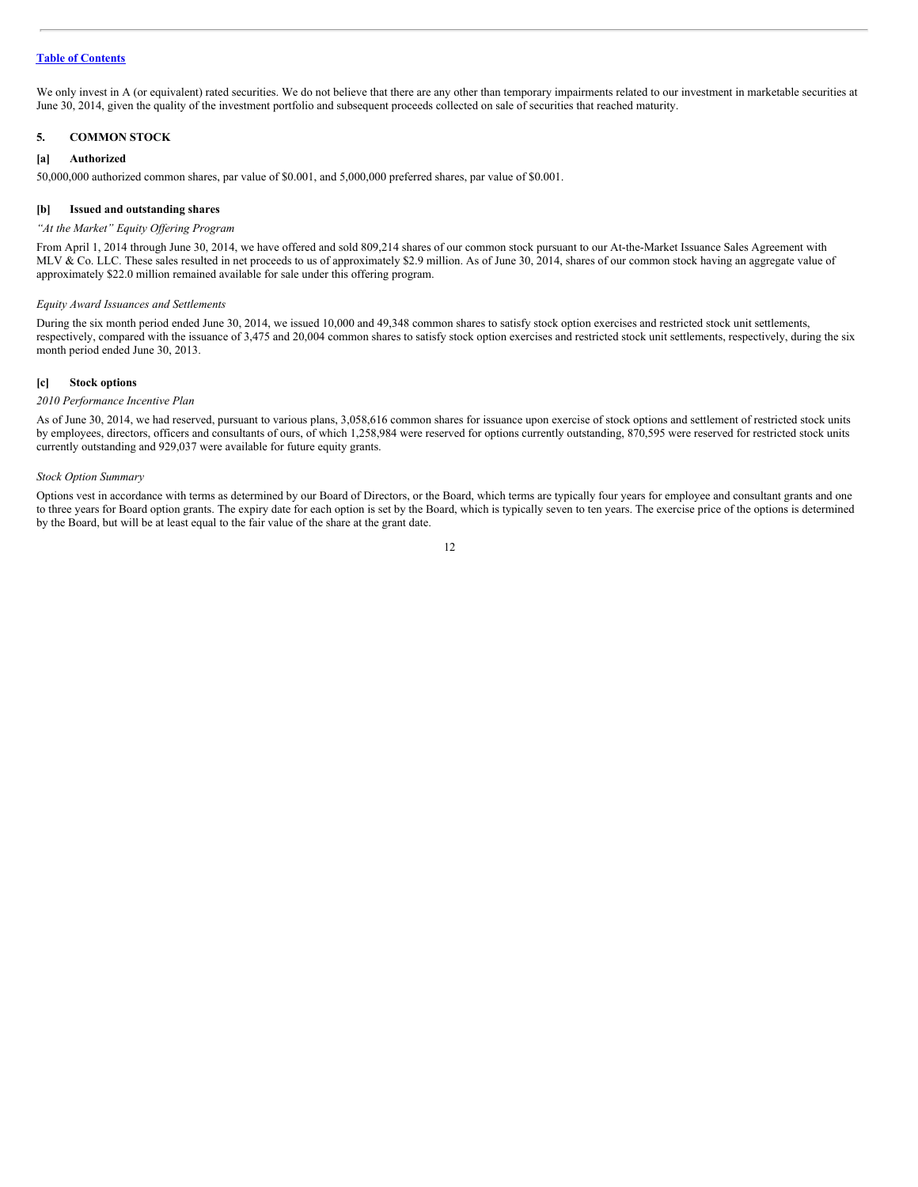We only invest in A (or equivalent) rated securities. We do not believe that there are any other than temporary impairments related to our investment in marketable securities at June 30, 2014, given the quality of the investment portfolio and subsequent proceeds collected on sale of securities that reached maturity.

## 5. COMMON STOCK

### [a] Authorized

50,000,000 authorized common shares, par value of $0.001, and 5,000,000 preferred shares, par value of $0.001.

### [b] Issued and outstanding shares

*"At the Market" Equity Offering Program*

From April 1, 2014 through June 30, 2014, we have offered and sold 809,214 shares of our common stock pursuant to our At-the-Market Issuance Sales Agreement with MLV & Co. LLC. These sales resulted in net proceeds to us of approximately $2.9 million. As of June 30, 2014, shares of our common stock having an aggregate value of approximately $22.0 million remained available for sale under this offering program.

*Equity Award Issuances and Settlements*

During the six month period ended June 30, 2014, we issued 10,000 and 49,348 common shares to satisfy stock option exercises and restricted stock unit settlements, respectively, compared with the issuance of 3,475 and 20,004 common shares to satisfy stock option exercises and restricted stock unit settlements, respectively, during the six month period ended June 30, 2013.

### [c] Stock options

*2010 Performance Incentive Plan*

As of June 30, 2014, we had reserved, pursuant to various plans, 3,058,616 common shares for issuance upon exercise of stock options and settlement of restricted stock units by employees, directors, officers and consultants of ours, of which 1,258,984 were reserved for options currently outstanding, 870,595 were reserved for restricted stock units currently outstanding and 929,037 were available for future equity grants.

*Stock Option Summary*

Options vest in accordance with terms as determined by our Board of Directors, or the Board, which terms are typically four years for employee and consultant grants and one to three years for Board option grants. The expiry date for each option is set by the Board, which is typically seven to ten years. The exercise price of the options is determined by the Board, but will be at least equal to the fair value of the share at the grant date.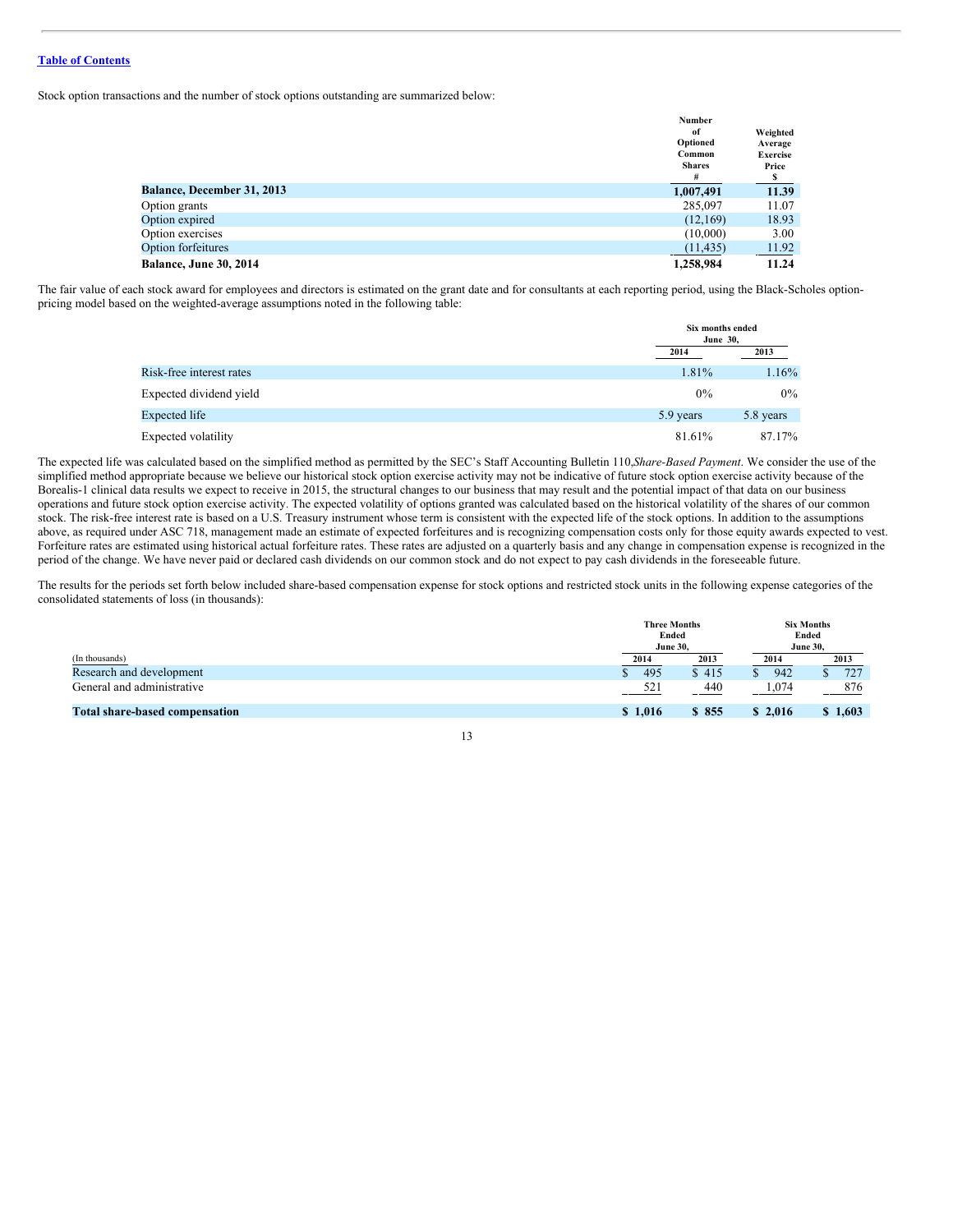Stock option transactions and the number of stock options outstanding are summarized below:

| | Number of Optioned Common Shares # | Weighted Average Exercise Price $ |
|---|---|---|
| **Balance, December 31, 2013** | **1,007,491** | **11.39** |
| Option grants | 285,097 | 11.07 |
| Option expired | (12,169) | 18.93 |
| Option exercises | (10,000) | 3.00 |
| Option forfeitures | (11,435) | 11.92 |
| **Balance, June 30, 2014** | **1,258,984** | **11.24** |

The fair value of each stock award for employees and directors is estimated on the grant date and for consultants at each reporting period, using the Black-Scholes option-pricing model based on the weighted-average assumptions noted in the following table:

| | Six months ended June 30, | |
|---|---|---|
| | 2014 | 2013 |
| Risk-free interest rates | 1.81% | 1.16% |
| Expected dividend yield | 0% | 0% |
| Expected life | 5.9 years | 5.8 years |
| Expected volatility | 81.61% | 87.17% |

The expected life was calculated based on the simplified method as permitted by the SEC's Staff Accounting Bulletin 110, *Share-Based Payment*. We consider the use of the simplified method appropriate because we believe our historical stock option exercise activity may not be indicative of future stock option exercise activity because of the Borealis-1 clinical data results we expect to receive in 2015, the structural changes to our business that may result and the potential impact of that data on our business operations and future stock option exercise activity. The expected volatility of options granted was calculated based on the historical volatility of the shares of our common stock. The risk-free interest rate is based on a U.S. Treasury instrument whose term is consistent with the expected life of the stock options. In addition to the assumptions above, as required under ASC 718, management made an estimate of expected forfeitures and is recognizing compensation costs only for those equity awards expected to vest. Forfeiture rates are estimated using historical actual forfeiture rates. These rates are adjusted on a quarterly basis and any change in compensation expense is recognized in the period of the change. We have never paid or declared cash dividends on our common stock and do not expect to pay cash dividends in the foreseeable future.

The results for the periods set forth below included share-based compensation expense for stock options and restricted stock units in the following expense categories of the consolidated statements of loss (in thousands):

| (In thousands) | Three Months Ended June 30, | | Six Months Ended June 30, | |
|---|---|---|---|---|
| | 2014 | 2013 | 2014 | 2013 |
| Research and development | $ 495 | $ 415 | $ 942 | $ 727 |
| General and administrative | 521 | 440 | 1,074 | 876 |
| **Total share-based compensation** | **$ 1,016** | **$ 855** | **$ 2,016** | **$ 1,603** |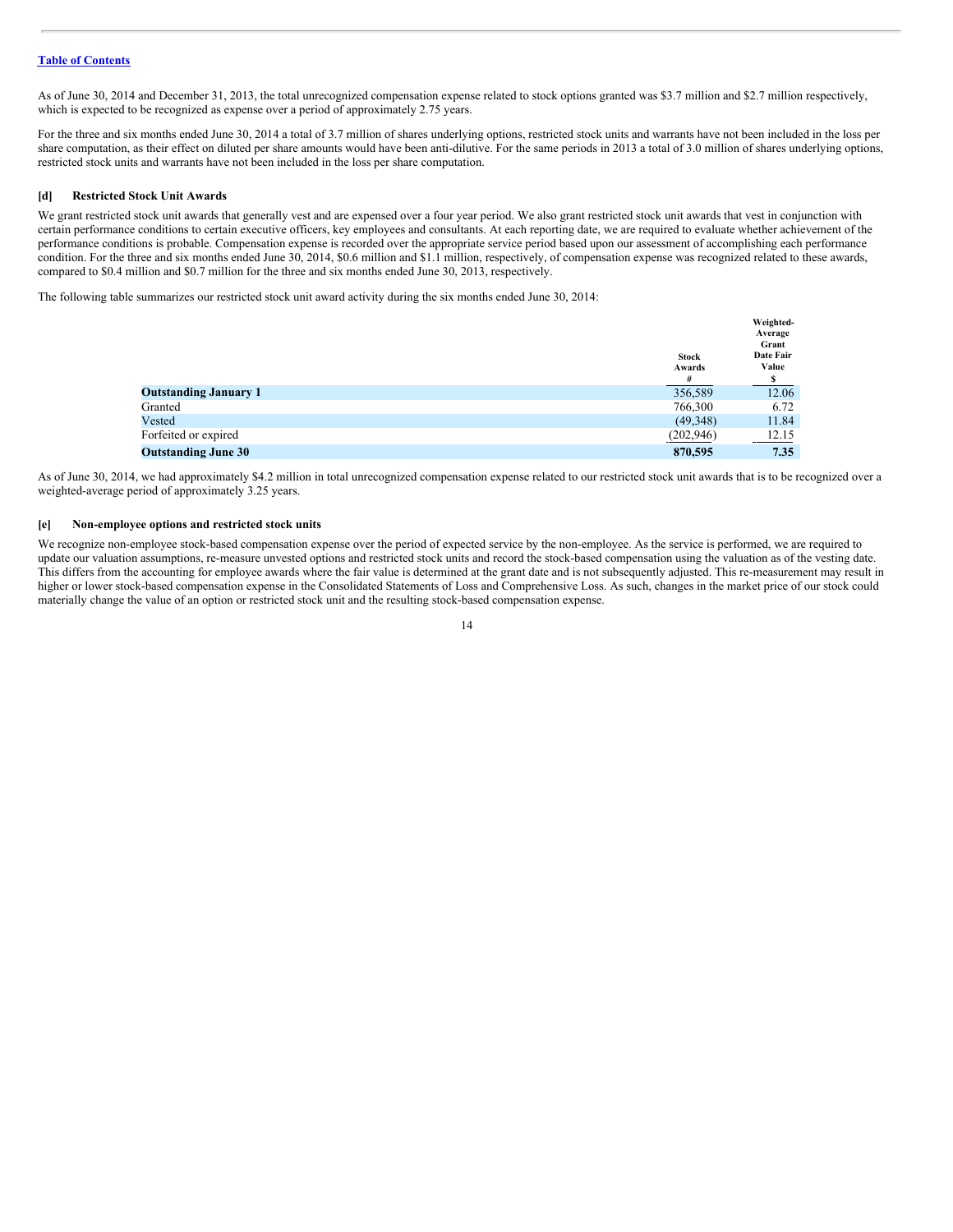As of June 30, 2014 and December 31, 2013, the total unrecognized compensation expense related to stock options granted was \$3.7 million and \$2.7 million respectively, which is expected to be recognized as expense over a period of approximately 2.75 years.

For the three and six months ended June 30, 2014 a total of 3.7 million of shares underlying options, restricted stock units and warrants have not been included in the loss per share computation, as their effect on diluted per share amounts would have been anti-dilutive. For the same periods in 2013 a total of 3.0 million of shares underlying options, restricted stock units and warrants have not been included in the loss per share computation.

### [d] Restricted Stock Unit Awards

We grant restricted stock unit awards that generally vest and are expensed over a four year period. We also grant restricted stock unit awards that vest in conjunction with certain performance conditions to certain executive officers, key employees and consultants. At each reporting date, we are required to evaluate whether achievement of the performance conditions is probable. Compensation expense is recorded over the appropriate service period based upon our assessment of accomplishing each performance condition. For the three and six months ended June 30, 2014, \$0.6 million and \$1.1 million, respectively, of compensation expense was recognized related to these awards, compared to \$0.4 million and \$0.7 million for the three and six months ended June 30, 2013, respectively.

The following table summarizes our restricted stock unit award activity during the six months ended June 30, 2014:

| | Stock Awards # | Weighted-Average Grant Date Fair Value \$ |
|---|---|---|
| **Outstanding January 1** | 356,589 | 12.06 |
| Granted | 766,300 | 6.72 |
| Vested | (49,348) | 11.84 |
| Forfeited or expired | (202,946) | 12.15 |
| **Outstanding June 30** | **870,595** | **7.35** |

As of June 30, 2014, we had approximately \$4.2 million in total unrecognized compensation expense related to our restricted stock unit awards that is to be recognized over a weighted-average period of approximately 3.25 years.

### [e] Non-employee options and restricted stock units

We recognize non-employee stock-based compensation expense over the period of expected service by the non-employee. As the service is performed, we are required to update our valuation assumptions, re-measure unvested options and restricted stock units and record the stock-based compensation using the valuation as of the vesting date. This differs from the accounting for employee awards where the fair value is determined at the grant date and is not subsequently adjusted. This re-measurement may result in higher or lower stock-based compensation expense in the Consolidated Statements of Loss and Comprehensive Loss. As such, changes in the market price of our stock could materially change the value of an option or restricted stock unit and the resulting stock-based compensation expense.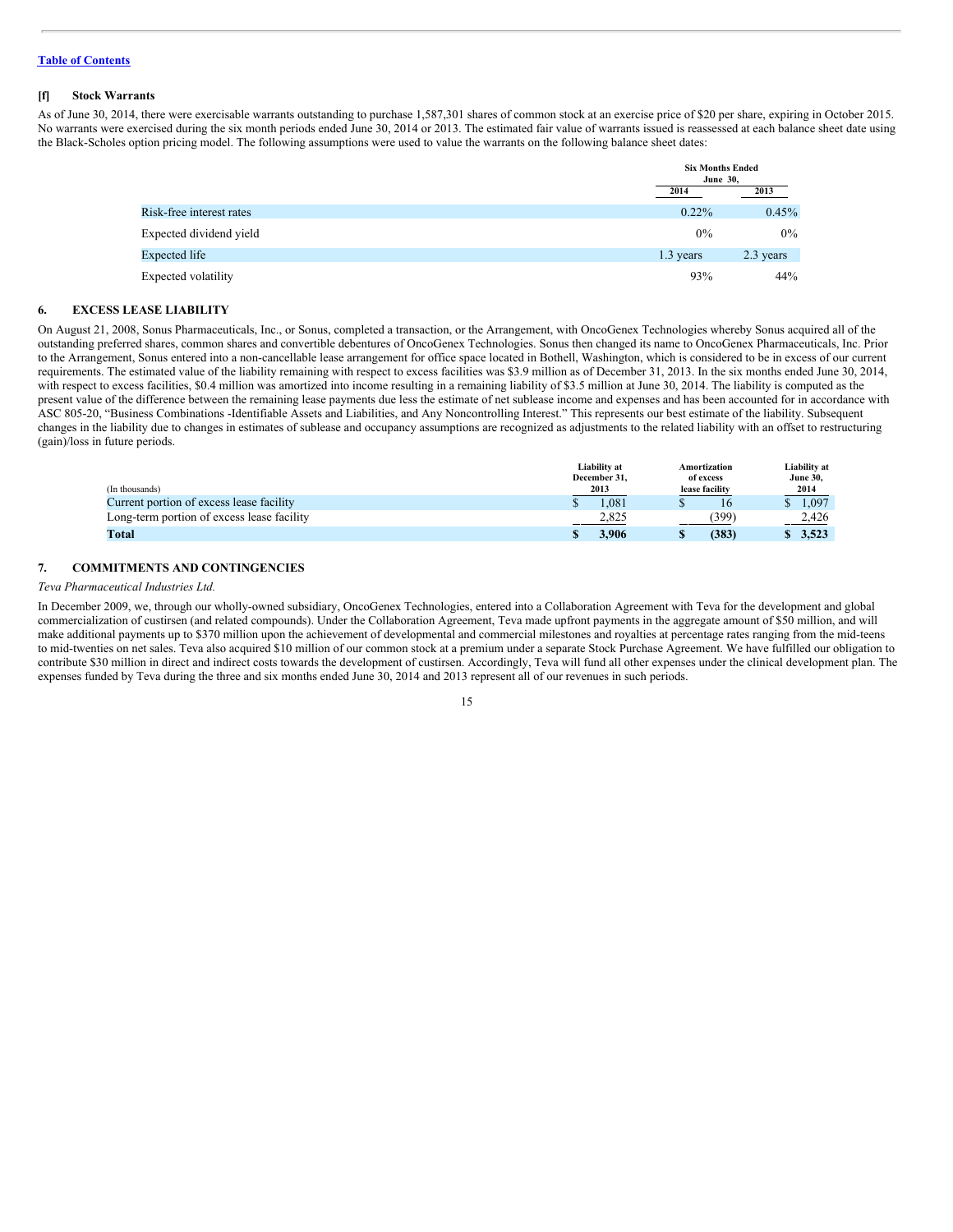[Table of Contents](#)

### [f] Stock Warrants

As of June 30, 2014, there were exercisable warrants outstanding to purchase 1,587,301 shares of common stock at an exercise price of $20 per share, expiring in October 2015. No warrants were exercised during the six month periods ended June 30, 2014 or 2013. The estimated fair value of warrants issued is reassessed at each balance sheet date using the Black-Scholes option pricing model. The following assumptions were used to value the warrants on the following balance sheet dates:

| | Six Months Ended June 30, | |
|---|---|---|
| | 2014 | 2013 |
| Risk-free interest rates | 0.22% | 0.45% |
| Expected dividend yield | 0% | 0% |
| Expected life | 1.3 years | 2.3 years |
| Expected volatility | 93% | 44% |

## 6. EXCESS LEASE LIABILITY

On August 21, 2008, Sonus Pharmaceuticals, Inc., or Sonus, completed a transaction, or the Arrangement, with OncoGenex Technologies whereby Sonus acquired all of the outstanding preferred shares, common shares and convertible debentures of OncoGenex Technologies. Sonus then changed its name to OncoGenex Pharmaceuticals, Inc. Prior to the Arrangement, Sonus entered into a non-cancellable lease arrangement for office space located in Bothell, Washington, which is considered to be in excess of our current requirements. The estimated value of the liability remaining with respect to excess facilities was $3.9 million as of December 31, 2013. In the six months ended June 30, 2014, with respect to excess facilities, $0.4 million was amortized into income resulting in a remaining liability of $3.5 million at June 30, 2014. The liability is computed as the present value of the difference between the remaining lease payments due less the estimate of net sublease income and expenses and has been accounted for in accordance with ASC 805-20, "Business Combinations -Identifiable Assets and Liabilities, and Any Noncontrolling Interest." This represents our best estimate of the liability. Subsequent changes in the liability due to changes in estimates of sublease and occupancy assumptions are recognized as adjustments to the related liability with an offset to restructuring (gain)/loss in future periods.

| (In thousands) | Liability at December 31, 2013 | Amortization of excess lease facility | Liability at June 30, 2014 |
|---|---|---|---|
| Current portion of excess lease facility | $ 1,081 | $ 16 | $ 1,097 |
| Long-term portion of excess lease facility | 2,825 | (399) | 2,426 |
| **Total** | **$ 3,906** | **$ (383)** | **$ 3,523** |

## 7. COMMITMENTS AND CONTINGENCIES

*Teva Pharmaceutical Industries Ltd.*

In December 2009, we, through our wholly-owned subsidiary, OncoGenex Technologies, entered into a Collaboration Agreement with Teva for the development and global commercialization of custirsen (and related compounds). Under the Collaboration Agreement, Teva made upfront payments in the aggregate amount of $50 million, and will make additional payments up to $370 million upon the achievement of developmental and commercial milestones and royalties at percentage rates ranging from the mid-teens to mid-twenties on net sales. Teva also acquired $10 million of our common stock at a premium under a separate Stock Purchase Agreement. We have fulfilled our obligation to contribute $30 million in direct and indirect costs towards the development of custirsen. Accordingly, Teva will fund all other expenses under the clinical development plan. The expenses funded by Teva during the three and six months ended June 30, 2014 and 2013 represent all of our revenues in such periods.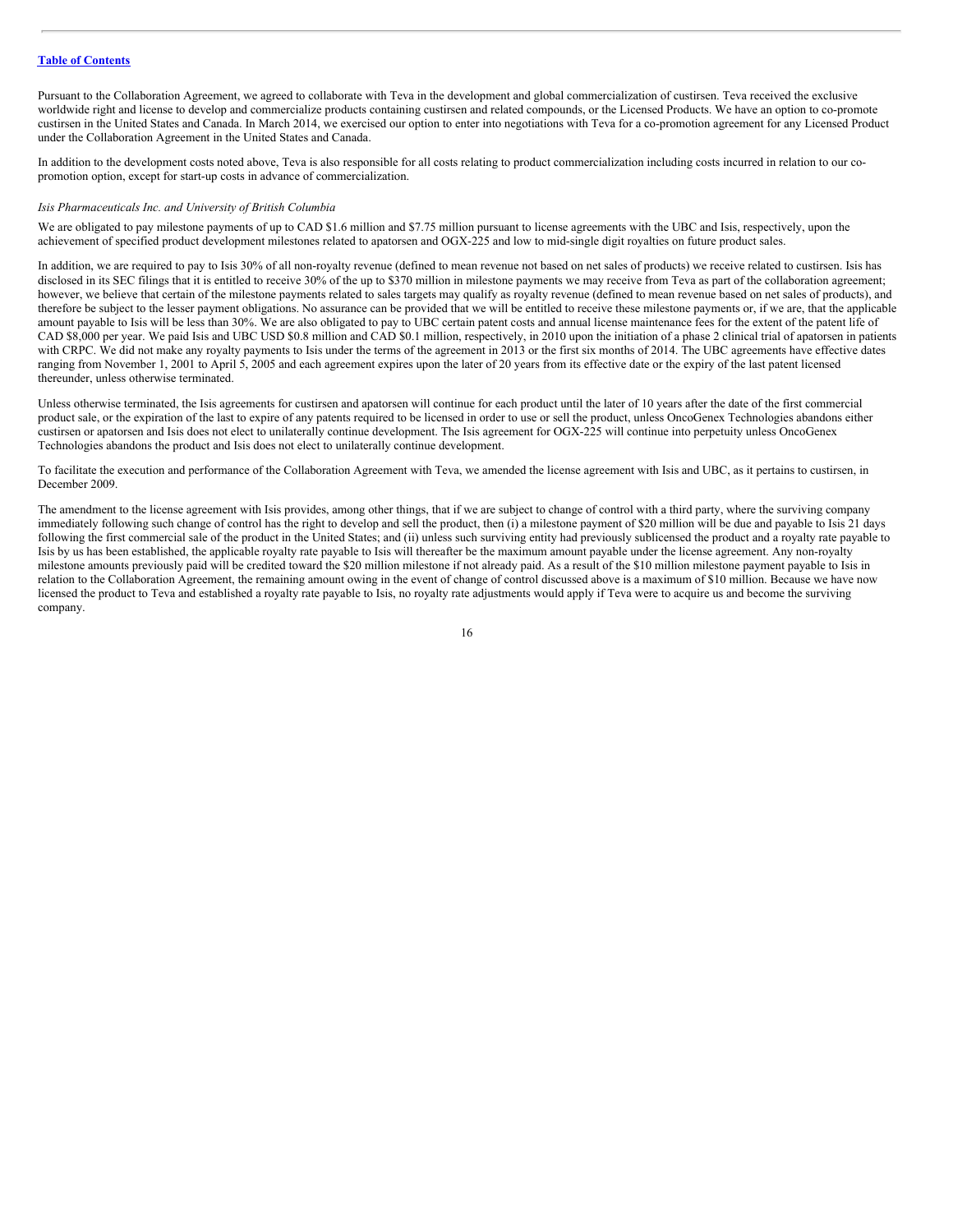Pursuant to the Collaboration Agreement, we agreed to collaborate with Teva in the development and global commercialization of custirsen. Teva received the exclusive worldwide right and license to develop and commercialize products containing custirsen and related compounds, or the Licensed Products. We have an option to co-promote custirsen in the United States and Canada. In March 2014, we exercised our option to enter into negotiations with Teva for a co-promotion agreement for any Licensed Product under the Collaboration Agreement in the United States and Canada.

In addition to the development costs noted above, Teva is also responsible for all costs relating to product commercialization including costs incurred in relation to our co-promotion option, except for start-up costs in advance of commercialization.

*Isis Pharmaceuticals Inc. and University of British Columbia*

We are obligated to pay milestone payments of up to CAD $1.6 million and $7.75 million pursuant to license agreements with the UBC and Isis, respectively, upon the achievement of specified product development milestones related to apatorsen and OGX-225 and low to mid-single digit royalties on future product sales.

In addition, we are required to pay to Isis 30% of all non-royalty revenue (defined to mean revenue not based on net sales of products) we receive related to custirsen. Isis has disclosed in its SEC filings that it is entitled to receive 30% of the up to $370 million in milestone payments we may receive from Teva as part of the collaboration agreement; however, we believe that certain of the milestone payments related to sales targets may qualify as royalty revenue (defined to mean revenue based on net sales of products), and therefore be subject to the lesser payment obligations. No assurance can be provided that we will be entitled to receive these milestone payments or, if we are, that the applicable amount payable to Isis will be less than 30%. We are also obligated to pay to UBC certain patent costs and annual license maintenance fees for the extent of the patent life of CAD $8,000 per year. We paid Isis and UBC USD $0.8 million and CAD $0.1 million, respectively, in 2010 upon the initiation of a phase 2 clinical trial of apatorsen in patients with CRPC. We did not make any royalty payments to Isis under the terms of the agreement in 2013 or the first six months of 2014. The UBC agreements have effective dates ranging from November 1, 2001 to April 5, 2005 and each agreement expires upon the later of 20 years from its effective date or the expiry of the last patent licensed thereunder, unless otherwise terminated.

Unless otherwise terminated, the Isis agreements for custirsen and apatorsen will continue for each product until the later of 10 years after the date of the first commercial product sale, or the expiration of the last to expire of any patents required to be licensed in order to use or sell the product, unless OncoGenex Technologies abandons either custirsen or apatorsen and Isis does not elect to unilaterally continue development. The Isis agreement for OGX-225 will continue into perpetuity unless OncoGenex Technologies abandons the product and Isis does not elect to unilaterally continue development.

To facilitate the execution and performance of the Collaboration Agreement with Teva, we amended the license agreement with Isis and UBC, as it pertains to custirsen, in December 2009.

The amendment to the license agreement with Isis provides, among other things, that if we are subject to change of control with a third party, where the surviving company immediately following such change of control has the right to develop and sell the product, then (i) a milestone payment of $20 million will be due and payable to Isis 21 days following the first commercial sale of the product in the United States; and (ii) unless such surviving entity had previously sublicensed the product and a royalty rate payable to Isis by us has been established, the applicable royalty rate payable to Isis will thereafter be the maximum amount payable under the license agreement. Any non-royalty milestone amounts previously paid will be credited toward the $20 million milestone if not already paid. As a result of the $10 million milestone payment payable to Isis in relation to the Collaboration Agreement, the remaining amount owing in the event of change of control discussed above is a maximum of $10 million. Because we have now licensed the product to Teva and established a royalty rate payable to Isis, no royalty rate adjustments would apply if Teva were to acquire us and become the surviving company.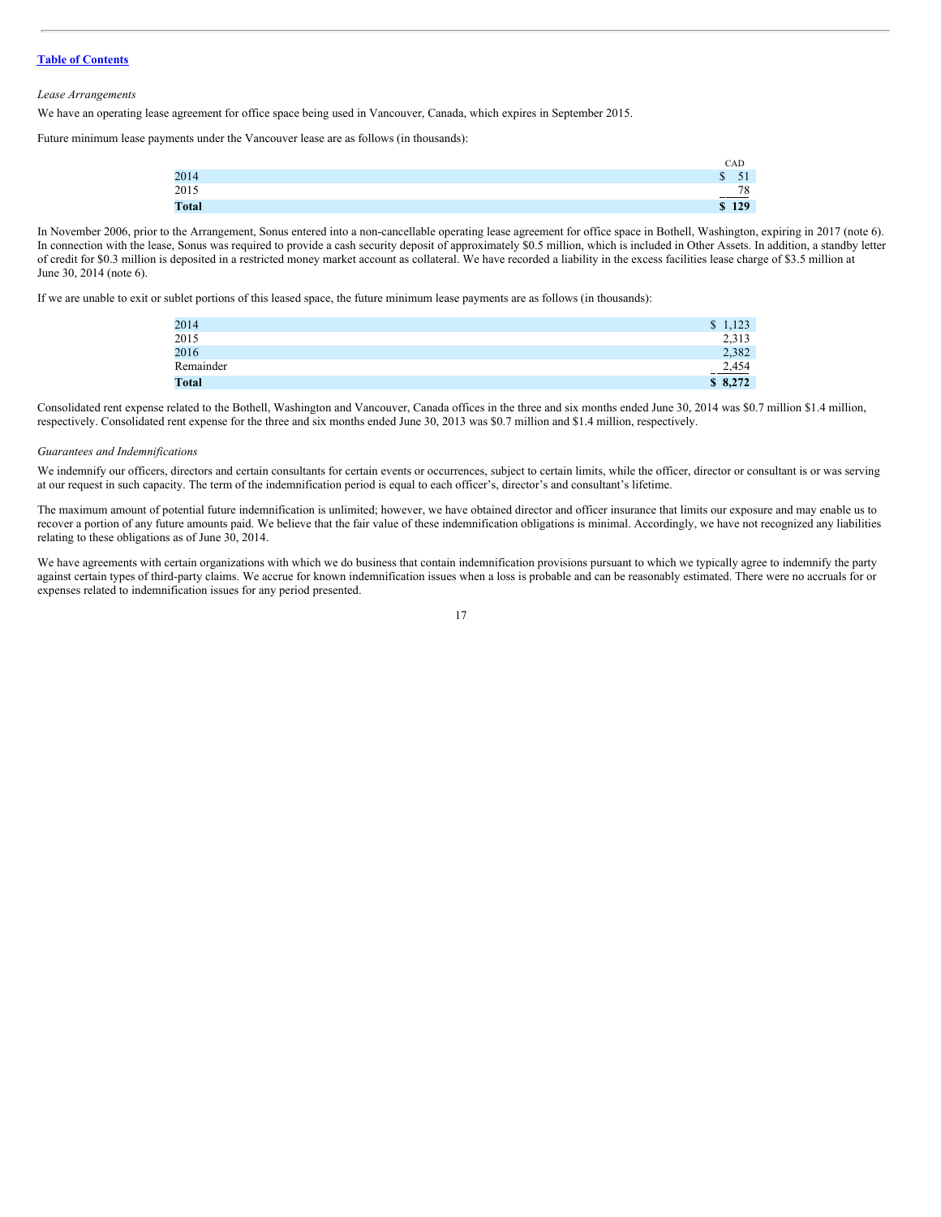[Table of Contents](#)

*Lease Arrangements*

We have an operating lease agreement for office space being used in Vancouver, Canada, which expires in September 2015.

Future minimum lease payments under the Vancouver lease are as follows (in thousands):

| | CAD |
|---|---|
| 2014 | $ 51 |
| 2015 | 78 |
| **Total** | **$ 129** |

In November 2006, prior to the Arrangement, Sonus entered into a non-cancellable operating lease agreement for office space in Bothell, Washington, expiring in 2017 (note 6). In connection with the lease, Sonus was required to provide a cash security deposit of approximately $0.5 million, which is included in Other Assets. In addition, a standby letter of credit for $0.3 million is deposited in a restricted money market account as collateral. We have recorded a liability in the excess facilities lease charge of $3.5 million at June 30, 2014 (note 6).

If we are unable to exit or sublet portions of this leased space, the future minimum lease payments are as follows (in thousands):

| | |
|---|---|
| 2014 | $ 1,123 |
| 2015 | 2,313 |
| 2016 | 2,382 |
| Remainder | 2,454 |
| **Total** | **$ 8,272** |

Consolidated rent expense related to the Bothell, Washington and Vancouver, Canada offices in the three and six months ended June 30, 2014 was $0.7 million $1.4 million, respectively. Consolidated rent expense for the three and six months ended June 30, 2013 was $0.7 million and $1.4 million, respectively.

*Guarantees and Indemnifications*

We indemnify our officers, directors and certain consultants for certain events or occurrences, subject to certain limits, while the officer, director or consultant is or was serving at our request in such capacity. The term of the indemnification period is equal to each officer's, director's and consultant's lifetime.

The maximum amount of potential future indemnification is unlimited; however, we have obtained director and officer insurance that limits our exposure and may enable us to recover a portion of any future amounts paid. We believe that the fair value of these indemnification obligations is minimal. Accordingly, we have not recognized any liabilities relating to these obligations as of June 30, 2014.

We have agreements with certain organizations with which we do business that contain indemnification provisions pursuant to which we typically agree to indemnify the party against certain types of third-party claims. We accrue for known indemnification issues when a loss is probable and can be reasonably estimated. There were no accruals for or expenses related to indemnification issues for any period presented.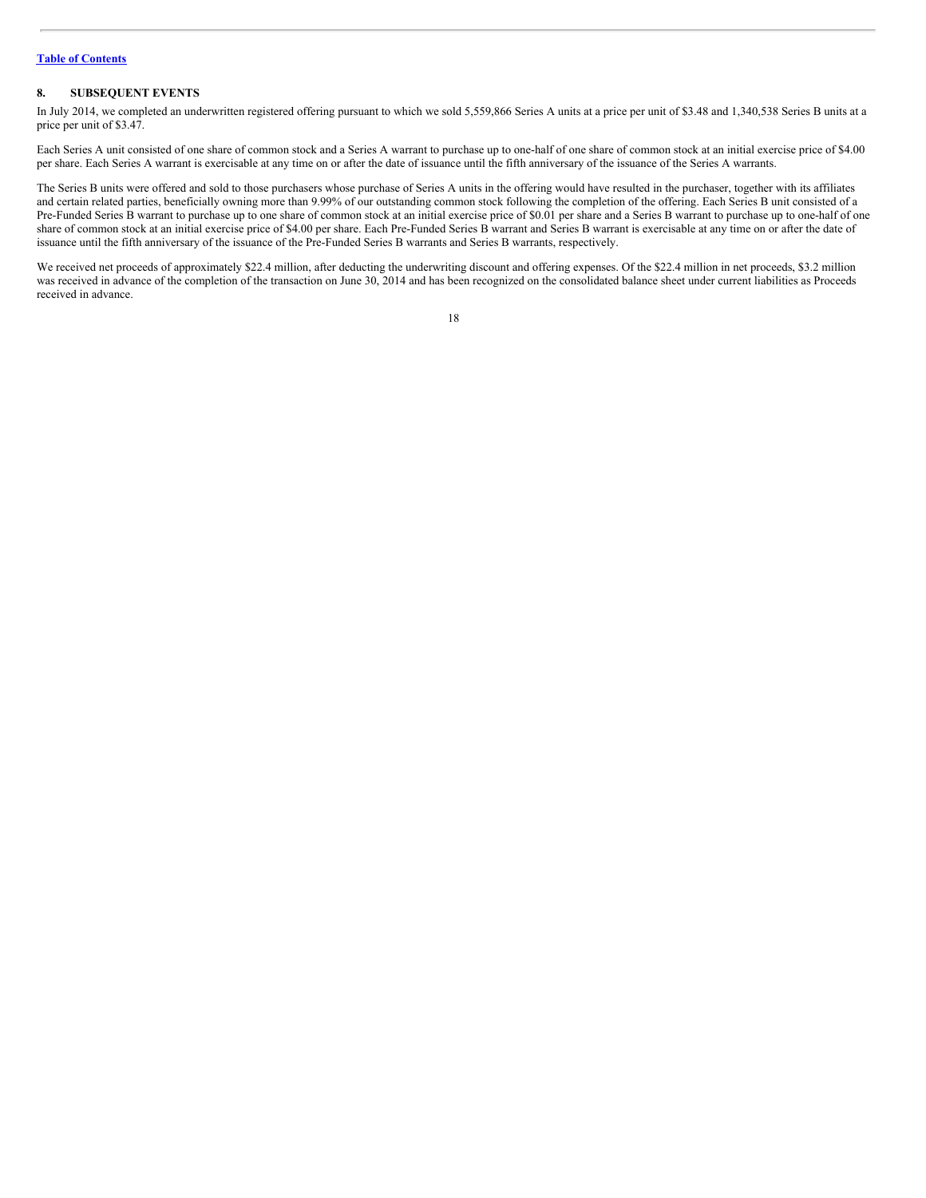## 8. SUBSEQUENT EVENTS

In July 2014, we completed an underwritten registered offering pursuant to which we sold 5,559,866 Series A units at a price per unit of $3.48 and 1,340,538 Series B units at a price per unit of $3.47.

Each Series A unit consisted of one share of common stock and a Series A warrant to purchase up to one-half of one share of common stock at an initial exercise price of $4.00 per share. Each Series A warrant is exercisable at any time on or after the date of issuance until the fifth anniversary of the issuance of the Series A warrants.

The Series B units were offered and sold to those purchasers whose purchase of Series A units in the offering would have resulted in the purchaser, together with its affiliates and certain related parties, beneficially owning more than 9.99% of our outstanding common stock following the completion of the offering. Each Series B unit consisted of a Pre-Funded Series B warrant to purchase up to one share of common stock at an initial exercise price of $0.01 per share and a Series B warrant to purchase up to one-half of one share of common stock at an initial exercise price of $4.00 per share. Each Pre-Funded Series B warrant and Series B warrant is exercisable at any time on or after the date of issuance until the fifth anniversary of the issuance of the Pre-Funded Series B warrants and Series B warrants, respectively.

We received net proceeds of approximately $22.4 million, after deducting the underwriting discount and offering expenses. Of the $22.4 million in net proceeds, $3.2 million was received in advance of the completion of the transaction on June 30, 2014 and has been recognized on the consolidated balance sheet under current liabilities as Proceeds received in advance.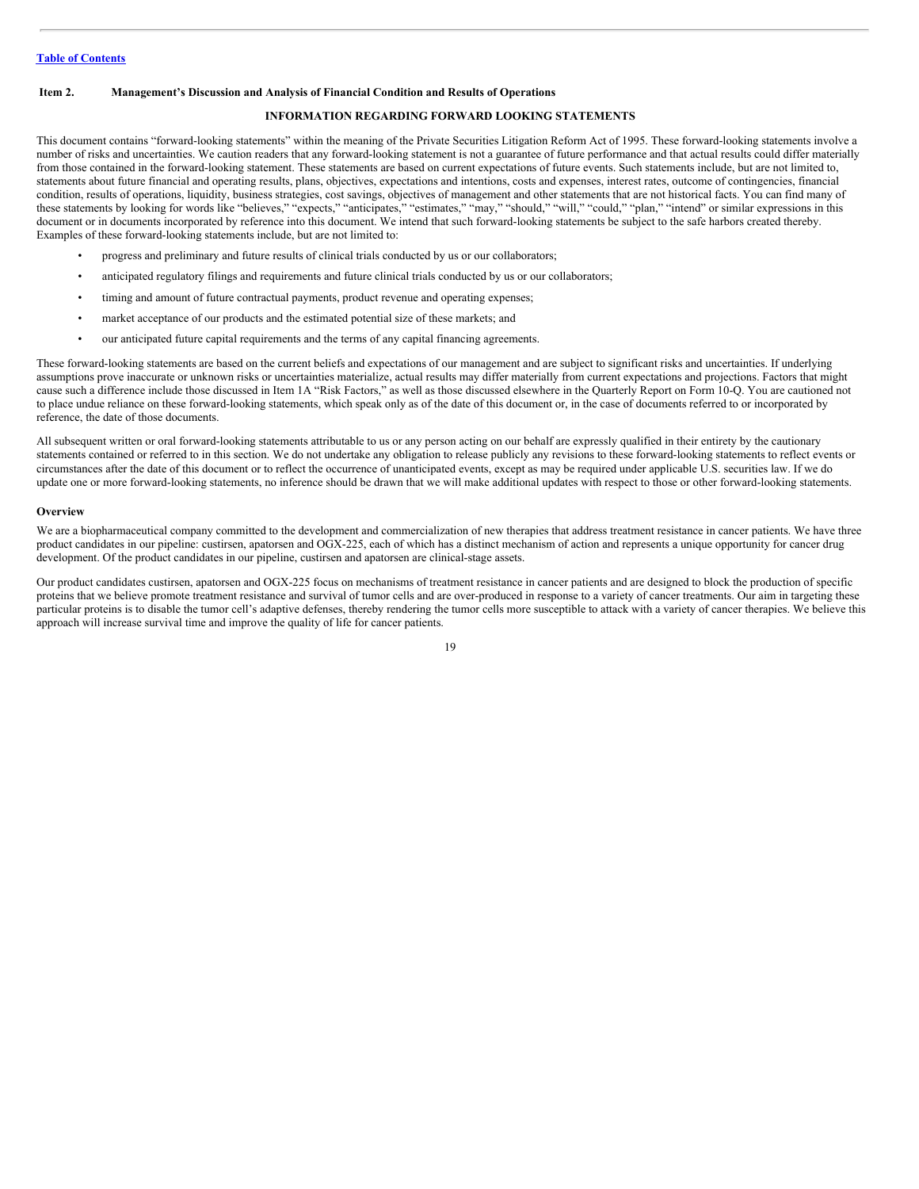Table of Contents

## Item 2. Management's Discussion and Analysis of Financial Condition and Results of Operations

### INFORMATION REGARDING FORWARD LOOKING STATEMENTS

This document contains "forward-looking statements" within the meaning of the Private Securities Litigation Reform Act of 1995. These forward-looking statements involve a number of risks and uncertainties. We caution readers that any forward-looking statement is not a guarantee of future performance and that actual results could differ materially from those contained in the forward-looking statement. These statements are based on current expectations of future events. Such statements include, but are not limited to, statements about future financial and operating results, plans, objectives, expectations and intentions, costs and expenses, interest rates, outcome of contingencies, financial condition, results of operations, liquidity, business strategies, cost savings, objectives of management and other statements that are not historical facts. You can find many of these statements by looking for words like "believes," "expects," "anticipates," "estimates," "may," "should," "will," "could," "plan," "intend" or similar expressions in this document or in documents incorporated by reference into this document. We intend that such forward-looking statements be subject to the safe harbors created thereby. Examples of these forward-looking statements include, but are not limited to:

- progress and preliminary and future results of clinical trials conducted by us or our collaborators;
- anticipated regulatory filings and requirements and future clinical trials conducted by us or our collaborators;
- timing and amount of future contractual payments, product revenue and operating expenses;
- market acceptance of our products and the estimated potential size of these markets; and
- our anticipated future capital requirements and the terms of any capital financing agreements.

These forward-looking statements are based on the current beliefs and expectations of our management and are subject to significant risks and uncertainties. If underlying assumptions prove inaccurate or unknown risks or uncertainties materialize, actual results may differ materially from current expectations and projections. Factors that might cause such a difference include those discussed in Item 1A "Risk Factors," as well as those discussed elsewhere in the Quarterly Report on Form 10-Q. You are cautioned not to place undue reliance on these forward-looking statements, which speak only as of the date of this document or, in the case of documents referred to or incorporated by reference, the date of those documents.

All subsequent written or oral forward-looking statements attributable to us or any person acting on our behalf are expressly qualified in their entirety by the cautionary statements contained or referred to in this section. We do not undertake any obligation to release publicly any revisions to these forward-looking statements to reflect events or circumstances after the date of this document or to reflect the occurrence of unanticipated events, except as may be required under applicable U.S. securities law. If we do update one or more forward-looking statements, no inference should be drawn that we will make additional updates with respect to those or other forward-looking statements.

### Overview

We are a biopharmaceutical company committed to the development and commercialization of new therapies that address treatment resistance in cancer patients. We have three product candidates in our pipeline: custirsen, apatorsen and OGX-225, each of which has a distinct mechanism of action and represents a unique opportunity for cancer drug development. Of the product candidates in our pipeline, custirsen and apatorsen are clinical-stage assets.

Our product candidates custirsen, apatorsen and OGX-225 focus on mechanisms of treatment resistance in cancer patients and are designed to block the production of specific proteins that we believe promote treatment resistance and survival of tumor cells and are over-produced in response to a variety of cancer treatments. Our aim in targeting these particular proteins is to disable the tumor cell's adaptive defenses, thereby rendering the tumor cells more susceptible to attack with a variety of cancer therapies. We believe this approach will increase survival time and improve the quality of life for cancer patients.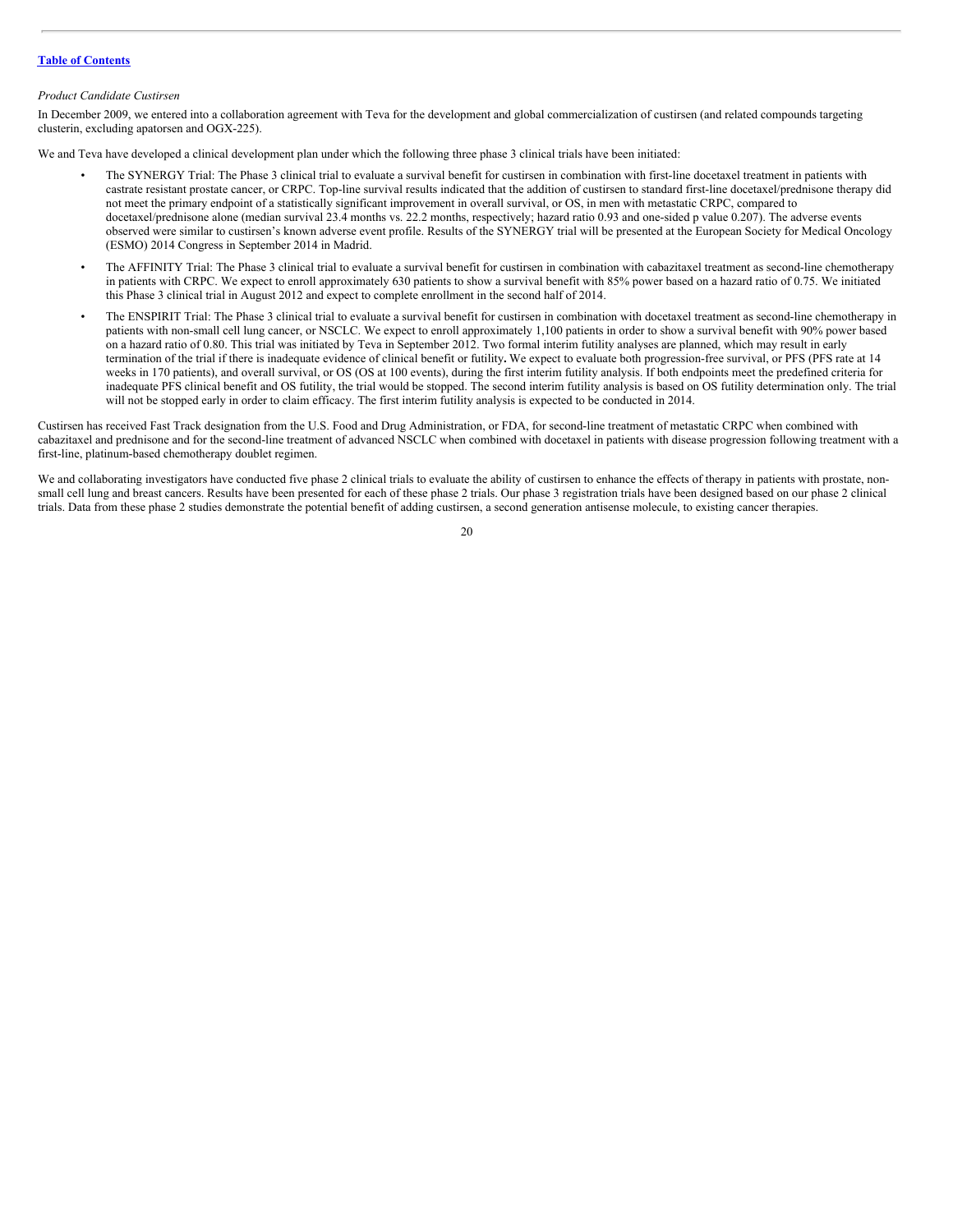*Product Candidate Custirsen*

In December 2009, we entered into a collaboration agreement with Teva for the development and global commercialization of custirsen (and related compounds targeting clusterin, excluding apatorsen and OGX-225).

We and Teva have developed a clinical development plan under which the following three phase 3 clinical trials have been initiated:

- The SYNERGY Trial: The Phase 3 clinical trial to evaluate a survival benefit for custirsen in combination with first-line docetaxel treatment in patients with castrate resistant prostate cancer, or CRPC. Top-line survival results indicated that the addition of custirsen to standard first-line docetaxel/prednisone therapy did not meet the primary endpoint of a statistically significant improvement in overall survival, or OS, in men with metastatic CRPC, compared to docetaxel/prednisone alone (median survival 23.4 months vs. 22.2 months, respectively; hazard ratio 0.93 and one-sided p value 0.207). The adverse events observed were similar to custirsen's known adverse event profile. Results of the SYNERGY trial will be presented at the European Society for Medical Oncology (ESMO) 2014 Congress in September 2014 in Madrid.
- The AFFINITY Trial: The Phase 3 clinical trial to evaluate a survival benefit for custirsen in combination with cabazitaxel treatment as second-line chemotherapy in patients with CRPC. We expect to enroll approximately 630 patients to show a survival benefit with 85% power based on a hazard ratio of 0.75. We initiated this Phase 3 clinical trial in August 2012 and expect to complete enrollment in the second half of 2014.
- The ENSPIRIT Trial: The Phase 3 clinical trial to evaluate a survival benefit for custirsen in combination with docetaxel treatment as second-line chemotherapy in patients with non-small cell lung cancer, or NSCLC. We expect to enroll approximately 1,100 patients in order to show a survival benefit with 90% power based on a hazard ratio of 0.80. This trial was initiated by Teva in September 2012. Two formal interim futility analyses are planned, which may result in early termination of the trial if there is inadequate evidence of clinical benefit or futility**.** We expect to evaluate both progression-free survival, or PFS (PFS rate at 14 weeks in 170 patients), and overall survival, or OS (OS at 100 events), during the first interim futility analysis. If both endpoints meet the predefined criteria for inadequate PFS clinical benefit and OS futility, the trial would be stopped. The second interim futility analysis is based on OS futility determination only. The trial will not be stopped early in order to claim efficacy. The first interim futility analysis is expected to be conducted in 2014.

Custirsen has received Fast Track designation from the U.S. Food and Drug Administration, or FDA, for second-line treatment of metastatic CRPC when combined with cabazitaxel and prednisone and for the second-line treatment of advanced NSCLC when combined with docetaxel in patients with disease progression following treatment with a first-line, platinum-based chemotherapy doublet regimen.

We and collaborating investigators have conducted five phase 2 clinical trials to evaluate the ability of custirsen to enhance the effects of therapy in patients with prostate, non-small cell lung and breast cancers. Results have been presented for each of these phase 2 trials. Our phase 3 registration trials have been designed based on our phase 2 clinical trials. Data from these phase 2 studies demonstrate the potential benefit of adding custirsen, a second generation antisense molecule, to existing cancer therapies.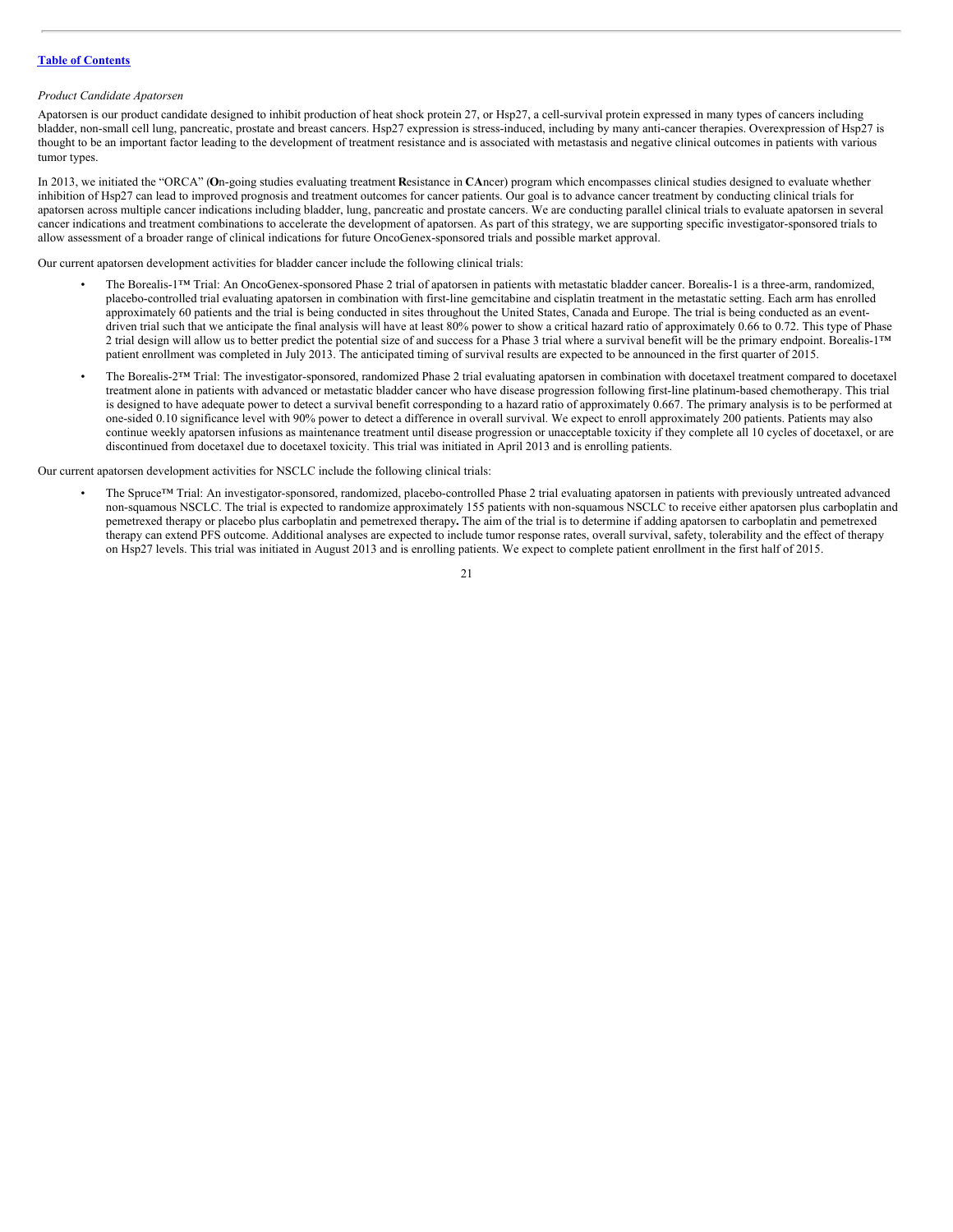*Product Candidate Apatorsen*

Apatorsen is our product candidate designed to inhibit production of heat shock protein 27, or Hsp27, a cell-survival protein expressed in many types of cancers including bladder, non-small cell lung, pancreatic, prostate and breast cancers. Hsp27 expression is stress-induced, including by many anti-cancer therapies. Overexpression of Hsp27 is thought to be an important factor leading to the development of treatment resistance and is associated with metastasis and negative clinical outcomes in patients with various tumor types.

In 2013, we initiated the "ORCA" (**O**n-going studies evaluating treatment **R**esistance in **CA**ncer) program which encompasses clinical studies designed to evaluate whether inhibition of Hsp27 can lead to improved prognosis and treatment outcomes for cancer patients. Our goal is to advance cancer treatment by conducting clinical trials for apatorsen across multiple cancer indications including bladder, lung, pancreatic and prostate cancers. We are conducting parallel clinical trials to evaluate apatorsen in several cancer indications and treatment combinations to accelerate the development of apatorsen. As part of this strategy, we are supporting specific investigator-sponsored trials to allow assessment of a broader range of clinical indications for future OncoGenex-sponsored trials and possible market approval.

Our current apatorsen development activities for bladder cancer include the following clinical trials:

- The Borealis-1™ Trial: An OncoGenex-sponsored Phase 2 trial of apatorsen in patients with metastatic bladder cancer. Borealis-1 is a three-arm, randomized, placebo-controlled trial evaluating apatorsen in combination with first-line gemcitabine and cisplatin treatment in the metastatic setting. Each arm has enrolled approximately 60 patients and the trial is being conducted in sites throughout the United States, Canada and Europe. The trial is being conducted as an event-driven trial such that we anticipate the final analysis will have at least 80% power to show a critical hazard ratio of approximately 0.66 to 0.72. This type of Phase 2 trial design will allow us to better predict the potential size of and success for a Phase 3 trial where a survival benefit will be the primary endpoint. Borealis-1™ patient enrollment was completed in July 2013. The anticipated timing of survival results are expected to be announced in the first quarter of 2015.
- The Borealis-2™ Trial: The investigator-sponsored, randomized Phase 2 trial evaluating apatorsen in combination with docetaxel treatment compared to docetaxel treatment alone in patients with advanced or metastatic bladder cancer who have disease progression following first-line platinum-based chemotherapy. This trial is designed to have adequate power to detect a survival benefit corresponding to a hazard ratio of approximately 0.667. The primary analysis is to be performed at one-sided 0.10 significance level with 90% power to detect a difference in overall survival. We expect to enroll approximately 200 patients. Patients may also continue weekly apatorsen infusions as maintenance treatment until disease progression or unacceptable toxicity if they complete all 10 cycles of docetaxel, or are discontinued from docetaxel due to docetaxel toxicity. This trial was initiated in April 2013 and is enrolling patients.

Our current apatorsen development activities for NSCLC include the following clinical trials:

- The Spruce™ Trial: An investigator-sponsored, randomized, placebo-controlled Phase 2 trial evaluating apatorsen in patients with previously untreated advanced non-squamous NSCLC. The trial is expected to randomize approximately 155 patients with non-squamous NSCLC to receive either apatorsen plus carboplatin and pemetrexed therapy or placebo plus carboplatin and pemetrexed therapy**.** The aim of the trial is to determine if adding apatorsen to carboplatin and pemetrexed therapy can extend PFS outcome. Additional analyses are expected to include tumor response rates, overall survival, safety, tolerability and the effect of therapy on Hsp27 levels. This trial was initiated in August 2013 and is enrolling patients. We expect to complete patient enrollment in the first half of 2015.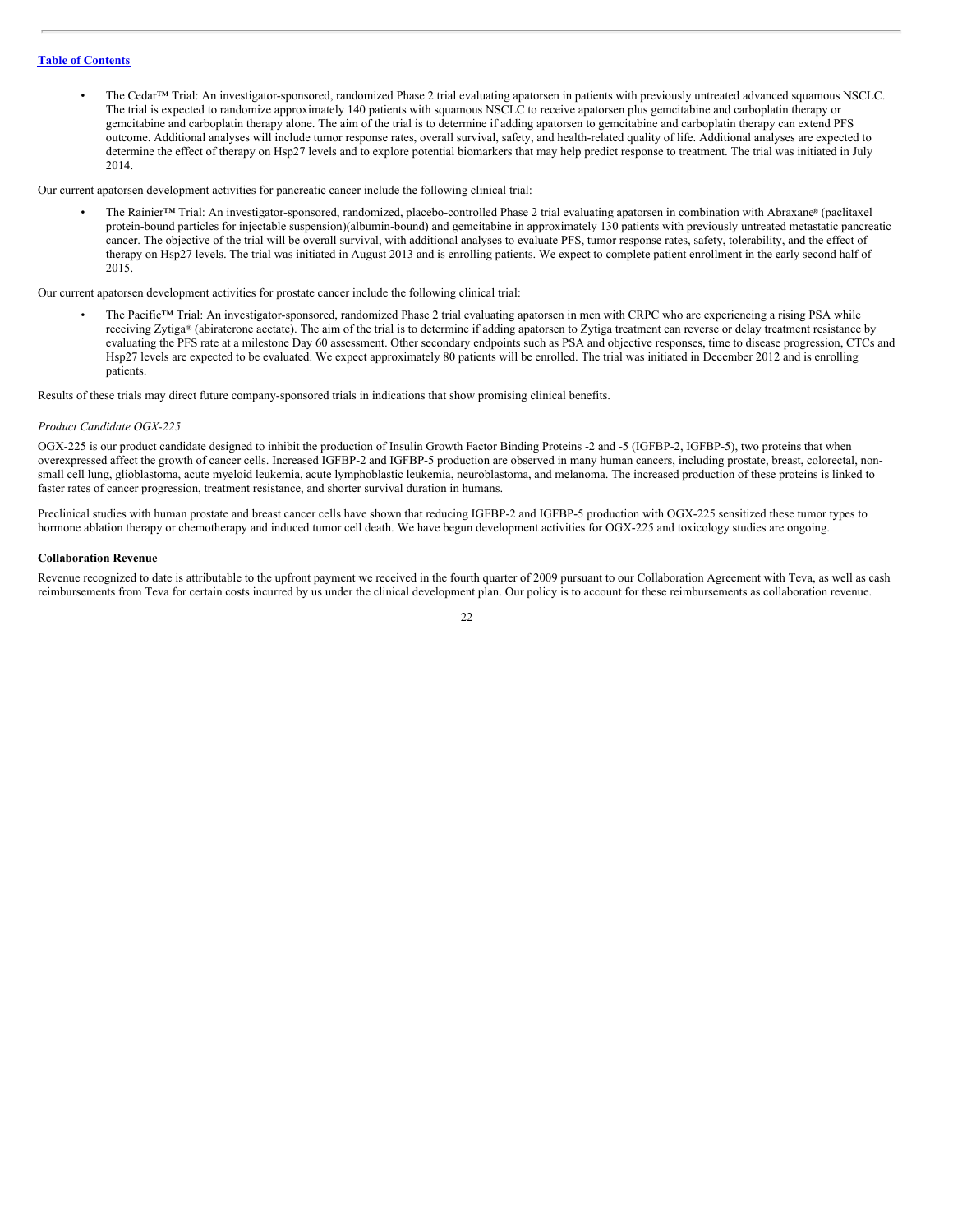- The Cedar™ Trial: An investigator-sponsored, randomized Phase 2 trial evaluating apatorsen in patients with previously untreated advanced squamous NSCLC. The trial is expected to randomize approximately 140 patients with squamous NSCLC to receive apatorsen plus gemcitabine and carboplatin therapy or gemcitabine and carboplatin therapy alone. The aim of the trial is to determine if adding apatorsen to gemcitabine and carboplatin therapy can extend PFS outcome. Additional analyses will include tumor response rates, overall survival, safety, and health-related quality of life. Additional analyses are expected to determine the effect of therapy on Hsp27 levels and to explore potential biomarkers that may help predict response to treatment. The trial was initiated in July 2014.

Our current apatorsen development activities for pancreatic cancer include the following clinical trial:

- The Rainier™ Trial: An investigator-sponsored, randomized, placebo-controlled Phase 2 trial evaluating apatorsen in combination with Abraxane® (paclitaxel protein-bound particles for injectable suspension)(albumin-bound) and gemcitabine in approximately 130 patients with previously untreated metastatic pancreatic cancer. The objective of the trial will be overall survival, with additional analyses to evaluate PFS, tumor response rates, safety, tolerability, and the effect of therapy on Hsp27 levels. The trial was initiated in August 2013 and is enrolling patients. We expect to complete patient enrollment in the early second half of 2015.

Our current apatorsen development activities for prostate cancer include the following clinical trial:

- The Pacific™ Trial: An investigator-sponsored, randomized Phase 2 trial evaluating apatorsen in men with CRPC who are experiencing a rising PSA while receiving Zytiga® (abiraterone acetate). The aim of the trial is to determine if adding apatorsen to Zytiga treatment can reverse or delay treatment resistance by evaluating the PFS rate at a milestone Day 60 assessment. Other secondary endpoints such as PSA and objective responses, time to disease progression, CTCs and Hsp27 levels are expected to be evaluated. We expect approximately 80 patients will be enrolled. The trial was initiated in December 2012 and is enrolling patients.

Results of these trials may direct future company-sponsored trials in indications that show promising clinical benefits.

*Product Candidate OGX-225*

OGX-225 is our product candidate designed to inhibit the production of Insulin Growth Factor Binding Proteins -2 and -5 (IGFBP-2, IGFBP-5), two proteins that when overexpressed affect the growth of cancer cells. Increased IGFBP-2 and IGFBP-5 production are observed in many human cancers, including prostate, breast, colorectal, non-small cell lung, glioblastoma, acute myeloid leukemia, acute lymphoblastic leukemia, neuroblastoma, and melanoma. The increased production of these proteins is linked to faster rates of cancer progression, treatment resistance, and shorter survival duration in humans.

Preclinical studies with human prostate and breast cancer cells have shown that reducing IGFBP-2 and IGFBP-5 production with OGX-225 sensitized these tumor types to hormone ablation therapy or chemotherapy and induced tumor cell death. We have begun development activities for OGX-225 and toxicology studies are ongoing.

**Collaboration Revenue**

Revenue recognized to date is attributable to the upfront payment we received in the fourth quarter of 2009 pursuant to our Collaboration Agreement with Teva, as well as cash reimbursements from Teva for certain costs incurred by us under the clinical development plan. Our policy is to account for these reimbursements as collaboration revenue.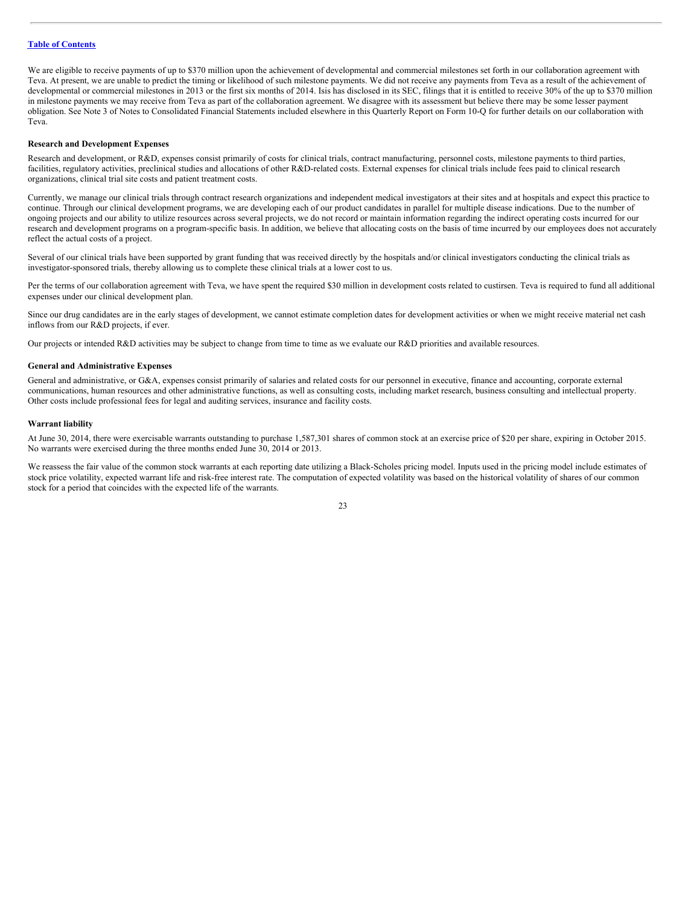We are eligible to receive payments of up to $370 million upon the achievement of developmental and commercial milestones set forth in our collaboration agreement with Teva. At present, we are unable to predict the timing or likelihood of such milestone payments. We did not receive any payments from Teva as a result of the achievement of developmental or commercial milestones in 2013 or the first six months of 2014. Isis has disclosed in its SEC, filings that it is entitled to receive 30% of the up to $370 million in milestone payments we may receive from Teva as part of the collaboration agreement. We disagree with its assessment but believe there may be some lesser payment obligation. See Note 3 of Notes to Consolidated Financial Statements included elsewhere in this Quarterly Report on Form 10-Q for further details on our collaboration with Teva.

**Research and Development Expenses**

Research and development, or R&D, expenses consist primarily of costs for clinical trials, contract manufacturing, personnel costs, milestone payments to third parties, facilities, regulatory activities, preclinical studies and allocations of other R&D-related costs. External expenses for clinical trials include fees paid to clinical research organizations, clinical trial site costs and patient treatment costs.

Currently, we manage our clinical trials through contract research organizations and independent medical investigators at their sites and at hospitals and expect this practice to continue. Through our clinical development programs, we are developing each of our product candidates in parallel for multiple disease indications. Due to the number of ongoing projects and our ability to utilize resources across several projects, we do not record or maintain information regarding the indirect operating costs incurred for our research and development programs on a program-specific basis. In addition, we believe that allocating costs on the basis of time incurred by our employees does not accurately reflect the actual costs of a project.

Several of our clinical trials have been supported by grant funding that was received directly by the hospitals and/or clinical investigators conducting the clinical trials as investigator-sponsored trials, thereby allowing us to complete these clinical trials at a lower cost to us.

Per the terms of our collaboration agreement with Teva, we have spent the required $30 million in development costs related to custirsen. Teva is required to fund all additional expenses under our clinical development plan.

Since our drug candidates are in the early stages of development, we cannot estimate completion dates for development activities or when we might receive material net cash inflows from our R&D projects, if ever.

Our projects or intended R&D activities may be subject to change from time to time as we evaluate our R&D priorities and available resources.

**General and Administrative Expenses**

General and administrative, or G&A, expenses consist primarily of salaries and related costs for our personnel in executive, finance and accounting, corporate external communications, human resources and other administrative functions, as well as consulting costs, including market research, business consulting and intellectual property. Other costs include professional fees for legal and auditing services, insurance and facility costs.

**Warrant liability**

At June 30, 2014, there were exercisable warrants outstanding to purchase 1,587,301 shares of common stock at an exercise price of $20 per share, expiring in October 2015. No warrants were exercised during the three months ended June 30, 2014 or 2013.

We reassess the fair value of the common stock warrants at each reporting date utilizing a Black-Scholes pricing model. Inputs used in the pricing model include estimates of stock price volatility, expected warrant life and risk-free interest rate. The computation of expected volatility was based on the historical volatility of shares of our common stock for a period that coincides with the expected life of the warrants.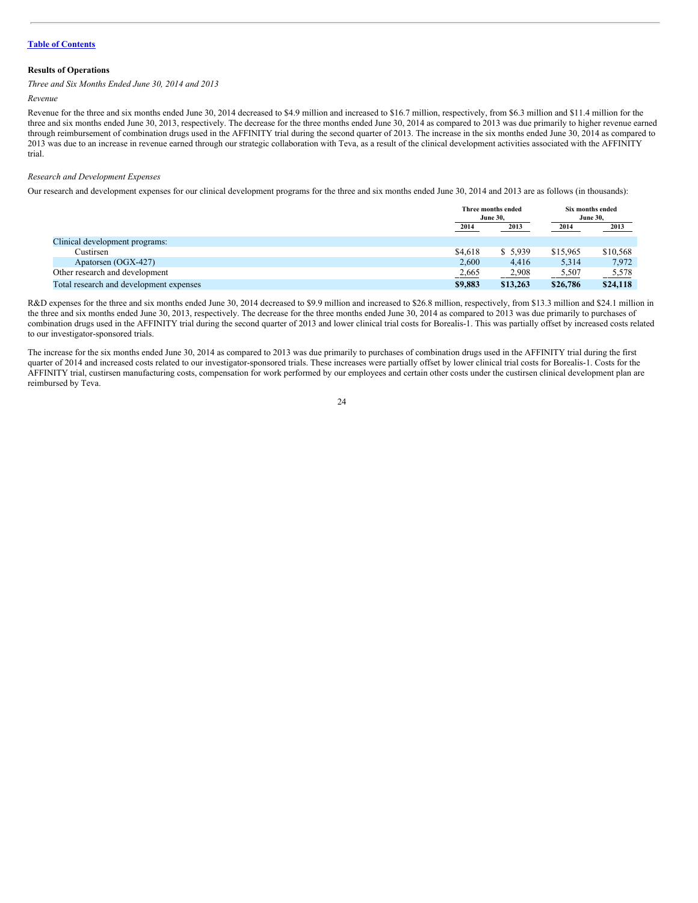[Table of Contents](#)

**Results of Operations**

*Three and Six Months Ended June 30, 2014 and 2013*

*Revenue*

Revenue for the three and six months ended June 30, 2014 decreased to $4.9 million and increased to $16.7 million, respectively, from $6.3 million and $11.4 million for the three and six months ended June 30, 2013, respectively. The decrease for the three months ended June 30, 2014 as compared to 2013 was due primarily to higher revenue earned through reimbursement of combination drugs used in the AFFINITY trial during the second quarter of 2013. The increase in the six months ended June 30, 2014 as compared to 2013 was due to an increase in revenue earned through our strategic collaboration with Teva, as a result of the clinical development activities associated with the AFFINITY trial.

*Research and Development Expenses*

Our research and development expenses for our clinical development programs for the three and six months ended June 30, 2014 and 2013 are as follows (in thousands):

| | Three months ended June 30, | | Six months ended June 30, | |
|---|---|---|---|---|
| | 2014 | 2013 | 2014 | 2013 |
| Clinical development programs: | | | | |
| Custirsen | $4,618 | $ 5,939 | $15,965 | $10,568 |
| Apatorsen (OGX-427) | 2,600 | 4,416 | 5,314 | 7,972 |
| Other research and development | 2,665 | 2,908 | 5,507 | 5,578 |
| Total research and development expenses | **$9,883** | **$13,263** | **$26,786** | **$24,118** |

R&D expenses for the three and six months ended June 30, 2014 decreased to $9.9 million and increased to $26.8 million, respectively, from $13.3 million and $24.1 million in the three and six months ended June 30, 2013, respectively. The decrease for the three months ended June 30, 2014 as compared to 2013 was due primarily to purchases of combination drugs used in the AFFINITY trial during the second quarter of 2013 and lower clinical trial costs for Borealis-1. This was partially offset by increased costs related to our investigator-sponsored trials.

The increase for the six months ended June 30, 2014 as compared to 2013 was due primarily to purchases of combination drugs used in the AFFINITY trial during the first quarter of 2014 and increased costs related to our investigator-sponsored trials. These increases were partially offset by lower clinical trial costs for Borealis-1. Costs for the AFFINITY trial, custirsen manufacturing costs, compensation for work performed by our employees and certain other costs under the custirsen clinical development plan are reimbursed by Teva.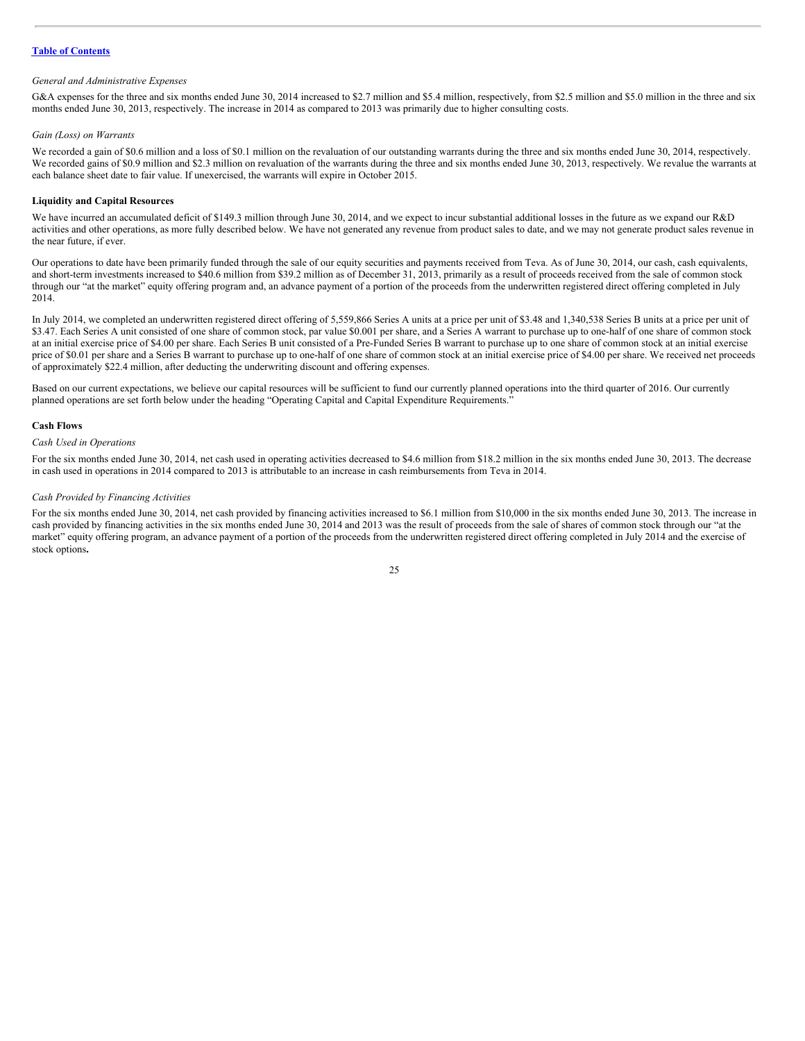*General and Administrative Expenses*

G&A expenses for the three and six months ended June 30, 2014 increased to $2.7 million and $5.4 million, respectively, from $2.5 million and $5.0 million in the three and six months ended June 30, 2013, respectively. The increase in 2014 as compared to 2013 was primarily due to higher consulting costs.

*Gain (Loss) on Warrants*

We recorded a gain of $0.6 million and a loss of $0.1 million on the revaluation of our outstanding warrants during the three and six months ended June 30, 2014, respectively. We recorded gains of $0.9 million and $2.3 million on revaluation of the warrants during the three and six months ended June 30, 2013, respectively. We revalue the warrants at each balance sheet date to fair value. If unexercised, the warrants will expire in October 2015.

**Liquidity and Capital Resources**

We have incurred an accumulated deficit of $149.3 million through June 30, 2014, and we expect to incur substantial additional losses in the future as we expand our R&D activities and other operations, as more fully described below. We have not generated any revenue from product sales to date, and we may not generate product sales revenue in the near future, if ever.

Our operations to date have been primarily funded through the sale of our equity securities and payments received from Teva. As of June 30, 2014, our cash, cash equivalents, and short-term investments increased to $40.6 million from $39.2 million as of December 31, 2013, primarily as a result of proceeds received from the sale of common stock through our "at the market" equity offering program and, an advance payment of a portion of the proceeds from the underwritten registered direct offering completed in July 2014.

In July 2014, we completed an underwritten registered direct offering of 5,559,866 Series A units at a price per unit of $3.48 and 1,340,538 Series B units at a price per unit of $3.47. Each Series A unit consisted of one share of common stock, par value $0.001 per share, and a Series A warrant to purchase up to one-half of one share of common stock at an initial exercise price of $4.00 per share. Each Series B unit consisted of a Pre-Funded Series B warrant to purchase up to one share of common stock at an initial exercise price of $0.01 per share and a Series B warrant to purchase up to one-half of one share of common stock at an initial exercise price of $4.00 per share. We received net proceeds of approximately $22.4 million, after deducting the underwriting discount and offering expenses.

Based on our current expectations, we believe our capital resources will be sufficient to fund our currently planned operations into the third quarter of 2016. Our currently planned operations are set forth below under the heading "Operating Capital and Capital Expenditure Requirements."

**Cash Flows**

*Cash Used in Operations*

For the six months ended June 30, 2014, net cash used in operating activities decreased to $4.6 million from $18.2 million in the six months ended June 30, 2013. The decrease in cash used in operations in 2014 compared to 2013 is attributable to an increase in cash reimbursements from Teva in 2014.

*Cash Provided by Financing Activities*

For the six months ended June 30, 2014, net cash provided by financing activities increased to $6.1 million from $10,000 in the six months ended June 30, 2013. The increase in cash provided by financing activities in the six months ended June 30, 2014 and 2013 was the result of proceeds from the sale of shares of common stock through our "at the market" equity offering program, an advance payment of a portion of the proceeds from the underwritten registered direct offering completed in July 2014 and the exercise of stock options**.**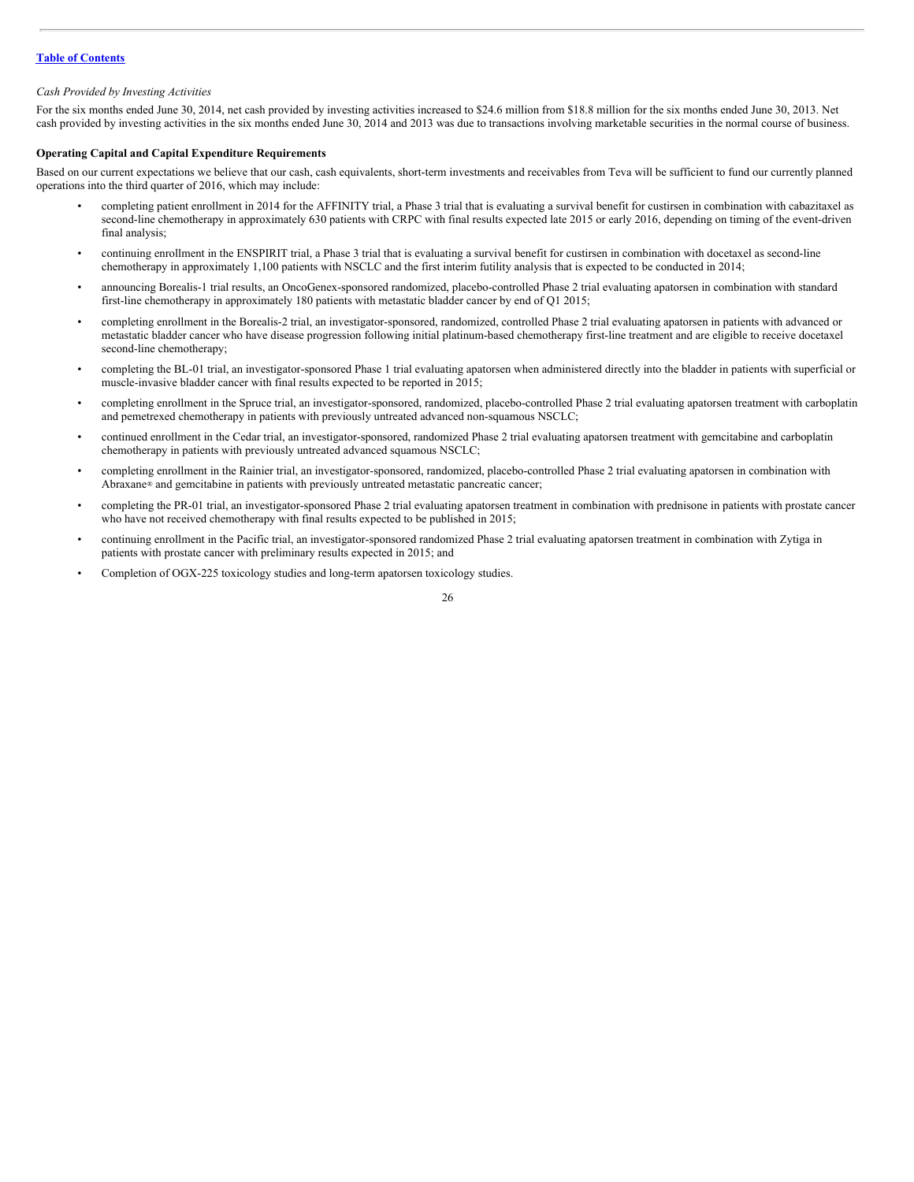[Table of Contents](#)

*Cash Provided by Investing Activities*

For the six months ended June 30, 2014, net cash provided by investing activities increased to $24.6 million from $18.8 million for the six months ended June 30, 2013. Net cash provided by investing activities in the six months ended June 30, 2014 and 2013 was due to transactions involving marketable securities in the normal course of business.

**Operating Capital and Capital Expenditure Requirements**

Based on our current expectations we believe that our cash, cash equivalents, short-term investments and receivables from Teva will be sufficient to fund our currently planned operations into the third quarter of 2016, which may include:

- completing patient enrollment in 2014 for the AFFINITY trial, a Phase 3 trial that is evaluating a survival benefit for custirsen in combination with cabazitaxel as second-line chemotherapy in approximately 630 patients with CRPC with final results expected late 2015 or early 2016, depending on timing of the event-driven final analysis;
- continuing enrollment in the ENSPIRIT trial, a Phase 3 trial that is evaluating a survival benefit for custirsen in combination with docetaxel as second-line chemotherapy in approximately 1,100 patients with NSCLC and the first interim futility analysis that is expected to be conducted in 2014;
- announcing Borealis-1 trial results, an OncoGenex-sponsored randomized, placebo-controlled Phase 2 trial evaluating apatorsen in combination with standard first-line chemotherapy in approximately 180 patients with metastatic bladder cancer by end of Q1 2015;
- completing enrollment in the Borealis-2 trial, an investigator-sponsored, randomized, controlled Phase 2 trial evaluating apatorsen in patients with advanced or metastatic bladder cancer who have disease progression following initial platinum-based chemotherapy first-line treatment and are eligible to receive docetaxel second-line chemotherapy;
- completing the BL-01 trial, an investigator-sponsored Phase 1 trial evaluating apatorsen when administered directly into the bladder in patients with superficial or muscle-invasive bladder cancer with final results expected to be reported in 2015;
- completing enrollment in the Spruce trial, an investigator-sponsored, randomized, placebo-controlled Phase 2 trial evaluating apatorsen treatment with carboplatin and pemetrexed chemotherapy in patients with previously untreated advanced non-squamous NSCLC;
- continued enrollment in the Cedar trial, an investigator-sponsored, randomized Phase 2 trial evaluating apatorsen treatment with gemcitabine and carboplatin chemotherapy in patients with previously untreated advanced squamous NSCLC;
- completing enrollment in the Rainier trial, an investigator-sponsored, randomized, placebo-controlled Phase 2 trial evaluating apatorsen in combination with Abraxane® and gemcitabine in patients with previously untreated metastatic pancreatic cancer;
- completing the PR-01 trial, an investigator-sponsored Phase 2 trial evaluating apatorsen treatment in combination with prednisone in patients with prostate cancer who have not received chemotherapy with final results expected to be published in 2015;
- continuing enrollment in the Pacific trial, an investigator-sponsored randomized Phase 2 trial evaluating apatorsen treatment in combination with Zytiga in patients with prostate cancer with preliminary results expected in 2015; and
- Completion of OGX-225 toxicology studies and long-term apatorsen toxicology studies.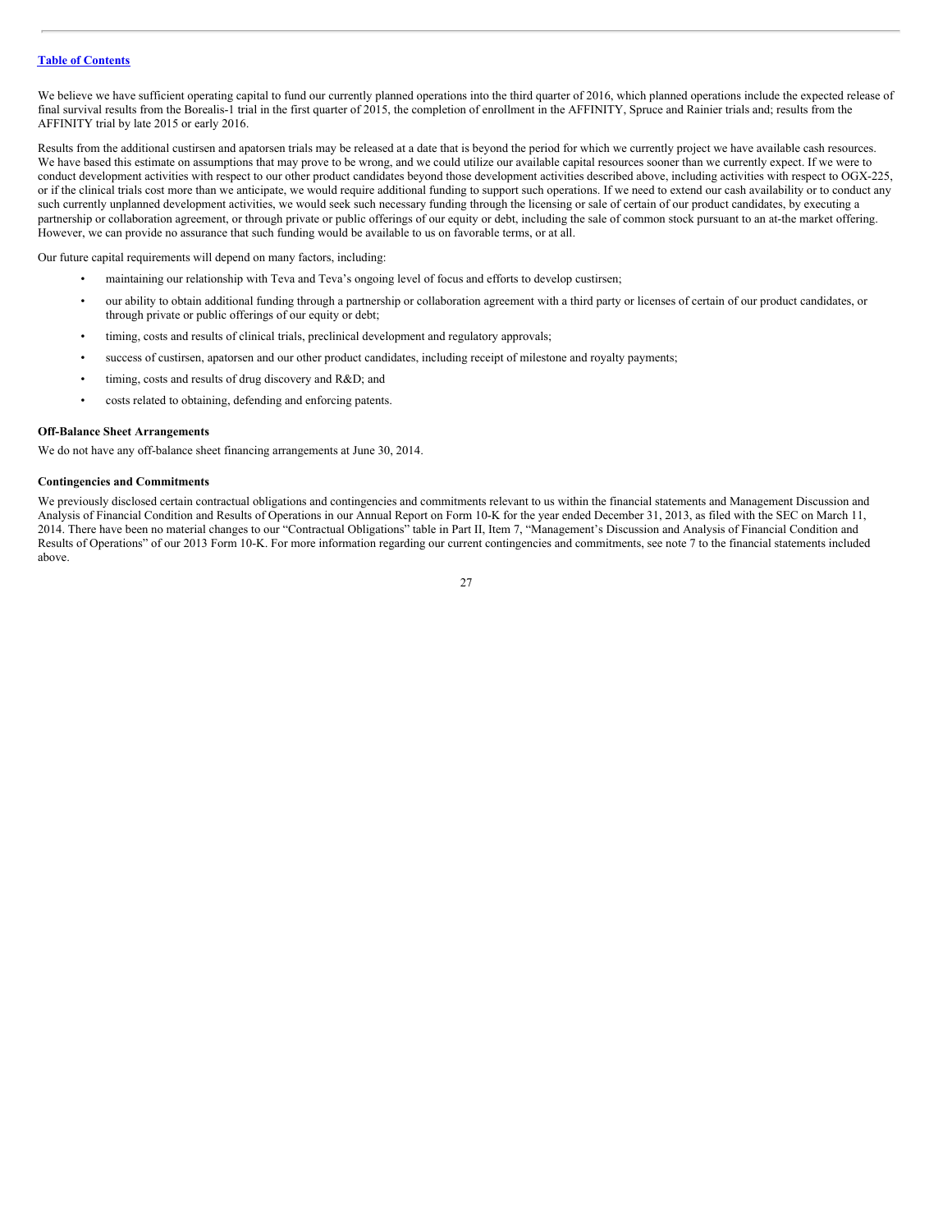We believe we have sufficient operating capital to fund our currently planned operations into the third quarter of 2016, which planned operations include the expected release of final survival results from the Borealis-1 trial in the first quarter of 2015, the completion of enrollment in the AFFINITY, Spruce and Rainier trials and; results from the AFFINITY trial by late 2015 or early 2016.

Results from the additional custirsen and apatorsen trials may be released at a date that is beyond the period for which we currently project we have available cash resources. We have based this estimate on assumptions that may prove to be wrong, and we could utilize our available capital resources sooner than we currently expect. If we were to conduct development activities with respect to our other product candidates beyond those development activities described above, including activities with respect to OGX-225, or if the clinical trials cost more than we anticipate, we would require additional funding to support such operations. If we need to extend our cash availability or to conduct any such currently unplanned development activities, we would seek such necessary funding through the licensing or sale of certain of our product candidates, by executing a partnership or collaboration agreement, or through private or public offerings of our equity or debt, including the sale of common stock pursuant to an at-the market offering. However, we can provide no assurance that such funding would be available to us on favorable terms, or at all.

Our future capital requirements will depend on many factors, including:

- maintaining our relationship with Teva and Teva's ongoing level of focus and efforts to develop custirsen;
- our ability to obtain additional funding through a partnership or collaboration agreement with a third party or licenses of certain of our product candidates, or through private or public offerings of our equity or debt;
- timing, costs and results of clinical trials, preclinical development and regulatory approvals;
- success of custirsen, apatorsen and our other product candidates, including receipt of milestone and royalty payments;
- timing, costs and results of drug discovery and R&D; and
- costs related to obtaining, defending and enforcing patents.

**Off-Balance Sheet Arrangements**

We do not have any off-balance sheet financing arrangements at June 30, 2014.

**Contingencies and Commitments**

We previously disclosed certain contractual obligations and contingencies and commitments relevant to us within the financial statements and Management Discussion and Analysis of Financial Condition and Results of Operations in our Annual Report on Form 10-K for the year ended December 31, 2013, as filed with the SEC on March 11, 2014. There have been no material changes to our "Contractual Obligations" table in Part II, Item 7, "Management's Discussion and Analysis of Financial Condition and Results of Operations" of our 2013 Form 10-K. For more information regarding our current contingencies and commitments, see note 7 to the financial statements included above.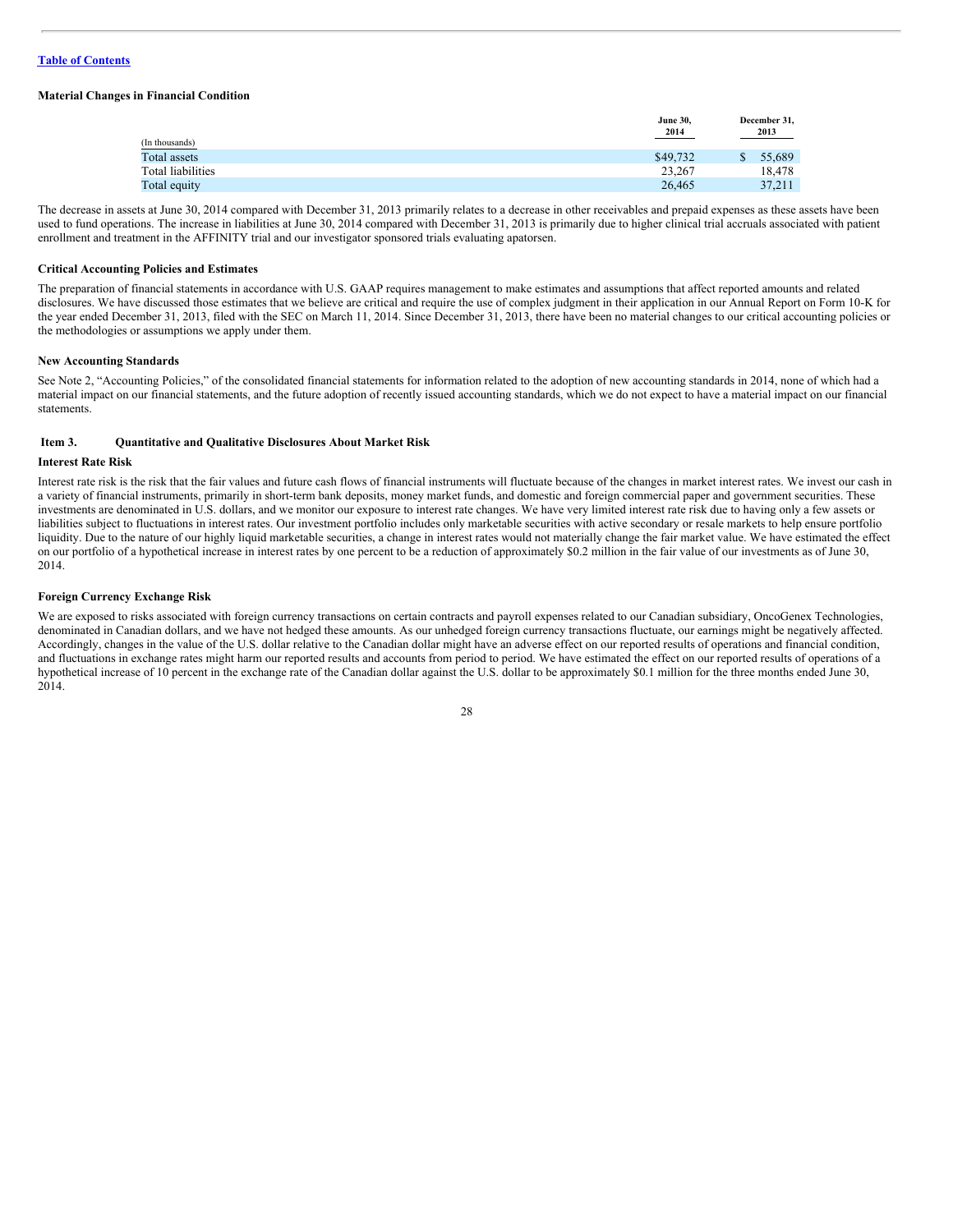**Material Changes in Financial Condition**

| (In thousands) | June 30, 2014 | December 31, 2013 |
|---|---|---|
| Total assets | $49,732 | $ 55,689 |
| Total liabilities | 23,267 | 18,478 |
| Total equity | 26,465 | 37,211 |

The decrease in assets at June 30, 2014 compared with December 31, 2013 primarily relates to a decrease in other receivables and prepaid expenses as these assets have been used to fund operations. The increase in liabilities at June 30, 2014 compared with December 31, 2013 is primarily due to higher clinical trial accruals associated with patient enrollment and treatment in the AFFINITY trial and our investigator sponsored trials evaluating apatorsen.

**Critical Accounting Policies and Estimates**

The preparation of financial statements in accordance with U.S. GAAP requires management to make estimates and assumptions that affect reported amounts and related disclosures. We have discussed those estimates that we believe are critical and require the use of complex judgment in their application in our Annual Report on Form 10-K for the year ended December 31, 2013, filed with the SEC on March 11, 2014. Since December 31, 2013, there have been no material changes to our critical accounting policies or the methodologies or assumptions we apply under them.

**New Accounting Standards**

See Note 2, "Accounting Policies," of the consolidated financial statements for information related to the adoption of new accounting standards in 2014, none of which had a material impact on our financial statements, and the future adoption of recently issued accounting standards, which we do not expect to have a material impact on our financial statements.

## Item 3. Quantitative and Qualitative Disclosures About Market Risk

**Interest Rate Risk**

Interest rate risk is the risk that the fair values and future cash flows of financial instruments will fluctuate because of the changes in market interest rates. We invest our cash in a variety of financial instruments, primarily in short-term bank deposits, money market funds, and domestic and foreign commercial paper and government securities. These investments are denominated in U.S. dollars, and we monitor our exposure to interest rate changes. We have very limited interest rate risk due to having only a few assets or liabilities subject to fluctuations in interest rates. Our investment portfolio includes only marketable securities with active secondary or resale markets to help ensure portfolio liquidity. Due to the nature of our highly liquid marketable securities, a change in interest rates would not materially change the fair market value. We have estimated the effect on our portfolio of a hypothetical increase in interest rates by one percent to be a reduction of approximately $0.2 million in the fair value of our investments as of June 30, 2014.

**Foreign Currency Exchange Risk**

We are exposed to risks associated with foreign currency transactions on certain contracts and payroll expenses related to our Canadian subsidiary, OncoGenex Technologies, denominated in Canadian dollars, and we have not hedged these amounts. As our unhedged foreign currency transactions fluctuate, our earnings might be negatively affected. Accordingly, changes in the value of the U.S. dollar relative to the Canadian dollar might have an adverse effect on our reported results of operations and financial condition, and fluctuations in exchange rates might harm our reported results and accounts from period to period. We have estimated the effect on our reported results of operations of a hypothetical increase of 10 percent in the exchange rate of the Canadian dollar against the U.S. dollar to be approximately $0.1 million for the three months ended June 30, 2014.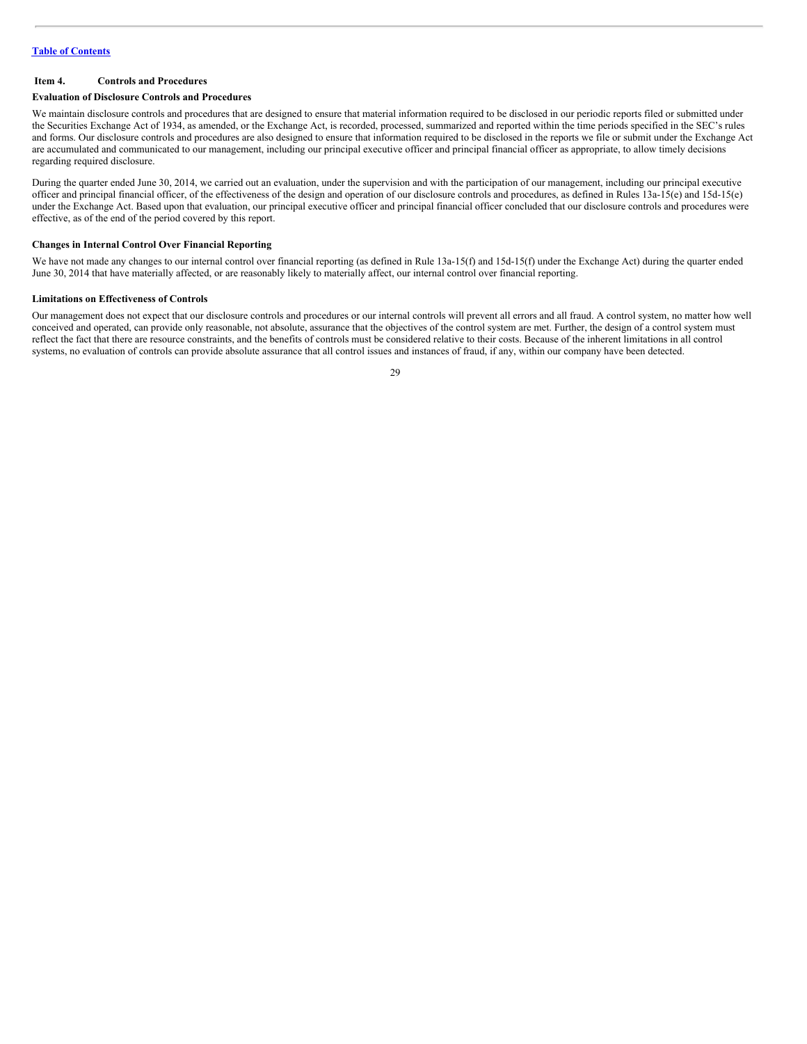## Item 4. Controls and Procedures

### Evaluation of Disclosure Controls and Procedures

We maintain disclosure controls and procedures that are designed to ensure that material information required to be disclosed in our periodic reports filed or submitted under the Securities Exchange Act of 1934, as amended, or the Exchange Act, is recorded, processed, summarized and reported within the time periods specified in the SEC's rules and forms. Our disclosure controls and procedures are also designed to ensure that information required to be disclosed in the reports we file or submit under the Exchange Act are accumulated and communicated to our management, including our principal executive officer and principal financial officer as appropriate, to allow timely decisions regarding required disclosure.

During the quarter ended June 30, 2014, we carried out an evaluation, under the supervision and with the participation of our management, including our principal executive officer and principal financial officer, of the effectiveness of the design and operation of our disclosure controls and procedures, as defined in Rules 13a-15(e) and 15d-15(e) under the Exchange Act. Based upon that evaluation, our principal executive officer and principal financial officer concluded that our disclosure controls and procedures were effective, as of the end of the period covered by this report.

### Changes in Internal Control Over Financial Reporting

We have not made any changes to our internal control over financial reporting (as defined in Rule 13a-15(f) and 15d-15(f) under the Exchange Act) during the quarter ended June 30, 2014 that have materially affected, or are reasonably likely to materially affect, our internal control over financial reporting.

### Limitations on Effectiveness of Controls

Our management does not expect that our disclosure controls and procedures or our internal controls will prevent all errors and all fraud. A control system, no matter how well conceived and operated, can provide only reasonable, not absolute, assurance that the objectives of the control system are met. Further, the design of a control system must reflect the fact that there are resource constraints, and the benefits of controls must be considered relative to their costs. Because of the inherent limitations in all control systems, no evaluation of controls can provide absolute assurance that all control issues and instances of fraud, if any, within our company have been detected.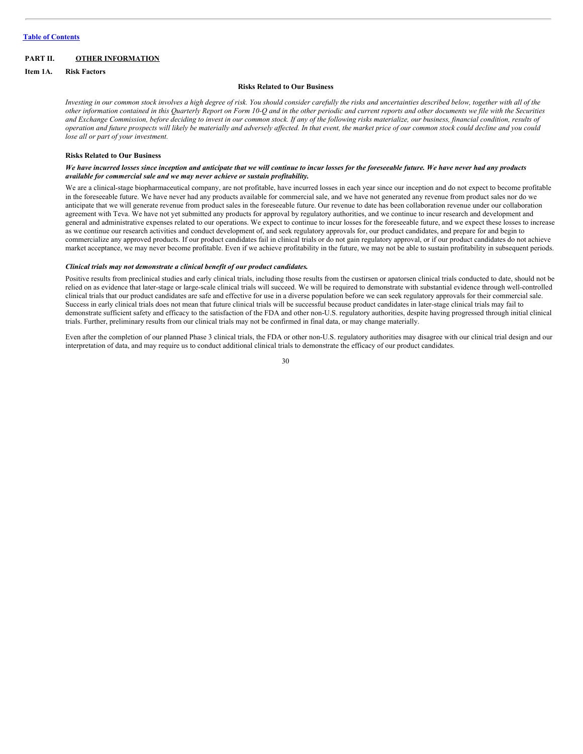# PART II. OTHER INFORMATION

## Item 1A. Risk Factors

### Risks Related to Our Business

*Investing in our common stock involves a high degree of risk. You should consider carefully the risks and uncertainties described below, together with all of the other information contained in this Quarterly Report on Form 10-Q and in the other periodic and current reports and other documents we file with the Securities and Exchange Commission, before deciding to invest in our common stock. If any of the following risks materialize, our business, financial condition, results of operation and future prospects will likely be materially and adversely affected. In that event, the market price of our common stock could decline and you could lose all or part of your investment.*

**Risks Related to Our Business**

***We have incurred losses since inception and anticipate that we will continue to incur losses for the foreseeable future. We have never had any products available for commercial sale and we may never achieve or sustain profitability.***

We are a clinical-stage biopharmaceutical company, are not profitable, have incurred losses in each year since our inception and do not expect to become profitable in the foreseeable future. We have never had any products available for commercial sale, and we have not generated any revenue from product sales nor do we anticipate that we will generate revenue from product sales in the foreseeable future. Our revenue to date has been collaboration revenue under our collaboration agreement with Teva. We have not yet submitted any products for approval by regulatory authorities, and we continue to incur research and development and general and administrative expenses related to our operations. We expect to continue to incur losses for the foreseeable future, and we expect these losses to increase as we continue our research activities and conduct development of, and seek regulatory approvals for, our product candidates, and prepare for and begin to commercialize any approved products. If our product candidates fail in clinical trials or do not gain regulatory approval, or if our product candidates do not achieve market acceptance, we may never become profitable. Even if we achieve profitability in the future, we may not be able to sustain profitability in subsequent periods.

***Clinical trials may not demonstrate a clinical benefit of our product candidates.***

Positive results from preclinical studies and early clinical trials, including those results from the custirsen or apatorsen clinical trials conducted to date, should not be relied on as evidence that later-stage or large-scale clinical trials will succeed. We will be required to demonstrate with substantial evidence through well-controlled clinical trials that our product candidates are safe and effective for use in a diverse population before we can seek regulatory approvals for their commercial sale. Success in early clinical trials does not mean that future clinical trials will be successful because product candidates in later-stage clinical trials may fail to demonstrate sufficient safety and efficacy to the satisfaction of the FDA and other non-U.S. regulatory authorities, despite having progressed through initial clinical trials. Further, preliminary results from our clinical trials may not be confirmed in final data, or may change materially.

Even after the completion of our planned Phase 3 clinical trials, the FDA or other non-U.S. regulatory authorities may disagree with our clinical trial design and our interpretation of data, and may require us to conduct additional clinical trials to demonstrate the efficacy of our product candidates.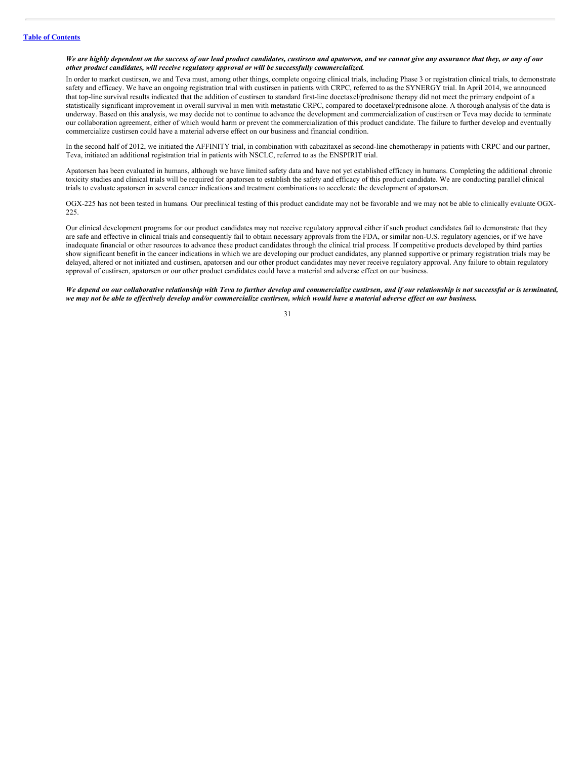***We are highly dependent on the success of our lead product candidates, custirsen and apatorsen, and we cannot give any assurance that they, or any of our other product candidates, will receive regulatory approval or will be successfully commercialized.***

In order to market custirsen, we and Teva must, among other things, complete ongoing clinical trials, including Phase 3 or registration clinical trials, to demonstrate safety and efficacy. We have an ongoing registration trial with custirsen in patients with CRPC, referred to as the SYNERGY trial. In April 2014, we announced that top-line survival results indicated that the addition of custirsen to standard first-line docetaxel/prednisone therapy did not meet the primary endpoint of a statistically significant improvement in overall survival in men with metastatic CRPC, compared to docetaxel/prednisone alone. A thorough analysis of the data is underway. Based on this analysis, we may decide not to continue to advance the development and commercialization of custirsen or Teva may decide to terminate our collaboration agreement, either of which would harm or prevent the commercialization of this product candidate. The failure to further develop and eventually commercialize custirsen could have a material adverse effect on our business and financial condition.

In the second half of 2012, we initiated the AFFINITY trial, in combination with cabazitaxel as second-line chemotherapy in patients with CRPC and our partner, Teva, initiated an additional registration trial in patients with NSCLC, referred to as the ENSPIRIT trial.

Apatorsen has been evaluated in humans, although we have limited safety data and have not yet established efficacy in humans. Completing the additional chronic toxicity studies and clinical trials will be required for apatorsen to establish the safety and efficacy of this product candidate. We are conducting parallel clinical trials to evaluate apatorsen in several cancer indications and treatment combinations to accelerate the development of apatorsen.

OGX-225 has not been tested in humans. Our preclinical testing of this product candidate may not be favorable and we may not be able to clinically evaluate OGX-225.

Our clinical development programs for our product candidates may not receive regulatory approval either if such product candidates fail to demonstrate that they are safe and effective in clinical trials and consequently fail to obtain necessary approvals from the FDA, or similar non-U.S. regulatory agencies, or if we have inadequate financial or other resources to advance these product candidates through the clinical trial process. If competitive products developed by third parties show significant benefit in the cancer indications in which we are developing our product candidates, any planned supportive or primary registration trials may be delayed, altered or not initiated and custirsen, apatorsen and our other product candidates may never receive regulatory approval. Any failure to obtain regulatory approval of custirsen, apatorsen or our other product candidates could have a material and adverse effect on our business.

***We depend on our collaborative relationship with Teva to further develop and commercialize custirsen, and if our relationship is not successful or is terminated, we may not be able to effectively develop and/or commercialize custirsen, which would have a material adverse effect on our business.***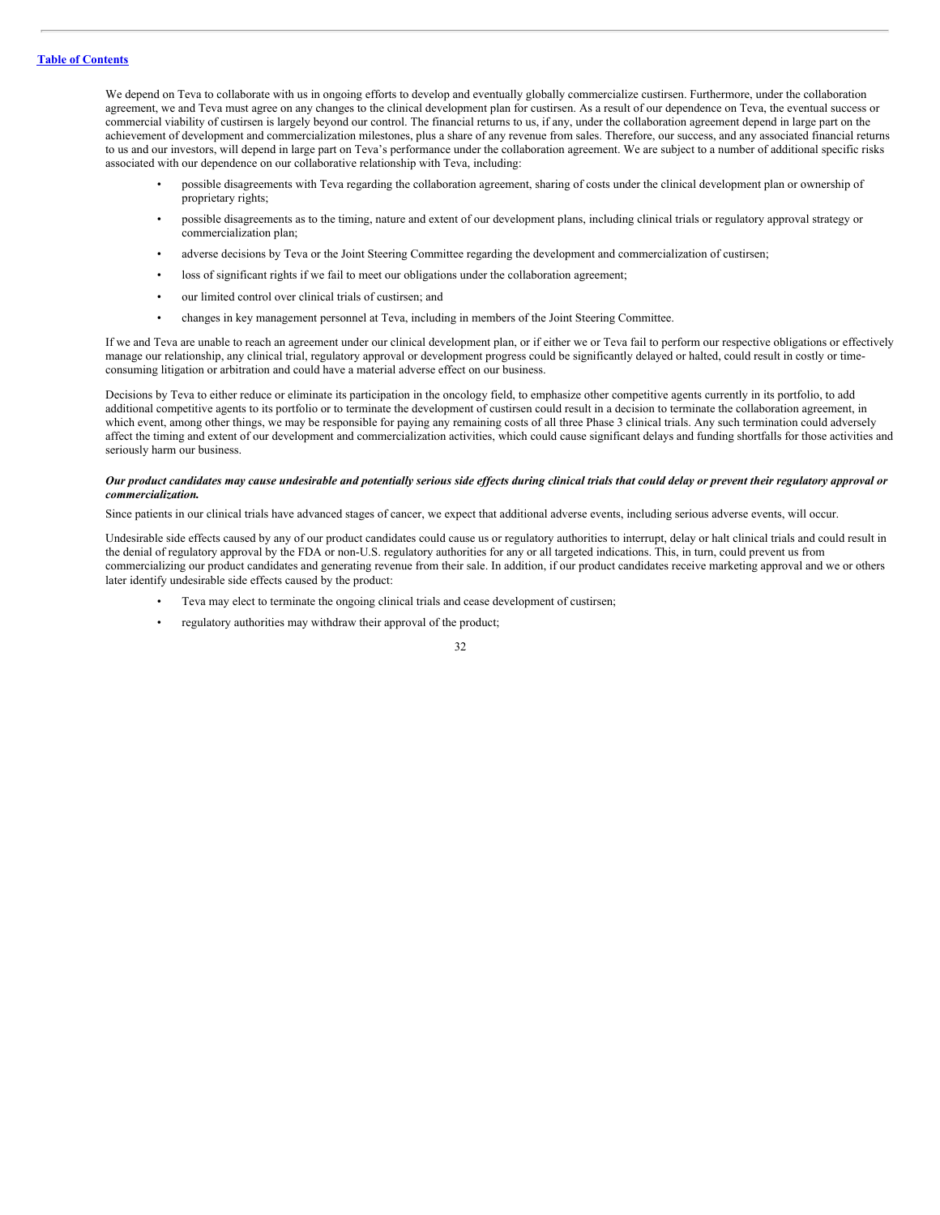We depend on Teva to collaborate with us in ongoing efforts to develop and eventually globally commercialize custirsen. Furthermore, under the collaboration agreement, we and Teva must agree on any changes to the clinical development plan for custirsen. As a result of our dependence on Teva, the eventual success or commercial viability of custirsen is largely beyond our control. The financial returns to us, if any, under the collaboration agreement depend in large part on the achievement of development and commercialization milestones, plus a share of any revenue from sales. Therefore, our success, and any associated financial returns to us and our investors, will depend in large part on Teva's performance under the collaboration agreement. We are subject to a number of additional specific risks associated with our dependence on our collaborative relationship with Teva, including:

- possible disagreements with Teva regarding the collaboration agreement, sharing of costs under the clinical development plan or ownership of proprietary rights;
- possible disagreements as to the timing, nature and extent of our development plans, including clinical trials or regulatory approval strategy or commercialization plan;
- adverse decisions by Teva or the Joint Steering Committee regarding the development and commercialization of custirsen;
- loss of significant rights if we fail to meet our obligations under the collaboration agreement;
- our limited control over clinical trials of custirsen; and
- changes in key management personnel at Teva, including in members of the Joint Steering Committee.

If we and Teva are unable to reach an agreement under our clinical development plan, or if either we or Teva fail to perform our respective obligations or effectively manage our relationship, any clinical trial, regulatory approval or development progress could be significantly delayed or halted, could result in costly or time-consuming litigation or arbitration and could have a material adverse effect on our business.

Decisions by Teva to either reduce or eliminate its participation in the oncology field, to emphasize other competitive agents currently in its portfolio, to add additional competitive agents to its portfolio or to terminate the development of custirsen could result in a decision to terminate the collaboration agreement, in which event, among other things, we may be responsible for paying any remaining costs of all three Phase 3 clinical trials. Any such termination could adversely affect the timing and extent of our development and commercialization activities, which could cause significant delays and funding shortfalls for those activities and seriously harm our business.

***Our product candidates may cause undesirable and potentially serious side effects during clinical trials that could delay or prevent their regulatory approval or commercialization.***

Since patients in our clinical trials have advanced stages of cancer, we expect that additional adverse events, including serious adverse events, will occur.

Undesirable side effects caused by any of our product candidates could cause us or regulatory authorities to interrupt, delay or halt clinical trials and could result in the denial of regulatory approval by the FDA or non-U.S. regulatory authorities for any or all targeted indications. This, in turn, could prevent us from commercializing our product candidates and generating revenue from their sale. In addition, if our product candidates receive marketing approval and we or others later identify undesirable side effects caused by the product:

- Teva may elect to terminate the ongoing clinical trials and cease development of custirsen;
- regulatory authorities may withdraw their approval of the product;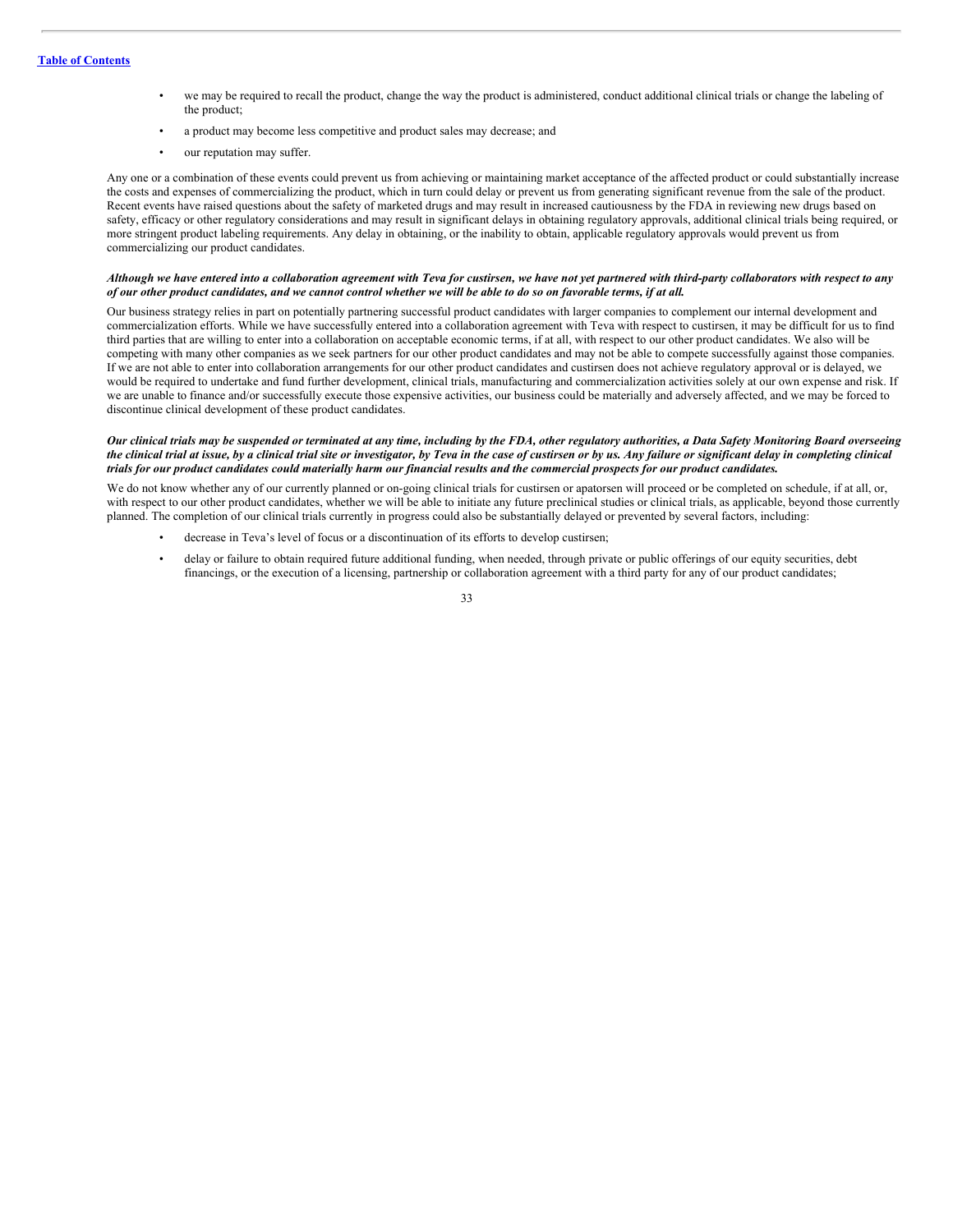- we may be required to recall the product, change the way the product is administered, conduct additional clinical trials or change the labeling of the product;
- a product may become less competitive and product sales may decrease; and
- our reputation may suffer.

Any one or a combination of these events could prevent us from achieving or maintaining market acceptance of the affected product or could substantially increase the costs and expenses of commercializing the product, which in turn could delay or prevent us from generating significant revenue from the sale of the product. Recent events have raised questions about the safety of marketed drugs and may result in increased cautiousness by the FDA in reviewing new drugs based on safety, efficacy or other regulatory considerations and may result in significant delays in obtaining regulatory approvals, additional clinical trials being required, or more stringent product labeling requirements. Any delay in obtaining, or the inability to obtain, applicable regulatory approvals would prevent us from commercializing our product candidates.

***Although we have entered into a collaboration agreement with Teva for custirsen, we have not yet partnered with third-party collaborators with respect to any of our other product candidates, and we cannot control whether we will be able to do so on favorable terms, if at all.***

Our business strategy relies in part on potentially partnering successful product candidates with larger companies to complement our internal development and commercialization efforts. While we have successfully entered into a collaboration agreement with Teva with respect to custirsen, it may be difficult for us to find third parties that are willing to enter into a collaboration on acceptable economic terms, if at all, with respect to our other product candidates. We also will be competing with many other companies as we seek partners for our other product candidates and may not be able to compete successfully against those companies. If we are not able to enter into collaboration arrangements for our other product candidates and custirsen does not achieve regulatory approval or is delayed, we would be required to undertake and fund further development, clinical trials, manufacturing and commercialization activities solely at our own expense and risk. If we are unable to finance and/or successfully execute those expensive activities, our business could be materially and adversely affected, and we may be forced to discontinue clinical development of these product candidates.

***Our clinical trials may be suspended or terminated at any time, including by the FDA, other regulatory authorities, a Data Safety Monitoring Board overseeing the clinical trial at issue, by a clinical trial site or investigator, by Teva in the case of custirsen or by us. Any failure or significant delay in completing clinical trials for our product candidates could materially harm our financial results and the commercial prospects for our product candidates.***

We do not know whether any of our currently planned or on-going clinical trials for custirsen or apatorsen will proceed or be completed on schedule, if at all, or, with respect to our other product candidates, whether we will be able to initiate any future preclinical studies or clinical trials, as applicable, beyond those currently planned. The completion of our clinical trials currently in progress could also be substantially delayed or prevented by several factors, including:

- decrease in Teva's level of focus or a discontinuation of its efforts to develop custirsen;
- delay or failure to obtain required future additional funding, when needed, through private or public offerings of our equity securities, debt financings, or the execution of a licensing, partnership or collaboration agreement with a third party for any of our product candidates;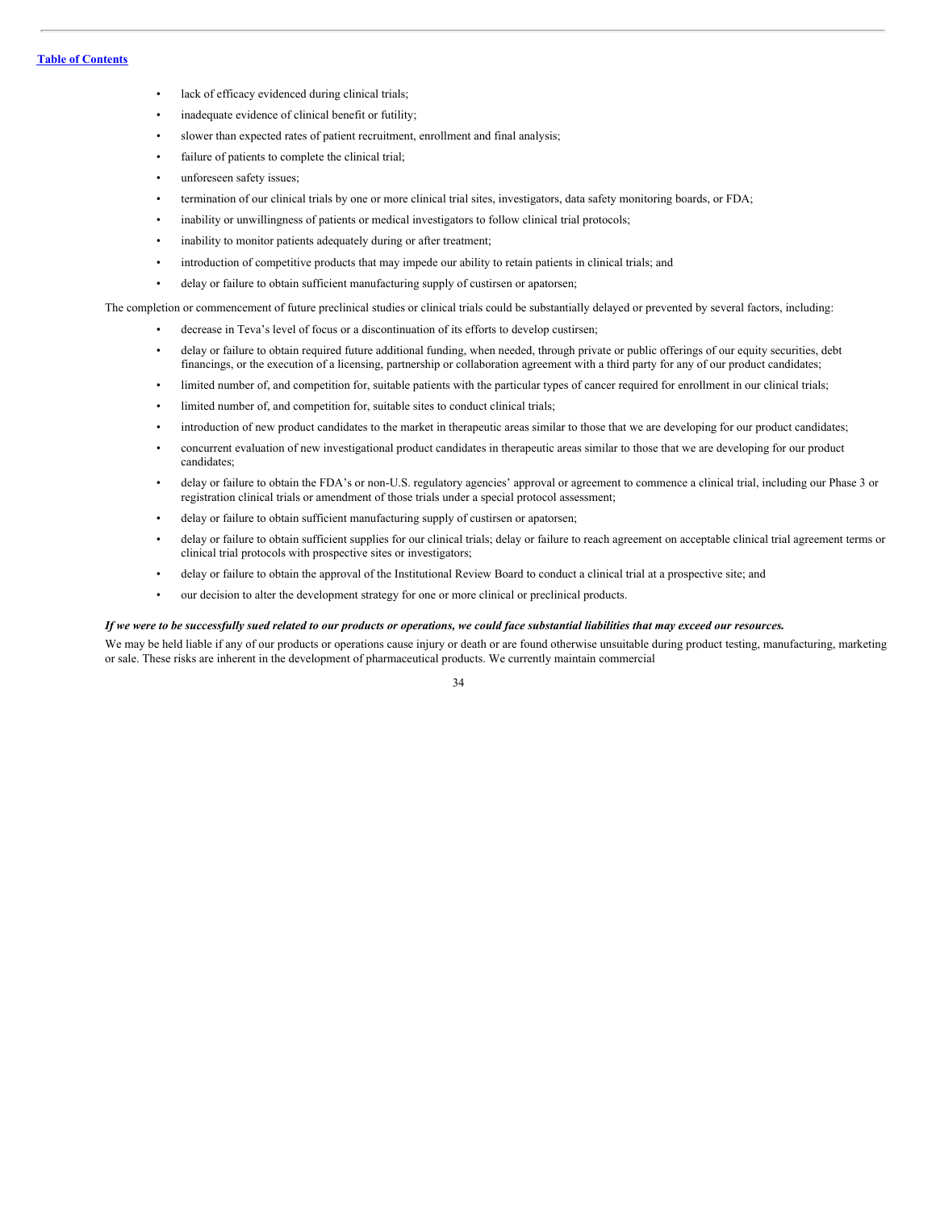- lack of efficacy evidenced during clinical trials;
- inadequate evidence of clinical benefit or futility;
- slower than expected rates of patient recruitment, enrollment and final analysis;
- failure of patients to complete the clinical trial;
- unforeseen safety issues;
- termination of our clinical trials by one or more clinical trial sites, investigators, data safety monitoring boards, or FDA;
- inability or unwillingness of patients or medical investigators to follow clinical trial protocols;
- inability to monitor patients adequately during or after treatment;
- introduction of competitive products that may impede our ability to retain patients in clinical trials; and
- delay or failure to obtain sufficient manufacturing supply of custirsen or apatorsen;

The completion or commencement of future preclinical studies or clinical trials could be substantially delayed or prevented by several factors, including:

- decrease in Teva's level of focus or a discontinuation of its efforts to develop custirsen;
- delay or failure to obtain required future additional funding, when needed, through private or public offerings of our equity securities, debt financings, or the execution of a licensing, partnership or collaboration agreement with a third party for any of our product candidates;
- limited number of, and competition for, suitable patients with the particular types of cancer required for enrollment in our clinical trials;
- limited number of, and competition for, suitable sites to conduct clinical trials;
- introduction of new product candidates to the market in therapeutic areas similar to those that we are developing for our product candidates;
- concurrent evaluation of new investigational product candidates in therapeutic areas similar to those that we are developing for our product candidates;
- delay or failure to obtain the FDA's or non-U.S. regulatory agencies' approval or agreement to commence a clinical trial, including our Phase 3 or registration clinical trials or amendment of those trials under a special protocol assessment;
- delay or failure to obtain sufficient manufacturing supply of custirsen or apatorsen;
- delay or failure to obtain sufficient supplies for our clinical trials; delay or failure to reach agreement on acceptable clinical trial agreement terms or clinical trial protocols with prospective sites or investigators;
- delay or failure to obtain the approval of the Institutional Review Board to conduct a clinical trial at a prospective site; and
- our decision to alter the development strategy for one or more clinical or preclinical products.

***If we were to be successfully sued related to our products or operations, we could face substantial liabilities that may exceed our resources.***

We may be held liable if any of our products or operations cause injury or death or are found otherwise unsuitable during product testing, manufacturing, marketing or sale. These risks are inherent in the development of pharmaceutical products. We currently maintain commercial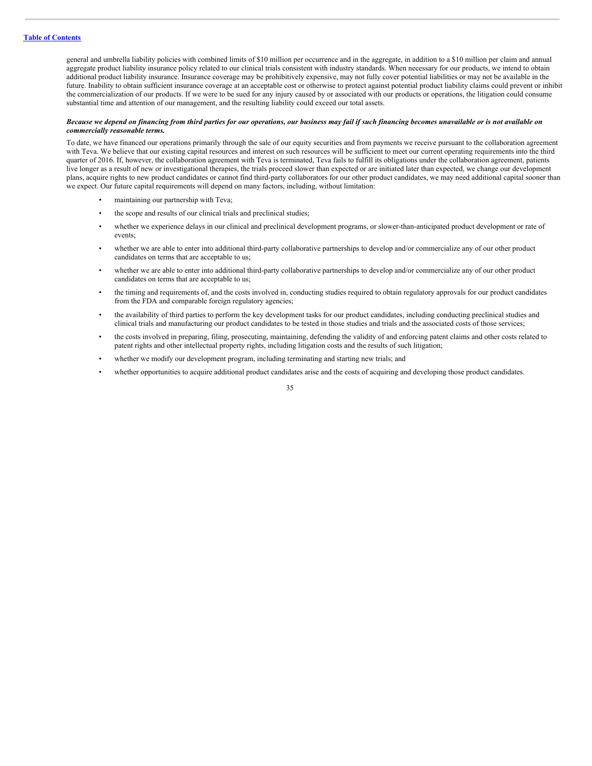general and umbrella liability policies with combined limits of $10 million per occurrence and in the aggregate, in addition to a $10 million per claim and annual aggregate product liability insurance policy related to our clinical trials consistent with industry standards. When necessary for our products, we intend to obtain additional product liability insurance. Insurance coverage may be prohibitively expensive, may not fully cover potential liabilities or may not be available in the future. Inability to obtain sufficient insurance coverage at an acceptable cost or otherwise to protect against potential product liability claims could prevent or inhibit the commercialization of our products. If we were to be sued for any injury caused by or associated with our products or operations, the litigation could consume substantial time and attention of our management, and the resulting liability could exceed our total assets.

***Because we depend on financing from third parties for our operations, our business may fail if such financing becomes unavailable or is not available on commercially reasonable terms.***

To date, we have financed our operations primarily through the sale of our equity securities and from payments we receive pursuant to the collaboration agreement with Teva. We believe that our existing capital resources and interest on such resources will be sufficient to meet our current operating requirements into the third quarter of 2016. If, however, the collaboration agreement with Teva is terminated, Teva fails to fulfill its obligations under the collaboration agreement, patients live longer as a result of new or investigational therapies, the trials proceed slower than expected or are initiated later than expected, we change our development plans, acquire rights to new product candidates or cannot find third-party collaborators for our other product candidates, we may need additional capital sooner than we expect. Our future capital requirements will depend on many factors, including, without limitation:

- maintaining our partnership with Teva;
- the scope and results of our clinical trials and preclinical studies;
- whether we experience delays in our clinical and preclinical development programs, or slower-than-anticipated product development or rate of events;
- whether we are able to enter into additional third-party collaborative partnerships to develop and/or commercialize any of our other product candidates on terms that are acceptable to us;
- whether we are able to enter into additional third-party collaborative partnerships to develop and/or commercialize any of our other product candidates on terms that are acceptable to us;
- the timing and requirements of, and the costs involved in, conducting studies required to obtain regulatory approvals for our product candidates from the FDA and comparable foreign regulatory agencies;
- the availability of third parties to perform the key development tasks for our product candidates, including conducting preclinical studies and clinical trials and manufacturing our product candidates to be tested in those studies and trials and the associated costs of those services;
- the costs involved in preparing, filing, prosecuting, maintaining, defending the validity of and enforcing patent claims and other costs related to patent rights and other intellectual property rights, including litigation costs and the results of such litigation;
- whether we modify our development program, including terminating and starting new trials; and
- whether opportunities to acquire additional product candidates arise and the costs of acquiring and developing those product candidates.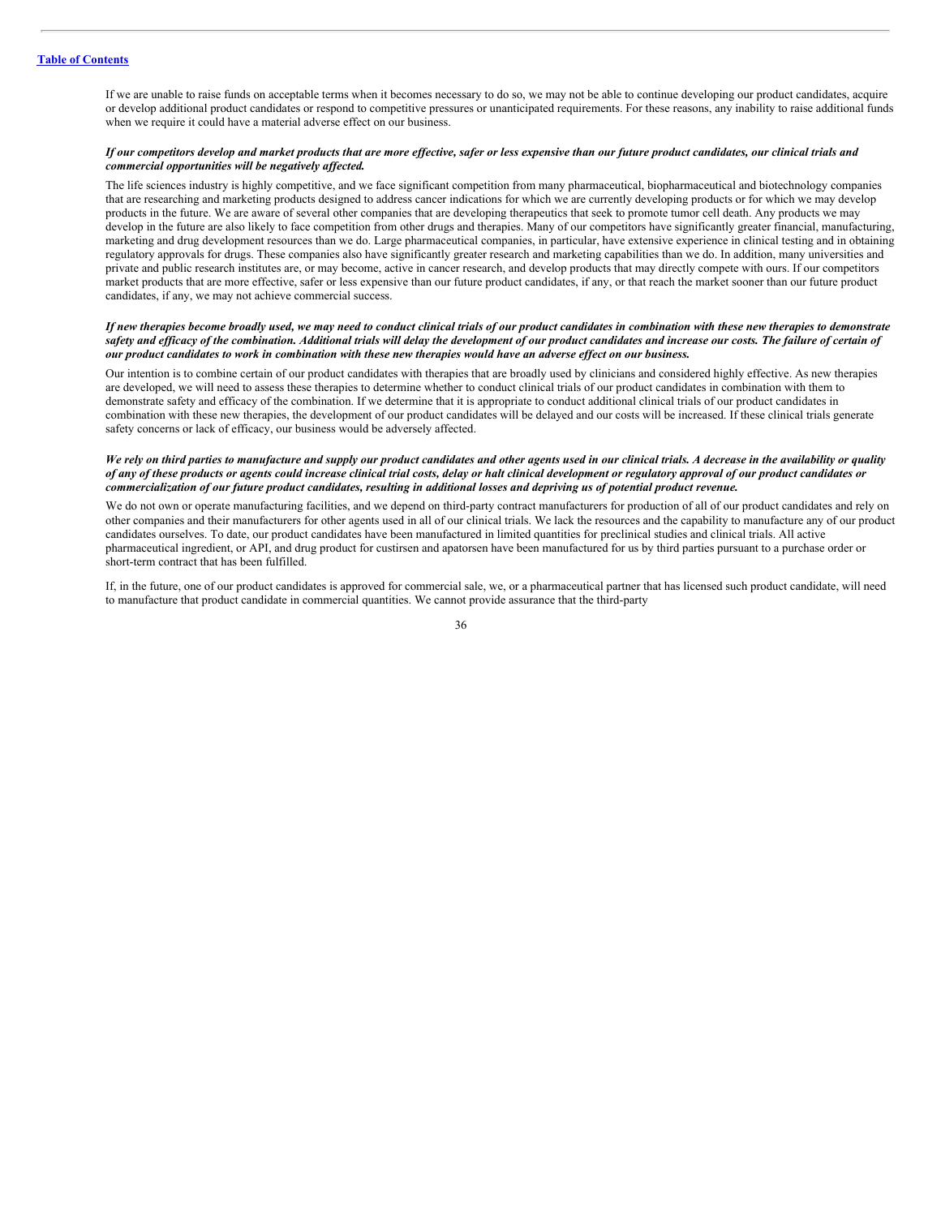If we are unable to raise funds on acceptable terms when it becomes necessary to do so, we may not be able to continue developing our product candidates, acquire or develop additional product candidates or respond to competitive pressures or unanticipated requirements. For these reasons, any inability to raise additional funds when we require it could have a material adverse effect on our business.

***If our competitors develop and market products that are more effective, safer or less expensive than our future product candidates, our clinical trials and commercial opportunities will be negatively affected.***

The life sciences industry is highly competitive, and we face significant competition from many pharmaceutical, biopharmaceutical and biotechnology companies that are researching and marketing products designed to address cancer indications for which we are currently developing products or for which we may develop products in the future. We are aware of several other companies that are developing therapeutics that seek to promote tumor cell death. Any products we may develop in the future are also likely to face competition from other drugs and therapies. Many of our competitors have significantly greater financial, manufacturing, marketing and drug development resources than we do. Large pharmaceutical companies, in particular, have extensive experience in clinical testing and in obtaining regulatory approvals for drugs. These companies also have significantly greater research and marketing capabilities than we do. In addition, many universities and private and public research institutes are, or may become, active in cancer research, and develop products that may directly compete with ours. If our competitors market products that are more effective, safer or less expensive than our future product candidates, if any, or that reach the market sooner than our future product candidates, if any, we may not achieve commercial success.

***If new therapies become broadly used, we may need to conduct clinical trials of our product candidates in combination with these new therapies to demonstrate safety and efficacy of the combination. Additional trials will delay the development of our product candidates and increase our costs. The failure of certain of our product candidates to work in combination with these new therapies would have an adverse effect on our business.***

Our intention is to combine certain of our product candidates with therapies that are broadly used by clinicians and considered highly effective. As new therapies are developed, we will need to assess these therapies to determine whether to conduct clinical trials of our product candidates in combination with them to demonstrate safety and efficacy of the combination. If we determine that it is appropriate to conduct additional clinical trials of our product candidates in combination with these new therapies, the development of our product candidates will be delayed and our costs will be increased. If these clinical trials generate safety concerns or lack of efficacy, our business would be adversely affected.

***We rely on third parties to manufacture and supply our product candidates and other agents used in our clinical trials. A decrease in the availability or quality of any of these products or agents could increase clinical trial costs, delay or halt clinical development or regulatory approval of our product candidates or commercialization of our future product candidates, resulting in additional losses and depriving us of potential product revenue.***

We do not own or operate manufacturing facilities, and we depend on third-party contract manufacturers for production of all of our product candidates and rely on other companies and their manufacturers for other agents used in all of our clinical trials. We lack the resources and the capability to manufacture any of our product candidates ourselves. To date, our product candidates have been manufactured in limited quantities for preclinical studies and clinical trials. All active pharmaceutical ingredient, or API, and drug product for custirsen and apatorsen have been manufactured for us by third parties pursuant to a purchase order or short-term contract that has been fulfilled.

If, in the future, one of our product candidates is approved for commercial sale, we, or a pharmaceutical partner that has licensed such product candidate, will need to manufacture that product candidate in commercial quantities. We cannot provide assurance that the third-party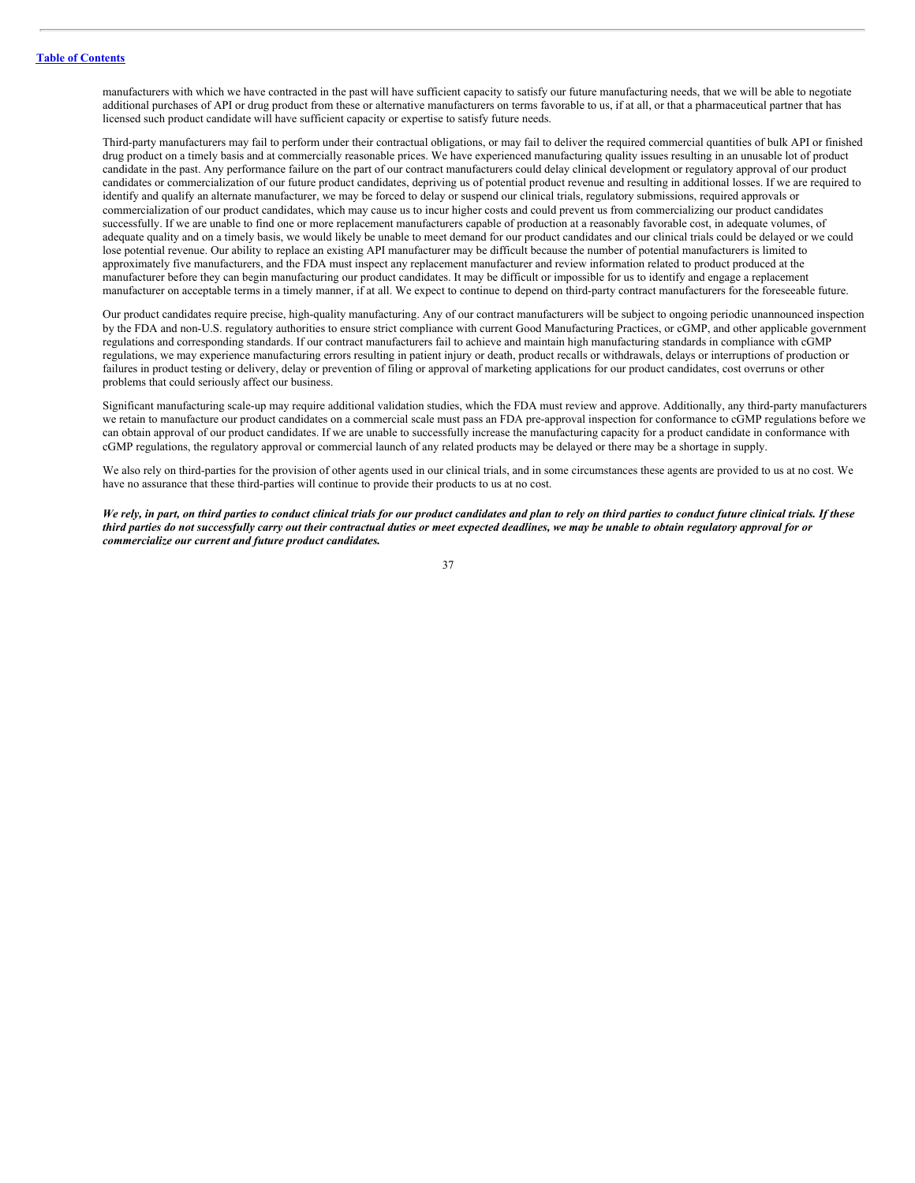manufacturers with which we have contracted in the past will have sufficient capacity to satisfy our future manufacturing needs, that we will be able to negotiate additional purchases of API or drug product from these or alternative manufacturers on terms favorable to us, if at all, or that a pharmaceutical partner that has licensed such product candidate will have sufficient capacity or expertise to satisfy future needs.

Third-party manufacturers may fail to perform under their contractual obligations, or may fail to deliver the required commercial quantities of bulk API or finished drug product on a timely basis and at commercially reasonable prices. We have experienced manufacturing quality issues resulting in an unusable lot of product candidate in the past. Any performance failure on the part of our contract manufacturers could delay clinical development or regulatory approval of our product candidates or commercialization of our future product candidates, depriving us of potential product revenue and resulting in additional losses. If we are required to identify and qualify an alternate manufacturer, we may be forced to delay or suspend our clinical trials, regulatory submissions, required approvals or commercialization of our product candidates, which may cause us to incur higher costs and could prevent us from commercializing our product candidates successfully. If we are unable to find one or more replacement manufacturers capable of production at a reasonably favorable cost, in adequate volumes, of adequate quality and on a timely basis, we would likely be unable to meet demand for our product candidates and our clinical trials could be delayed or we could lose potential revenue. Our ability to replace an existing API manufacturer may be difficult because the number of potential manufacturers is limited to approximately five manufacturers, and the FDA must inspect any replacement manufacturer and review information related to product produced at the manufacturer before they can begin manufacturing our product candidates. It may be difficult or impossible for us to identify and engage a replacement manufacturer on acceptable terms in a timely manner, if at all. We expect to continue to depend on third-party contract manufacturers for the foreseeable future.

Our product candidates require precise, high-quality manufacturing. Any of our contract manufacturers will be subject to ongoing periodic unannounced inspection by the FDA and non-U.S. regulatory authorities to ensure strict compliance with current Good Manufacturing Practices, or cGMP, and other applicable government regulations and corresponding standards. If our contract manufacturers fail to achieve and maintain high manufacturing standards in compliance with cGMP regulations, we may experience manufacturing errors resulting in patient injury or death, product recalls or withdrawals, delays or interruptions of production or failures in product testing or delivery, delay or prevention of filing or approval of marketing applications for our product candidates, cost overruns or other problems that could seriously affect our business.

Significant manufacturing scale-up may require additional validation studies, which the FDA must review and approve. Additionally, any third-party manufacturers we retain to manufacture our product candidates on a commercial scale must pass an FDA pre-approval inspection for conformance to cGMP regulations before we can obtain approval of our product candidates. If we are unable to successfully increase the manufacturing capacity for a product candidate in conformance with cGMP regulations, the regulatory approval or commercial launch of any related products may be delayed or there may be a shortage in supply.

We also rely on third-parties for the provision of other agents used in our clinical trials, and in some circumstances these agents are provided to us at no cost. We have no assurance that these third-parties will continue to provide their products to us at no cost.

***We rely, in part, on third parties to conduct clinical trials for our product candidates and plan to rely on third parties to conduct future clinical trials. If these third parties do not successfully carry out their contractual duties or meet expected deadlines, we may be unable to obtain regulatory approval for or commercialize our current and future product candidates.***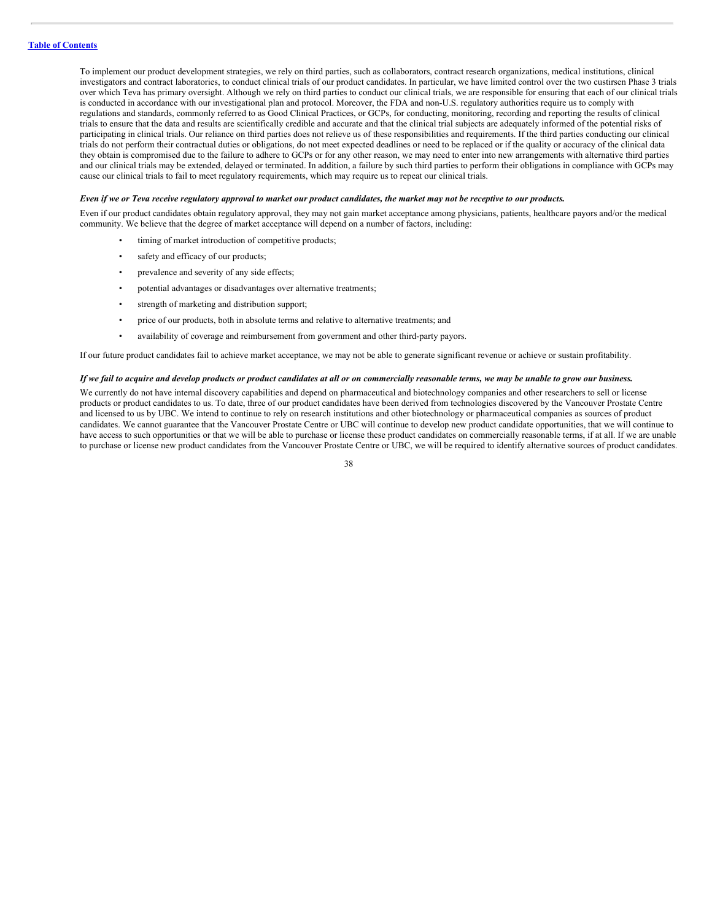To implement our product development strategies, we rely on third parties, such as collaborators, contract research organizations, medical institutions, clinical investigators and contract laboratories, to conduct clinical trials of our product candidates. In particular, we have limited control over the two custirsen Phase 3 trials over which Teva has primary oversight. Although we rely on third parties to conduct our clinical trials, we are responsible for ensuring that each of our clinical trials is conducted in accordance with our investigational plan and protocol. Moreover, the FDA and non-U.S. regulatory authorities require us to comply with regulations and standards, commonly referred to as Good Clinical Practices, or GCPs, for conducting, monitoring, recording and reporting the results of clinical trials to ensure that the data and results are scientifically credible and accurate and that the clinical trial subjects are adequately informed of the potential risks of participating in clinical trials. Our reliance on third parties does not relieve us of these responsibilities and requirements. If the third parties conducting our clinical trials do not perform their contractual duties or obligations, do not meet expected deadlines or need to be replaced or if the quality or accuracy of the clinical data they obtain is compromised due to the failure to adhere to GCPs or for any other reason, we may need to enter into new arrangements with alternative third parties and our clinical trials may be extended, delayed or terminated. In addition, a failure by such third parties to perform their obligations in compliance with GCPs may cause our clinical trials to fail to meet regulatory requirements, which may require us to repeat our clinical trials.

***Even if we or Teva receive regulatory approval to market our product candidates, the market may not be receptive to our products.***

Even if our product candidates obtain regulatory approval, they may not gain market acceptance among physicians, patients, healthcare payors and/or the medical community. We believe that the degree of market acceptance will depend on a number of factors, including:

- timing of market introduction of competitive products;
- safety and efficacy of our products;
- prevalence and severity of any side effects;
- potential advantages or disadvantages over alternative treatments;
- strength of marketing and distribution support;
- price of our products, both in absolute terms and relative to alternative treatments; and
- availability of coverage and reimbursement from government and other third-party payors.

If our future product candidates fail to achieve market acceptance, we may not be able to generate significant revenue or achieve or sustain profitability.

***If we fail to acquire and develop products or product candidates at all or on commercially reasonable terms, we may be unable to grow our business.***

We currently do not have internal discovery capabilities and depend on pharmaceutical and biotechnology companies and other researchers to sell or license products or product candidates to us. To date, three of our product candidates have been derived from technologies discovered by the Vancouver Prostate Centre and licensed to us by UBC. We intend to continue to rely on research institutions and other biotechnology or pharmaceutical companies as sources of product candidates. We cannot guarantee that the Vancouver Prostate Centre or UBC will continue to develop new product candidate opportunities, that we will continue to have access to such opportunities or that we will be able to purchase or license these product candidates on commercially reasonable terms, if at all. If we are unable to purchase or license new product candidates from the Vancouver Prostate Centre or UBC, we will be required to identify alternative sources of product candidates.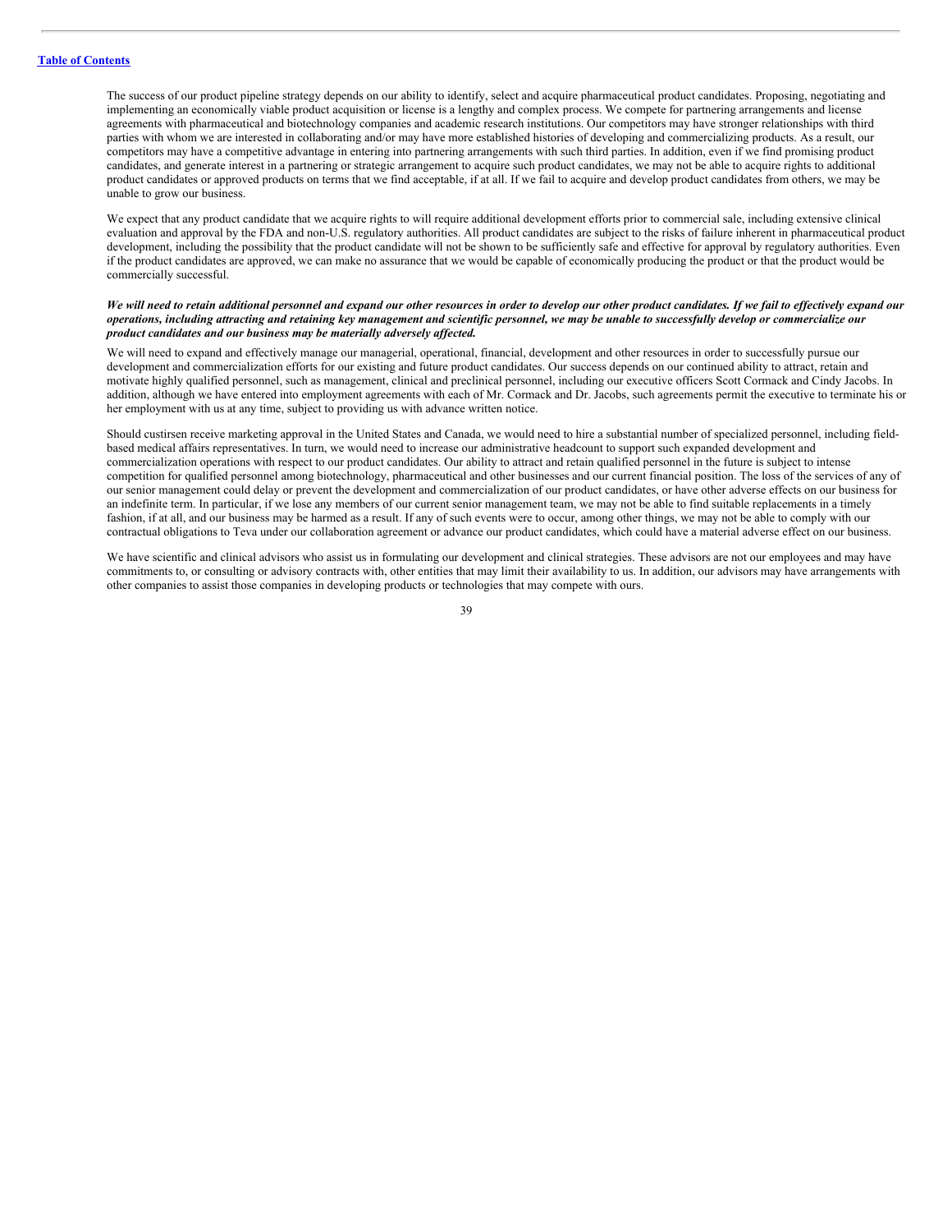The success of our product pipeline strategy depends on our ability to identify, select and acquire pharmaceutical product candidates. Proposing, negotiating and implementing an economically viable product acquisition or license is a lengthy and complex process. We compete for partnering arrangements and license agreements with pharmaceutical and biotechnology companies and academic research institutions. Our competitors may have stronger relationships with third parties with whom we are interested in collaborating and/or may have more established histories of developing and commercializing products. As a result, our competitors may have a competitive advantage in entering into partnering arrangements with such third parties. In addition, even if we find promising product candidates, and generate interest in a partnering or strategic arrangement to acquire such product candidates, we may not be able to acquire rights to additional product candidates or approved products on terms that we find acceptable, if at all. If we fail to acquire and develop product candidates from others, we may be unable to grow our business.

We expect that any product candidate that we acquire rights to will require additional development efforts prior to commercial sale, including extensive clinical evaluation and approval by the FDA and non-U.S. regulatory authorities. All product candidates are subject to the risks of failure inherent in pharmaceutical product development, including the possibility that the product candidate will not be shown to be sufficiently safe and effective for approval by regulatory authorities. Even if the product candidates are approved, we can make no assurance that we would be capable of economically producing the product or that the product would be commercially successful.

***We will need to retain additional personnel and expand our other resources in order to develop our other product candidates. If we fail to effectively expand our operations, including attracting and retaining key management and scientific personnel, we may be unable to successfully develop or commercialize our product candidates and our business may be materially adversely affected.***

We will need to expand and effectively manage our managerial, operational, financial, development and other resources in order to successfully pursue our development and commercialization efforts for our existing and future product candidates. Our success depends on our continued ability to attract, retain and motivate highly qualified personnel, such as management, clinical and preclinical personnel, including our executive officers Scott Cormack and Cindy Jacobs. In addition, although we have entered into employment agreements with each of Mr. Cormack and Dr. Jacobs, such agreements permit the executive to terminate his or her employment with us at any time, subject to providing us with advance written notice.

Should custirsen receive marketing approval in the United States and Canada, we would need to hire a substantial number of specialized personnel, including field-based medical affairs representatives. In turn, we would need to increase our administrative headcount to support such expanded development and commercialization operations with respect to our product candidates. Our ability to attract and retain qualified personnel in the future is subject to intense competition for qualified personnel among biotechnology, pharmaceutical and other businesses and our current financial position. The loss of the services of any of our senior management could delay or prevent the development and commercialization of our product candidates, or have other adverse effects on our business for an indefinite term. In particular, if we lose any members of our current senior management team, we may not be able to find suitable replacements in a timely fashion, if at all, and our business may be harmed as a result. If any of such events were to occur, among other things, we may not be able to comply with our contractual obligations to Teva under our collaboration agreement or advance our product candidates, which could have a material adverse effect on our business.

We have scientific and clinical advisors who assist us in formulating our development and clinical strategies. These advisors are not our employees and may have commitments to, or consulting or advisory contracts with, other entities that may limit their availability to us. In addition, our advisors may have arrangements with other companies to assist those companies in developing products or technologies that may compete with ours.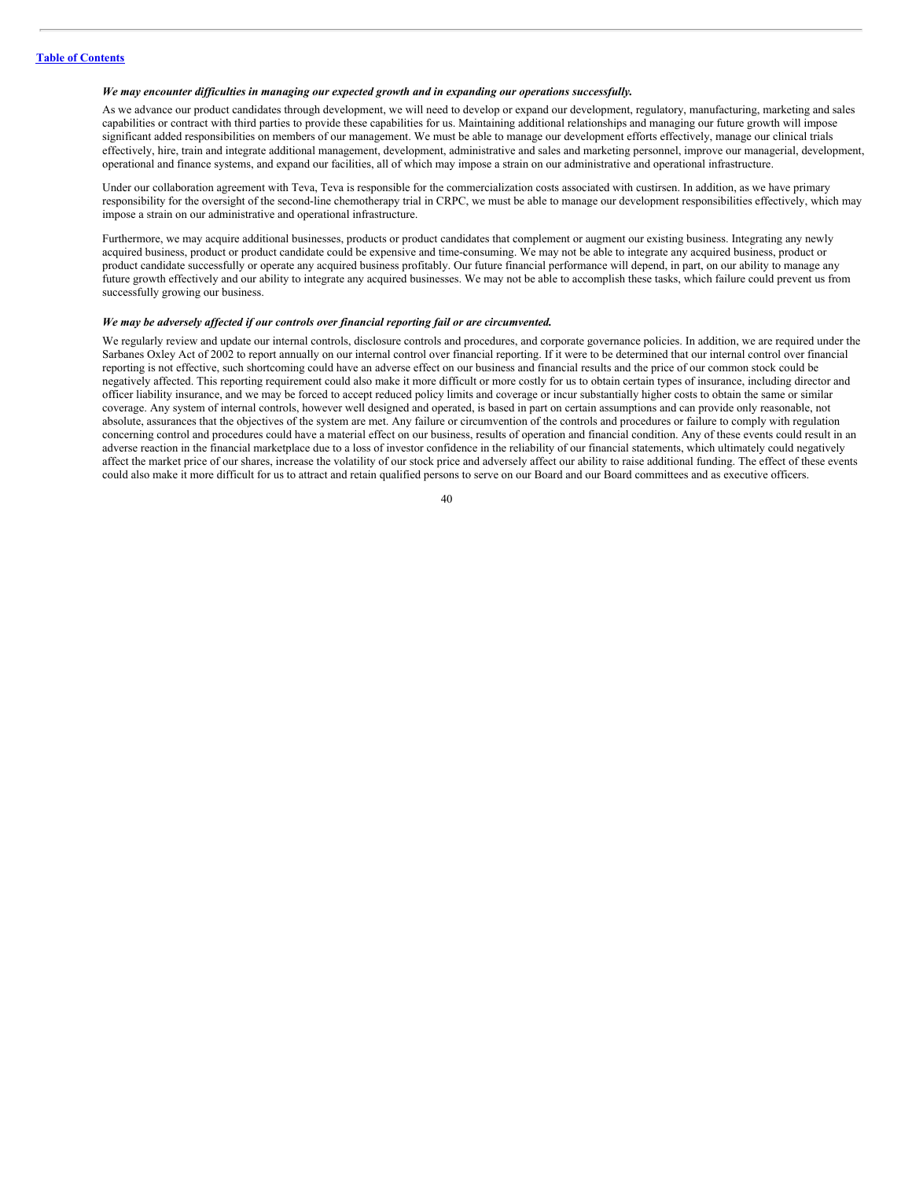***We may encounter difficulties in managing our expected growth and in expanding our operations successfully.***

As we advance our product candidates through development, we will need to develop or expand our development, regulatory, manufacturing, marketing and sales capabilities or contract with third parties to provide these capabilities for us. Maintaining additional relationships and managing our future growth will impose significant added responsibilities on members of our management. We must be able to manage our development efforts effectively, manage our clinical trials effectively, hire, train and integrate additional management, development, administrative and sales and marketing personnel, improve our managerial, development, operational and finance systems, and expand our facilities, all of which may impose a strain on our administrative and operational infrastructure.

Under our collaboration agreement with Teva, Teva is responsible for the commercialization costs associated with custirsen. In addition, as we have primary responsibility for the oversight of the second-line chemotherapy trial in CRPC, we must be able to manage our development responsibilities effectively, which may impose a strain on our administrative and operational infrastructure.

Furthermore, we may acquire additional businesses, products or product candidates that complement or augment our existing business. Integrating any newly acquired business, product or product candidate could be expensive and time-consuming. We may not be able to integrate any acquired business, product or product candidate successfully or operate any acquired business profitably. Our future financial performance will depend, in part, on our ability to manage any future growth effectively and our ability to integrate any acquired businesses. We may not be able to accomplish these tasks, which failure could prevent us from successfully growing our business.

***We may be adversely affected if our controls over financial reporting fail or are circumvented.***

We regularly review and update our internal controls, disclosure controls and procedures, and corporate governance policies. In addition, we are required under the Sarbanes Oxley Act of 2002 to report annually on our internal control over financial reporting. If it were to be determined that our internal control over financial reporting is not effective, such shortcoming could have an adverse effect on our business and financial results and the price of our common stock could be negatively affected. This reporting requirement could also make it more difficult or more costly for us to obtain certain types of insurance, including director and officer liability insurance, and we may be forced to accept reduced policy limits and coverage or incur substantially higher costs to obtain the same or similar coverage. Any system of internal controls, however well designed and operated, is based in part on certain assumptions and can provide only reasonable, not absolute, assurances that the objectives of the system are met. Any failure or circumvention of the controls and procedures or failure to comply with regulation concerning control and procedures could have a material effect on our business, results of operation and financial condition. Any of these events could result in an adverse reaction in the financial marketplace due to a loss of investor confidence in the reliability of our financial statements, which ultimately could negatively affect the market price of our shares, increase the volatility of our stock price and adversely affect our ability to raise additional funding. The effect of these events could also make it more difficult for us to attract and retain qualified persons to serve on our Board and our Board committees and as executive officers.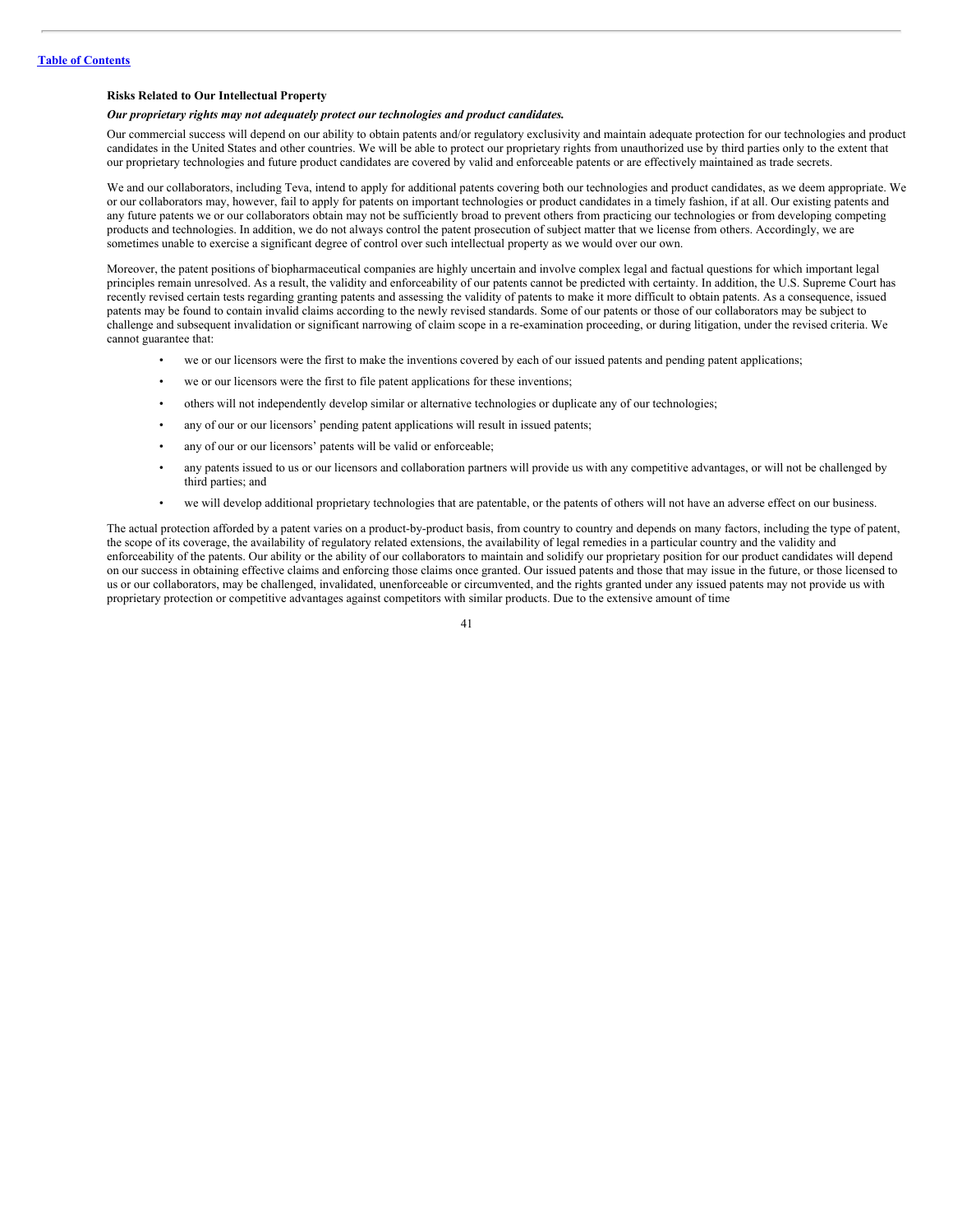### Risks Related to Our Intellectual Property

***Our proprietary rights may not adequately protect our technologies and product candidates.***

Our commercial success will depend on our ability to obtain patents and/or regulatory exclusivity and maintain adequate protection for our technologies and product candidates in the United States and other countries. We will be able to protect our proprietary rights from unauthorized use by third parties only to the extent that our proprietary technologies and future product candidates are covered by valid and enforceable patents or are effectively maintained as trade secrets.

We and our collaborators, including Teva, intend to apply for additional patents covering both our technologies and product candidates, as we deem appropriate. We or our collaborators may, however, fail to apply for patents on important technologies or product candidates in a timely fashion, if at all. Our existing patents and any future patents we or our collaborators obtain may not be sufficiently broad to prevent others from practicing our technologies or from developing competing products and technologies. In addition, we do not always control the patent prosecution of subject matter that we license from others. Accordingly, we are sometimes unable to exercise a significant degree of control over such intellectual property as we would over our own.

Moreover, the patent positions of biopharmaceutical companies are highly uncertain and involve complex legal and factual questions for which important legal principles remain unresolved. As a result, the validity and enforceability of our patents cannot be predicted with certainty. In addition, the U.S. Supreme Court has recently revised certain tests regarding granting patents and assessing the validity of patents to make it more difficult to obtain patents. As a consequence, issued patents may be found to contain invalid claims according to the newly revised standards. Some of our patents or those of our collaborators may be subject to challenge and subsequent invalidation or significant narrowing of claim scope in a re-examination proceeding, or during litigation, under the revised criteria. We cannot guarantee that:

- we or our licensors were the first to make the inventions covered by each of our issued patents and pending patent applications;
- we or our licensors were the first to file patent applications for these inventions;
- others will not independently develop similar or alternative technologies or duplicate any of our technologies;
- any of our or our licensors' pending patent applications will result in issued patents;
- any of our or our licensors' patents will be valid or enforceable;
- any patents issued to us or our licensors and collaboration partners will provide us with any competitive advantages, or will not be challenged by third parties; and
- we will develop additional proprietary technologies that are patentable, or the patents of others will not have an adverse effect on our business.

The actual protection afforded by a patent varies on a product-by-product basis, from country to country and depends on many factors, including the type of patent, the scope of its coverage, the availability of regulatory related extensions, the availability of legal remedies in a particular country and the validity and enforceability of the patents. Our ability or the ability of our collaborators to maintain and solidify our proprietary position for our product candidates will depend on our success in obtaining effective claims and enforcing those claims once granted. Our issued patents and those that may issue in the future, or those licensed to us or our collaborators, may be challenged, invalidated, unenforceable or circumvented, and the rights granted under any issued patents may not provide us with proprietary protection or competitive advantages against competitors with similar products. Due to the extensive amount of time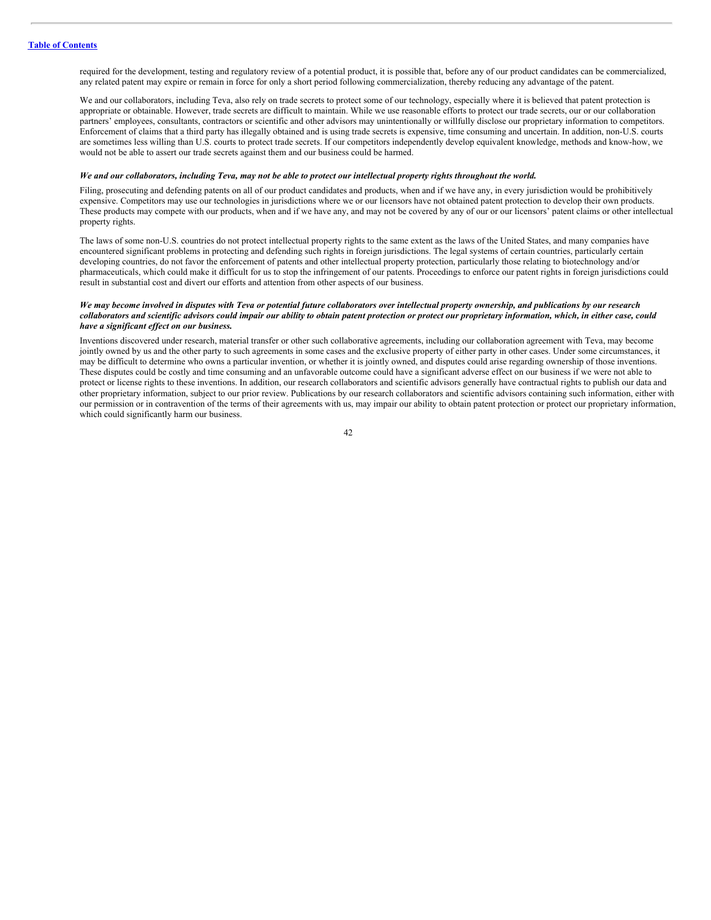required for the development, testing and regulatory review of a potential product, it is possible that, before any of our product candidates can be commercialized, any related patent may expire or remain in force for only a short period following commercialization, thereby reducing any advantage of the patent.

We and our collaborators, including Teva, also rely on trade secrets to protect some of our technology, especially where it is believed that patent protection is appropriate or obtainable. However, trade secrets are difficult to maintain. While we use reasonable efforts to protect our trade secrets, our or our collaboration partners' employees, consultants, contractors or scientific and other advisors may unintentionally or willfully disclose our proprietary information to competitors. Enforcement of claims that a third party has illegally obtained and is using trade secrets is expensive, time consuming and uncertain. In addition, non-U.S. courts are sometimes less willing than U.S. courts to protect trade secrets. If our competitors independently develop equivalent knowledge, methods and know-how, we would not be able to assert our trade secrets against them and our business could be harmed.

***We and our collaborators, including Teva, may not be able to protect our intellectual property rights throughout the world.***

Filing, prosecuting and defending patents on all of our product candidates and products, when and if we have any, in every jurisdiction would be prohibitively expensive. Competitors may use our technologies in jurisdictions where we or our licensors have not obtained patent protection to develop their own products. These products may compete with our products, when and if we have any, and may not be covered by any of our or our licensors' patent claims or other intellectual property rights.

The laws of some non-U.S. countries do not protect intellectual property rights to the same extent as the laws of the United States, and many companies have encountered significant problems in protecting and defending such rights in foreign jurisdictions. The legal systems of certain countries, particularly certain developing countries, do not favor the enforcement of patents and other intellectual property protection, particularly those relating to biotechnology and/or pharmaceuticals, which could make it difficult for us to stop the infringement of our patents. Proceedings to enforce our patent rights in foreign jurisdictions could result in substantial cost and divert our efforts and attention from other aspects of our business.

***We may become involved in disputes with Teva or potential future collaborators over intellectual property ownership, and publications by our research collaborators and scientific advisors could impair our ability to obtain patent protection or protect our proprietary information, which, in either case, could have a significant effect on our business.***

Inventions discovered under research, material transfer or other such collaborative agreements, including our collaboration agreement with Teva, may become jointly owned by us and the other party to such agreements in some cases and the exclusive property of either party in other cases. Under some circumstances, it may be difficult to determine who owns a particular invention, or whether it is jointly owned, and disputes could arise regarding ownership of those inventions. These disputes could be costly and time consuming and an unfavorable outcome could have a significant adverse effect on our business if we were not able to protect or license rights to these inventions. In addition, our research collaborators and scientific advisors generally have contractual rights to publish our data and other proprietary information, subject to our prior review. Publications by our research collaborators and scientific advisors containing such information, either with our permission or in contravention of the terms of their agreements with us, may impair our ability to obtain patent protection or protect our proprietary information, which could significantly harm our business.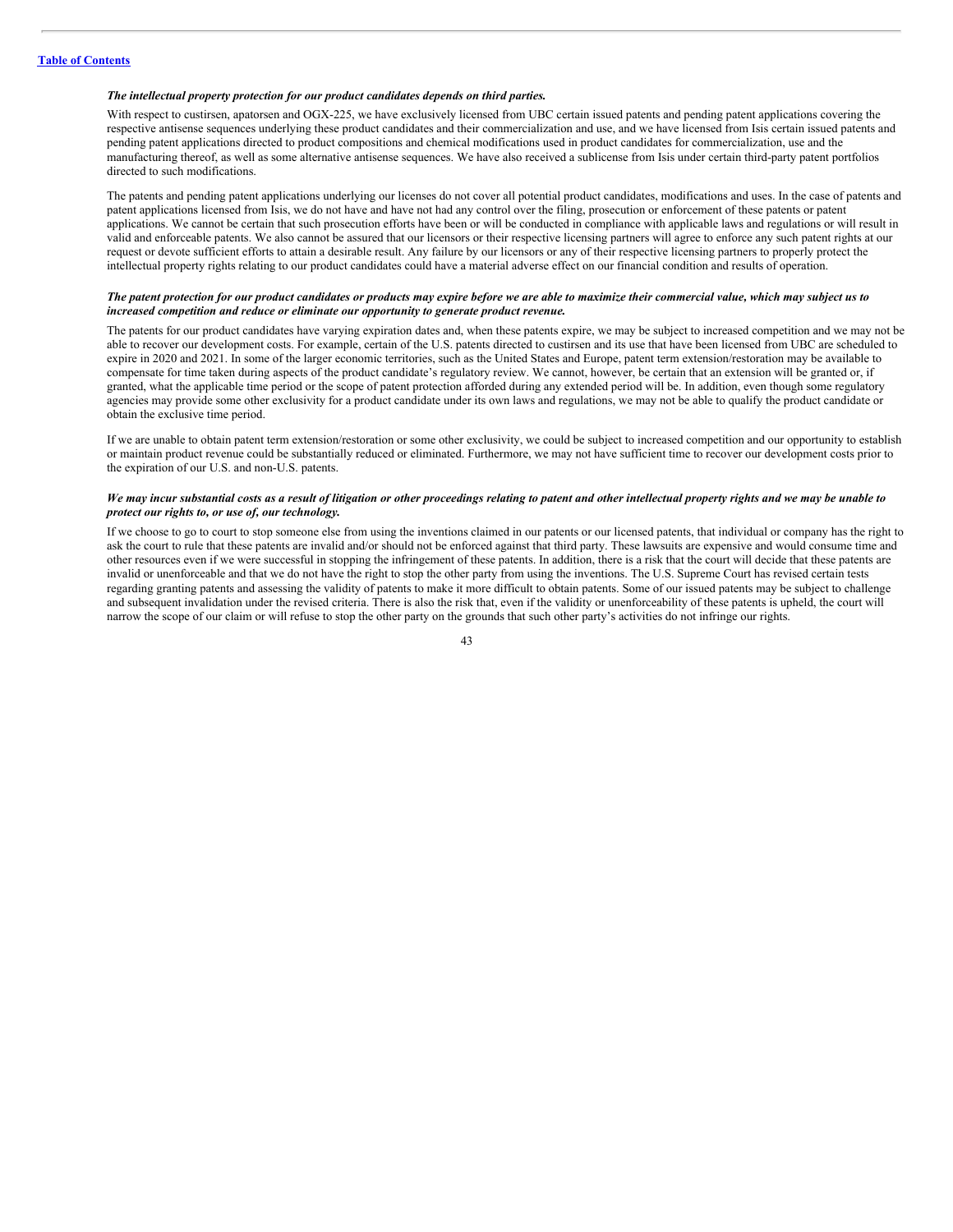*The intellectual property protection for our product candidates depends on third parties.*

With respect to custirsen, apatorsen and OGX-225, we have exclusively licensed from UBC certain issued patents and pending patent applications covering the respective antisense sequences underlying these product candidates and their commercialization and use, and we have licensed from Isis certain issued patents and pending patent applications directed to product compositions and chemical modifications used in product candidates for commercialization, use and the manufacturing thereof, as well as some alternative antisense sequences. We have also received a sublicense from Isis under certain third-party patent portfolios directed to such modifications.

The patents and pending patent applications underlying our licenses do not cover all potential product candidates, modifications and uses. In the case of patents and patent applications licensed from Isis, we do not have and have not had any control over the filing, prosecution or enforcement of these patents or patent applications. We cannot be certain that such prosecution efforts have been or will be conducted in compliance with applicable laws and regulations or will result in valid and enforceable patents. We also cannot be assured that our licensors or their respective licensing partners will agree to enforce any such patent rights at our request or devote sufficient efforts to attain a desirable result. Any failure by our licensors or any of their respective licensing partners to properly protect the intellectual property rights relating to our product candidates could have a material adverse effect on our financial condition and results of operation.

***The patent protection for our product candidates or products may expire before we are able to maximize their commercial value, which may subject us to increased competition and reduce or eliminate our opportunity to generate product revenue.***

The patents for our product candidates have varying expiration dates and, when these patents expire, we may be subject to increased competition and we may not be able to recover our development costs. For example, certain of the U.S. patents directed to custirsen and its use that have been licensed from UBC are scheduled to expire in 2020 and 2021. In some of the larger economic territories, such as the United States and Europe, patent term extension/restoration may be available to compensate for time taken during aspects of the product candidate's regulatory review. We cannot, however, be certain that an extension will be granted or, if granted, what the applicable time period or the scope of patent protection afforded during any extended period will be. In addition, even though some regulatory agencies may provide some other exclusivity for a product candidate under its own laws and regulations, we may not be able to qualify the product candidate or obtain the exclusive time period.

If we are unable to obtain patent term extension/restoration or some other exclusivity, we could be subject to increased competition and our opportunity to establish or maintain product revenue could be substantially reduced or eliminated. Furthermore, we may not have sufficient time to recover our development costs prior to the expiration of our U.S. and non-U.S. patents.

***We may incur substantial costs as a result of litigation or other proceedings relating to patent and other intellectual property rights and we may be unable to protect our rights to, or use of, our technology.***

If we choose to go to court to stop someone else from using the inventions claimed in our patents or our licensed patents, that individual or company has the right to ask the court to rule that these patents are invalid and/or should not be enforced against that third party. These lawsuits are expensive and would consume time and other resources even if we were successful in stopping the infringement of these patents. In addition, there is a risk that the court will decide that these patents are invalid or unenforceable and that we do not have the right to stop the other party from using the inventions. The U.S. Supreme Court has revised certain tests regarding granting patents and assessing the validity of patents to make it more difficult to obtain patents. Some of our issued patents may be subject to challenge and subsequent invalidation under the revised criteria. There is also the risk that, even if the validity or unenforceability of these patents is upheld, the court will narrow the scope of our claim or will refuse to stop the other party on the grounds that such other party's activities do not infringe our rights.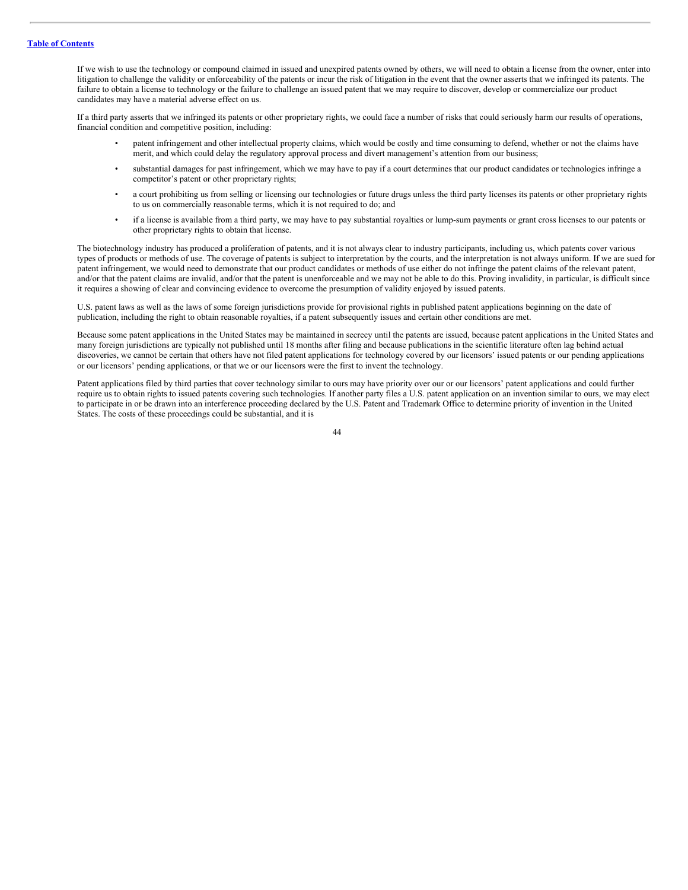If we wish to use the technology or compound claimed in issued and unexpired patents owned by others, we will need to obtain a license from the owner, enter into litigation to challenge the validity or enforceability of the patents or incur the risk of litigation in the event that the owner asserts that we infringed its patents. The failure to obtain a license to technology or the failure to challenge an issued patent that we may require to discover, develop or commercialize our product candidates may have a material adverse effect on us.

If a third party asserts that we infringed its patents or other proprietary rights, we could face a number of risks that could seriously harm our results of operations, financial condition and competitive position, including:

- patent infringement and other intellectual property claims, which would be costly and time consuming to defend, whether or not the claims have merit, and which could delay the regulatory approval process and divert management's attention from our business;
- substantial damages for past infringement, which we may have to pay if a court determines that our product candidates or technologies infringe a competitor's patent or other proprietary rights;
- a court prohibiting us from selling or licensing our technologies or future drugs unless the third party licenses its patents or other proprietary rights to us on commercially reasonable terms, which it is not required to do; and
- if a license is available from a third party, we may have to pay substantial royalties or lump-sum payments or grant cross licenses to our patents or other proprietary rights to obtain that license.

The biotechnology industry has produced a proliferation of patents, and it is not always clear to industry participants, including us, which patents cover various types of products or methods of use. The coverage of patents is subject to interpretation by the courts, and the interpretation is not always uniform. If we are sued for patent infringement, we would need to demonstrate that our product candidates or methods of use either do not infringe the patent claims of the relevant patent, and/or that the patent claims are invalid, and/or that the patent is unenforceable and we may not be able to do this. Proving invalidity, in particular, is difficult since it requires a showing of clear and convincing evidence to overcome the presumption of validity enjoyed by issued patents.

U.S. patent laws as well as the laws of some foreign jurisdictions provide for provisional rights in published patent applications beginning on the date of publication, including the right to obtain reasonable royalties, if a patent subsequently issues and certain other conditions are met.

Because some patent applications in the United States may be maintained in secrecy until the patents are issued, because patent applications in the United States and many foreign jurisdictions are typically not published until 18 months after filing and because publications in the scientific literature often lag behind actual discoveries, we cannot be certain that others have not filed patent applications for technology covered by our licensors' issued patents or our pending applications or our licensors' pending applications, or that we or our licensors were the first to invent the technology.

Patent applications filed by third parties that cover technology similar to ours may have priority over our or our licensors' patent applications and could further require us to obtain rights to issued patents covering such technologies. If another party files a U.S. patent application on an invention similar to ours, we may elect to participate in or be drawn into an interference proceeding declared by the U.S. Patent and Trademark Office to determine priority of invention in the United States. The costs of these proceedings could be substantial, and it is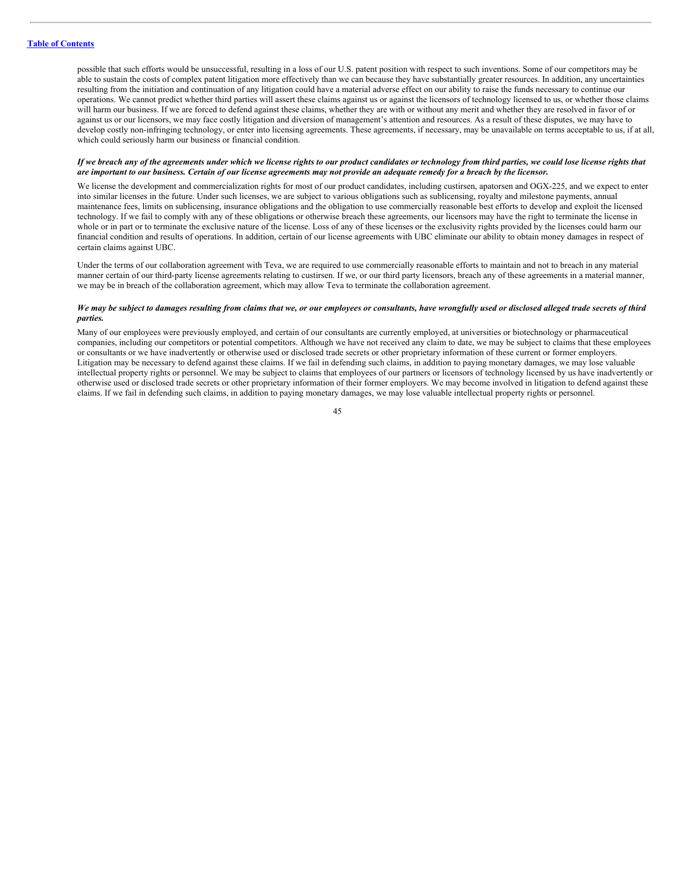possible that such efforts would be unsuccessful, resulting in a loss of our U.S. patent position with respect to such inventions. Some of our competitors may be able to sustain the costs of complex patent litigation more effectively than we can because they have substantially greater resources. In addition, any uncertainties resulting from the initiation and continuation of any litigation could have a material adverse effect on our ability to raise the funds necessary to continue our operations. We cannot predict whether third parties will assert these claims against us or against the licensors of technology licensed to us, or whether those claims will harm our business. If we are forced to defend against these claims, whether they are with or without any merit and whether they are resolved in favor of or against us or our licensors, we may face costly litigation and diversion of management's attention and resources. As a result of these disputes, we may have to develop costly non-infringing technology, or enter into licensing agreements. These agreements, if necessary, may be unavailable on terms acceptable to us, if at all, which could seriously harm our business or financial condition.

***If we breach any of the agreements under which we license rights to our product candidates or technology from third parties, we could lose license rights that are important to our business. Certain of our license agreements may not provide an adequate remedy for a breach by the licensor.***

We license the development and commercialization rights for most of our product candidates, including custirsen, apatorsen and OGX-225, and we expect to enter into similar licenses in the future. Under such licenses, we are subject to various obligations such as sublicensing, royalty and milestone payments, annual maintenance fees, limits on sublicensing, insurance obligations and the obligation to use commercially reasonable best efforts to develop and exploit the licensed technology. If we fail to comply with any of these obligations or otherwise breach these agreements, our licensors may have the right to terminate the license in whole or in part or to terminate the exclusive nature of the license. Loss of any of these licenses or the exclusivity rights provided by the licenses could harm our financial condition and results of operations. In addition, certain of our license agreements with UBC eliminate our ability to obtain money damages in respect of certain claims against UBC.

Under the terms of our collaboration agreement with Teva, we are required to use commercially reasonable efforts to maintain and not to breach in any material manner certain of our third-party license agreements relating to custirsen. If we, or our third party licensors, breach any of these agreements in a material manner, we may be in breach of the collaboration agreement, which may allow Teva to terminate the collaboration agreement.

***We may be subject to damages resulting from claims that we, or our employees or consultants, have wrongfully used or disclosed alleged trade secrets of third parties.***

Many of our employees were previously employed, and certain of our consultants are currently employed, at universities or biotechnology or pharmaceutical companies, including our competitors or potential competitors. Although we have not received any claim to date, we may be subject to claims that these employees or consultants or we have inadvertently or otherwise used or disclosed trade secrets or other proprietary information of these current or former employers. Litigation may be necessary to defend against these claims. If we fail in defending such claims, in addition to paying monetary damages, we may lose valuable intellectual property rights or personnel. We may be subject to claims that employees of our partners or licensors of technology licensed by us have inadvertently or otherwise used or disclosed trade secrets or other proprietary information of their former employers. We may become involved in litigation to defend against these claims. If we fail in defending such claims, in addition to paying monetary damages, we may lose valuable intellectual property rights or personnel.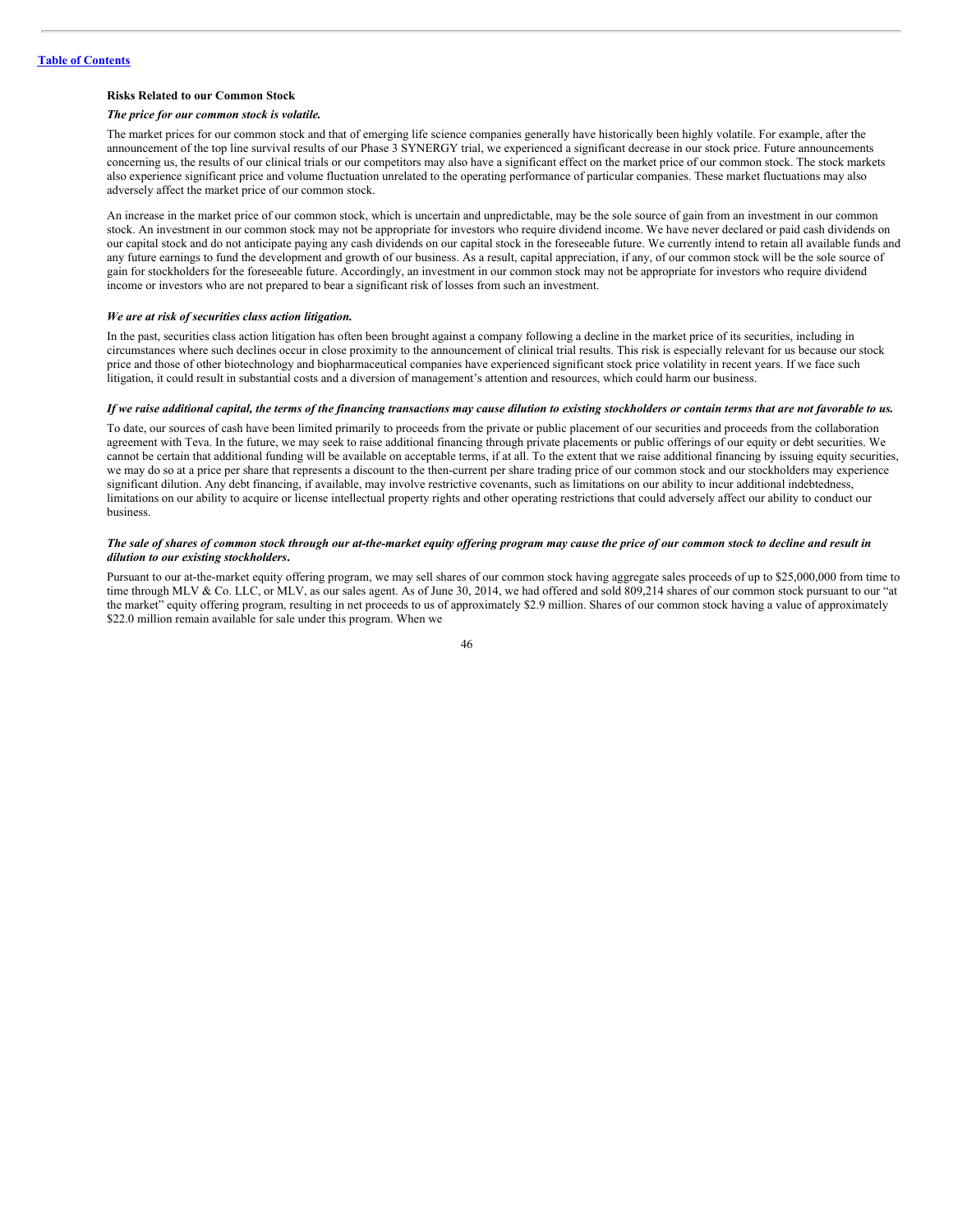### Risks Related to our Common Stock

***The price for our common stock is volatile.***

The market prices for our common stock and that of emerging life science companies generally have historically been highly volatile. For example, after the announcement of the top line survival results of our Phase 3 SYNERGY trial, we experienced a significant decrease in our stock price. Future announcements concerning us, the results of our clinical trials or our competitors may also have a significant effect on the market price of our common stock. The stock markets also experience significant price and volume fluctuation unrelated to the operating performance of particular companies. These market fluctuations may also adversely affect the market price of our common stock.

An increase in the market price of our common stock, which is uncertain and unpredictable, may be the sole source of gain from an investment in our common stock. An investment in our common stock may not be appropriate for investors who require dividend income. We have never declared or paid cash dividends on our capital stock and do not anticipate paying any cash dividends on our capital stock in the foreseeable future. We currently intend to retain all available funds and any future earnings to fund the development and growth of our business. As a result, capital appreciation, if any, of our common stock will be the sole source of gain for stockholders for the foreseeable future. Accordingly, an investment in our common stock may not be appropriate for investors who require dividend income or investors who are not prepared to bear a significant risk of losses from such an investment.

***We are at risk of securities class action litigation.***

In the past, securities class action litigation has often been brought against a company following a decline in the market price of its securities, including in circumstances where such declines occur in close proximity to the announcement of clinical trial results. This risk is especially relevant for us because our stock price and those of other biotechnology and biopharmaceutical companies have experienced significant stock price volatility in recent years. If we face such litigation, it could result in substantial costs and a diversion of management's attention and resources, which could harm our business.

***If we raise additional capital, the terms of the financing transactions may cause dilution to existing stockholders or contain terms that are not favorable to us.***

To date, our sources of cash have been limited primarily to proceeds from the private or public placement of our securities and proceeds from the collaboration agreement with Teva. In the future, we may seek to raise additional financing through private placements or public offerings of our equity or debt securities. We cannot be certain that additional funding will be available on acceptable terms, if at all. To the extent that we raise additional financing by issuing equity securities, we may do so at a price per share that represents a discount to the then-current per share trading price of our common stock and our stockholders may experience significant dilution. Any debt financing, if available, may involve restrictive covenants, such as limitations on our ability to incur additional indebtedness, limitations on our ability to acquire or license intellectual property rights and other operating restrictions that could adversely affect our ability to conduct our business.

***The sale of shares of common stock through our at-the-market equity offering program may cause the price of our common stock to decline and result in dilution to our existing stockholders.***

Pursuant to our at-the-market equity offering program, we may sell shares of our common stock having aggregate sales proceeds of up to $25,000,000 from time to time through MLV & Co. LLC, or MLV, as our sales agent. As of June 30, 2014, we had offered and sold 809,214 shares of our common stock pursuant to our "at the market" equity offering program, resulting in net proceeds to us of approximately $2.9 million. Shares of our common stock having a value of approximately $22.0 million remain available for sale under this program. When we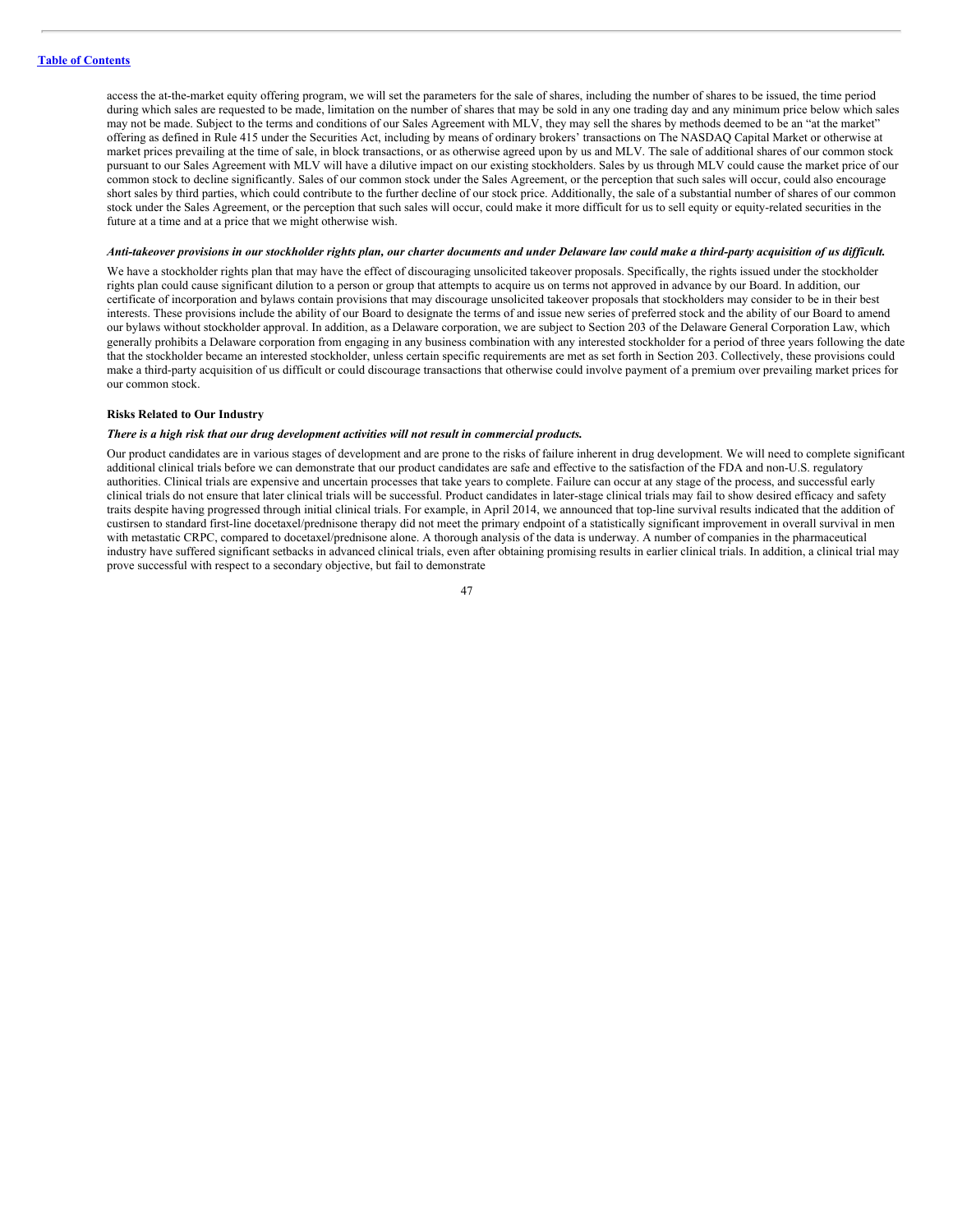access the at-the-market equity offering program, we will set the parameters for the sale of shares, including the number of shares to be issued, the time period during which sales are requested to be made, limitation on the number of shares that may be sold in any one trading day and any minimum price below which sales may not be made. Subject to the terms and conditions of our Sales Agreement with MLV, they may sell the shares by methods deemed to be an "at the market" offering as defined in Rule 415 under the Securities Act, including by means of ordinary brokers' transactions on The NASDAQ Capital Market or otherwise at market prices prevailing at the time of sale, in block transactions, or as otherwise agreed upon by us and MLV. The sale of additional shares of our common stock pursuant to our Sales Agreement with MLV will have a dilutive impact on our existing stockholders. Sales by us through MLV could cause the market price of our common stock to decline significantly. Sales of our common stock under the Sales Agreement, or the perception that such sales will occur, could also encourage short sales by third parties, which could contribute to the further decline of our stock price. Additionally, the sale of a substantial number of shares of our common stock under the Sales Agreement, or the perception that such sales will occur, could make it more difficult for us to sell equity or equity-related securities in the future at a time and at a price that we might otherwise wish.

***Anti-takeover provisions in our stockholder rights plan, our charter documents and under Delaware law could make a third-party acquisition of us difficult.***

We have a stockholder rights plan that may have the effect of discouraging unsolicited takeover proposals. Specifically, the rights issued under the stockholder rights plan could cause significant dilution to a person or group that attempts to acquire us on terms not approved in advance by our Board. In addition, our certificate of incorporation and bylaws contain provisions that may discourage unsolicited takeover proposals that stockholders may consider to be in their best interests. These provisions include the ability of our Board to designate the terms of and issue new series of preferred stock and the ability of our Board to amend our bylaws without stockholder approval. In addition, as a Delaware corporation, we are subject to Section 203 of the Delaware General Corporation Law, which generally prohibits a Delaware corporation from engaging in any business combination with any interested stockholder for a period of three years following the date that the stockholder became an interested stockholder, unless certain specific requirements are met as set forth in Section 203. Collectively, these provisions could make a third-party acquisition of us difficult or could discourage transactions that otherwise could involve payment of a premium over prevailing market prices for our common stock.

**Risks Related to Our Industry**

***There is a high risk that our drug development activities will not result in commercial products.***

Our product candidates are in various stages of development and are prone to the risks of failure inherent in drug development. We will need to complete significant additional clinical trials before we can demonstrate that our product candidates are safe and effective to the satisfaction of the FDA and non-U.S. regulatory authorities. Clinical trials are expensive and uncertain processes that take years to complete. Failure can occur at any stage of the process, and successful early clinical trials do not ensure that later clinical trials will be successful. Product candidates in later-stage clinical trials may fail to show desired efficacy and safety traits despite having progressed through initial clinical trials. For example, in April 2014, we announced that top-line survival results indicated that the addition of custirsen to standard first-line docetaxel/prednisone therapy did not meet the primary endpoint of a statistically significant improvement in overall survival in men with metastatic CRPC, compared to docetaxel/prednisone alone. A thorough analysis of the data is underway. A number of companies in the pharmaceutical industry have suffered significant setbacks in advanced clinical trials, even after obtaining promising results in earlier clinical trials. In addition, a clinical trial may prove successful with respect to a secondary objective, but fail to demonstrate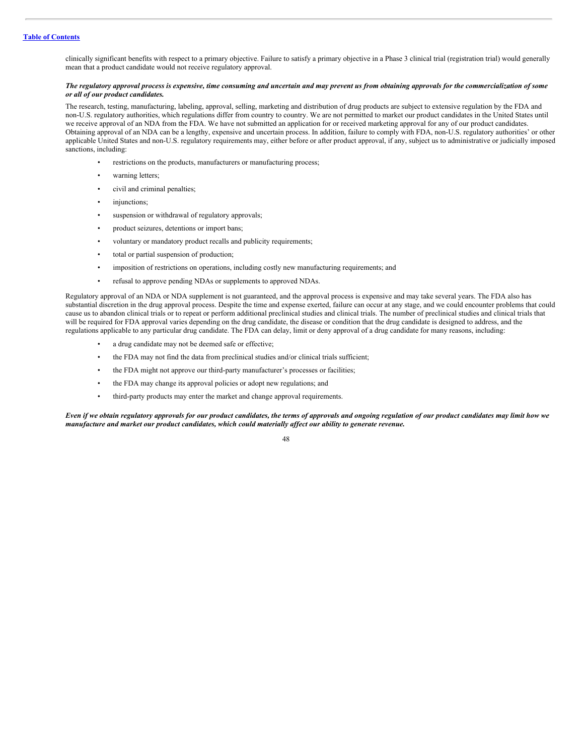clinically significant benefits with respect to a primary objective. Failure to satisfy a primary objective in a Phase 3 clinical trial (registration trial) would generally mean that a product candidate would not receive regulatory approval.

***The regulatory approval process is expensive, time consuming and uncertain and may prevent us from obtaining approvals for the commercialization of some or all of our product candidates.***

The research, testing, manufacturing, labeling, approval, selling, marketing and distribution of drug products are subject to extensive regulation by the FDA and non-U.S. regulatory authorities, which regulations differ from country to country. We are not permitted to market our product candidates in the United States until we receive approval of an NDA from the FDA. We have not submitted an application for or received marketing approval for any of our product candidates. Obtaining approval of an NDA can be a lengthy, expensive and uncertain process. In addition, failure to comply with FDA, non-U.S. regulatory authorities' or other applicable United States and non-U.S. regulatory requirements may, either before or after product approval, if any, subject us to administrative or judicially imposed sanctions, including:

- restrictions on the products, manufacturers or manufacturing process;
- warning letters;
- civil and criminal penalties;
- injunctions;
- suspension or withdrawal of regulatory approvals;
- product seizures, detentions or import bans;
- voluntary or mandatory product recalls and publicity requirements;
- total or partial suspension of production;
- imposition of restrictions on operations, including costly new manufacturing requirements; and
- refusal to approve pending NDAs or supplements to approved NDAs.

Regulatory approval of an NDA or NDA supplement is not guaranteed, and the approval process is expensive and may take several years. The FDA also has substantial discretion in the drug approval process. Despite the time and expense exerted, failure can occur at any stage, and we could encounter problems that could cause us to abandon clinical trials or to repeat or perform additional preclinical studies and clinical trials. The number of preclinical studies and clinical trials that will be required for FDA approval varies depending on the drug candidate, the disease or condition that the drug candidate is designed to address, and the regulations applicable to any particular drug candidate. The FDA can delay, limit or deny approval of a drug candidate for many reasons, including:

- a drug candidate may not be deemed safe or effective;
- the FDA may not find the data from preclinical studies and/or clinical trials sufficient;
- the FDA might not approve our third-party manufacturer's processes or facilities;
- the FDA may change its approval policies or adopt new regulations; and
- third-party products may enter the market and change approval requirements.

***Even if we obtain regulatory approvals for our product candidates, the terms of approvals and ongoing regulation of our product candidates may limit how we manufacture and market our product candidates, which could materially affect our ability to generate revenue.***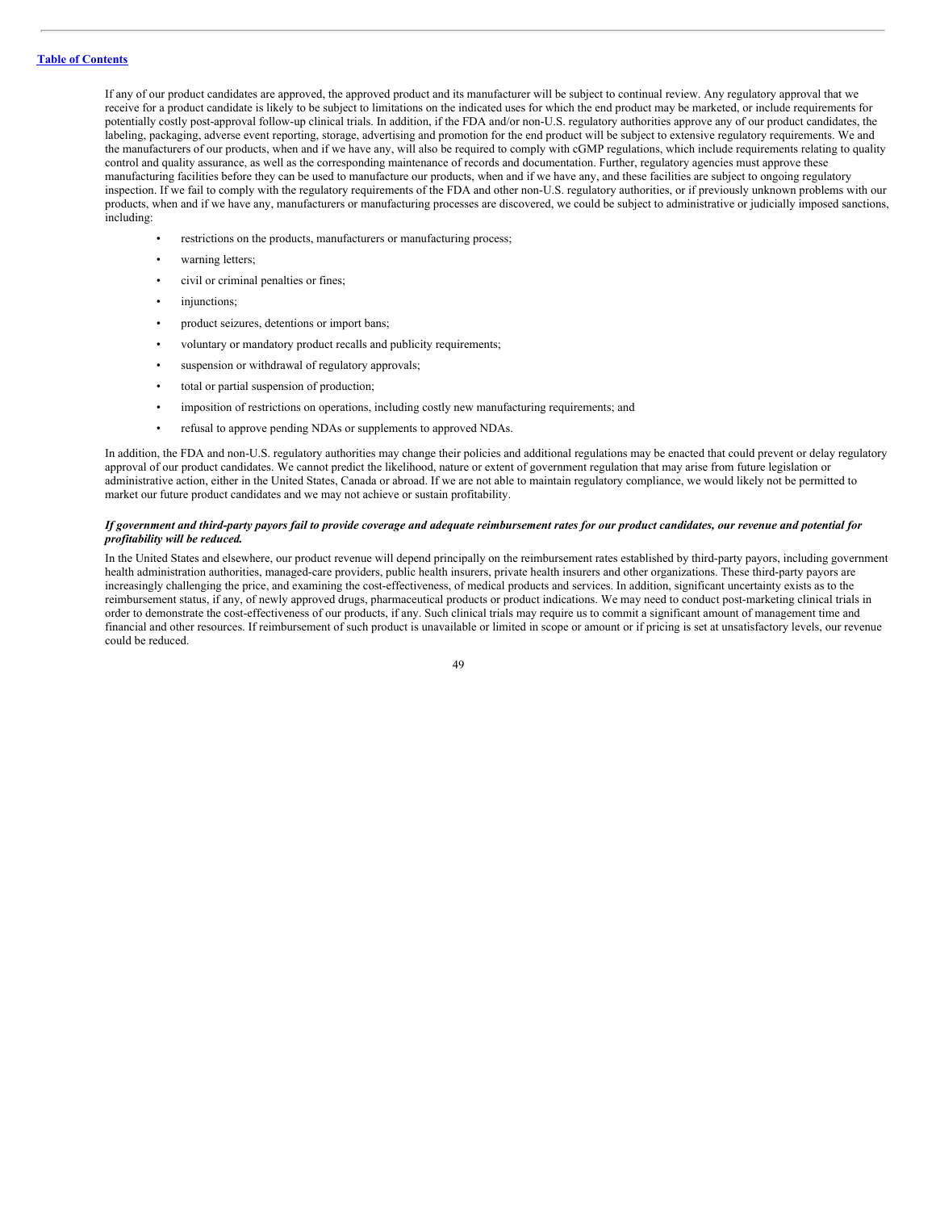If any of our product candidates are approved, the approved product and its manufacturer will be subject to continual review. Any regulatory approval that we receive for a product candidate is likely to be subject to limitations on the indicated uses for which the end product may be marketed, or include requirements for potentially costly post-approval follow-up clinical trials. In addition, if the FDA and/or non-U.S. regulatory authorities approve any of our product candidates, the labeling, packaging, adverse event reporting, storage, advertising and promotion for the end product will be subject to extensive regulatory requirements. We and the manufacturers of our products, when and if we have any, will also be required to comply with cGMP regulations, which include requirements relating to quality control and quality assurance, as well as the corresponding maintenance of records and documentation. Further, regulatory agencies must approve these manufacturing facilities before they can be used to manufacture our products, when and if we have any, and these facilities are subject to ongoing regulatory inspection. If we fail to comply with the regulatory requirements of the FDA and other non-U.S. regulatory authorities, or if previously unknown problems with our products, when and if we have any, manufacturers or manufacturing processes are discovered, we could be subject to administrative or judicially imposed sanctions, including:

- restrictions on the products, manufacturers or manufacturing process;
- warning letters;
- civil or criminal penalties or fines;
- injunctions;
- product seizures, detentions or import bans;
- voluntary or mandatory product recalls and publicity requirements;
- suspension or withdrawal of regulatory approvals;
- total or partial suspension of production;
- imposition of restrictions on operations, including costly new manufacturing requirements; and
- refusal to approve pending NDAs or supplements to approved NDAs.

In addition, the FDA and non-U.S. regulatory authorities may change their policies and additional regulations may be enacted that could prevent or delay regulatory approval of our product candidates. We cannot predict the likelihood, nature or extent of government regulation that may arise from future legislation or administrative action, either in the United States, Canada or abroad. If we are not able to maintain regulatory compliance, we would likely not be permitted to market our future product candidates and we may not achieve or sustain profitability.

***If government and third-party payors fail to provide coverage and adequate reimbursement rates for our product candidates, our revenue and potential for profitability will be reduced.***

In the United States and elsewhere, our product revenue will depend principally on the reimbursement rates established by third-party payors, including government health administration authorities, managed-care providers, public health insurers, private health insurers and other organizations. These third-party payors are increasingly challenging the price, and examining the cost-effectiveness, of medical products and services. In addition, significant uncertainty exists as to the reimbursement status, if any, of newly approved drugs, pharmaceutical products or product indications. We may need to conduct post-marketing clinical trials in order to demonstrate the cost-effectiveness of our products, if any. Such clinical trials may require us to commit a significant amount of management time and financial and other resources. If reimbursement of such product is unavailable or limited in scope or amount or if pricing is set at unsatisfactory levels, our revenue could be reduced.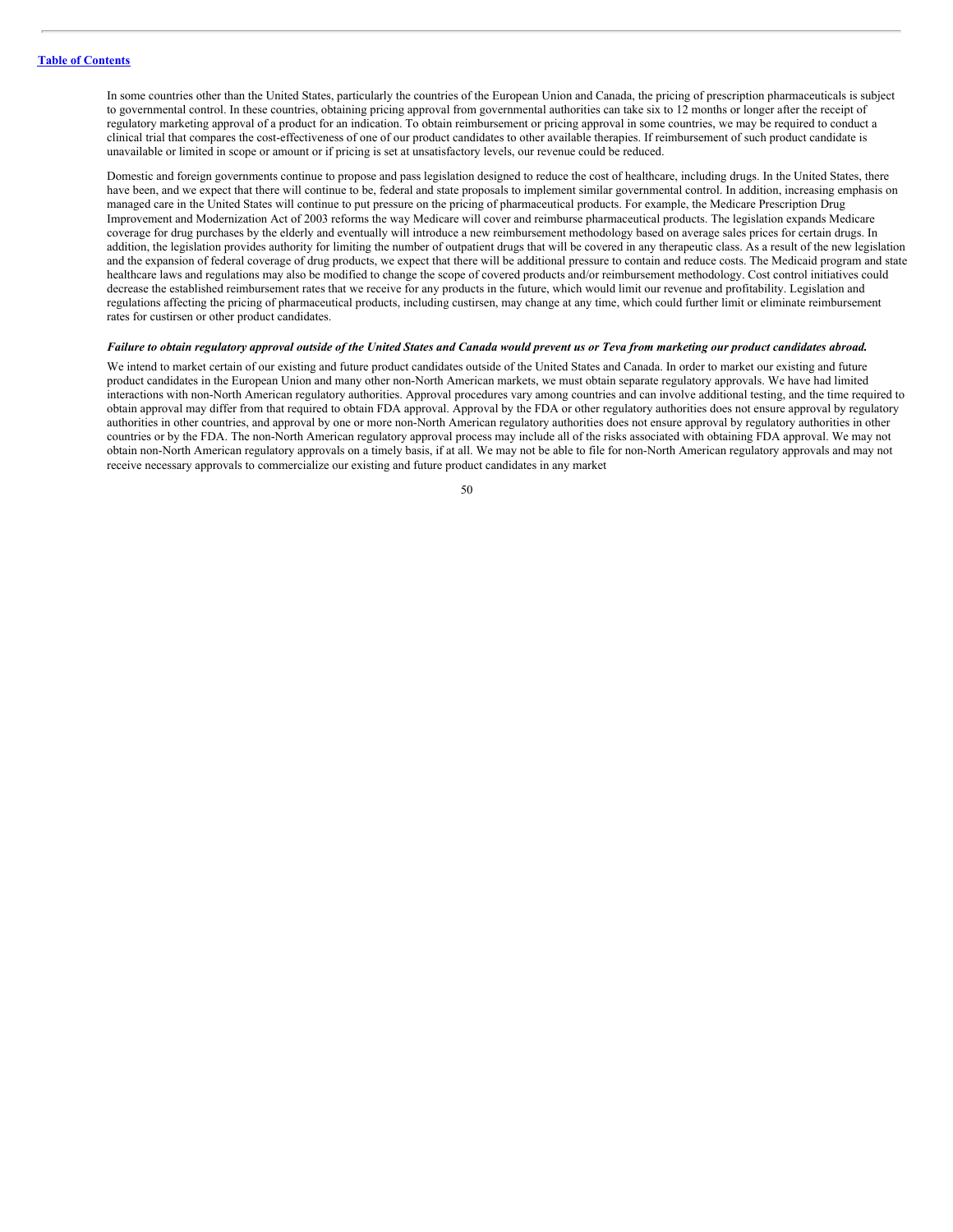In some countries other than the United States, particularly the countries of the European Union and Canada, the pricing of prescription pharmaceuticals is subject to governmental control. In these countries, obtaining pricing approval from governmental authorities can take six to 12 months or longer after the receipt of regulatory marketing approval of a product for an indication. To obtain reimbursement or pricing approval in some countries, we may be required to conduct a clinical trial that compares the cost-effectiveness of one of our product candidates to other available therapies. If reimbursement of such product candidate is unavailable or limited in scope or amount or if pricing is set at unsatisfactory levels, our revenue could be reduced.

Domestic and foreign governments continue to propose and pass legislation designed to reduce the cost of healthcare, including drugs. In the United States, there have been, and we expect that there will continue to be, federal and state proposals to implement similar governmental control. In addition, increasing emphasis on managed care in the United States will continue to put pressure on the pricing of pharmaceutical products. For example, the Medicare Prescription Drug Improvement and Modernization Act of 2003 reforms the way Medicare will cover and reimburse pharmaceutical products. The legislation expands Medicare coverage for drug purchases by the elderly and eventually will introduce a new reimbursement methodology based on average sales prices for certain drugs. In addition, the legislation provides authority for limiting the number of outpatient drugs that will be covered in any therapeutic class. As a result of the new legislation and the expansion of federal coverage of drug products, we expect that there will be additional pressure to contain and reduce costs. The Medicaid program and state healthcare laws and regulations may also be modified to change the scope of covered products and/or reimbursement methodology. Cost control initiatives could decrease the established reimbursement rates that we receive for any products in the future, which would limit our revenue and profitability. Legislation and regulations affecting the pricing of pharmaceutical products, including custirsen, may change at any time, which could further limit or eliminate reimbursement rates for custirsen or other product candidates.

***Failure to obtain regulatory approval outside of the United States and Canada would prevent us or Teva from marketing our product candidates abroad.***

We intend to market certain of our existing and future product candidates outside of the United States and Canada. In order to market our existing and future product candidates in the European Union and many other non-North American markets, we must obtain separate regulatory approvals. We have had limited interactions with non-North American regulatory authorities. Approval procedures vary among countries and can involve additional testing, and the time required to obtain approval may differ from that required to obtain FDA approval. Approval by the FDA or other regulatory authorities does not ensure approval by regulatory authorities in other countries, and approval by one or more non-North American regulatory authorities does not ensure approval by regulatory authorities in other countries or by the FDA. The non-North American regulatory approval process may include all of the risks associated with obtaining FDA approval. We may not obtain non-North American regulatory approvals on a timely basis, if at all. We may not be able to file for non-North American regulatory approvals and may not receive necessary approvals to commercialize our existing and future product candidates in any market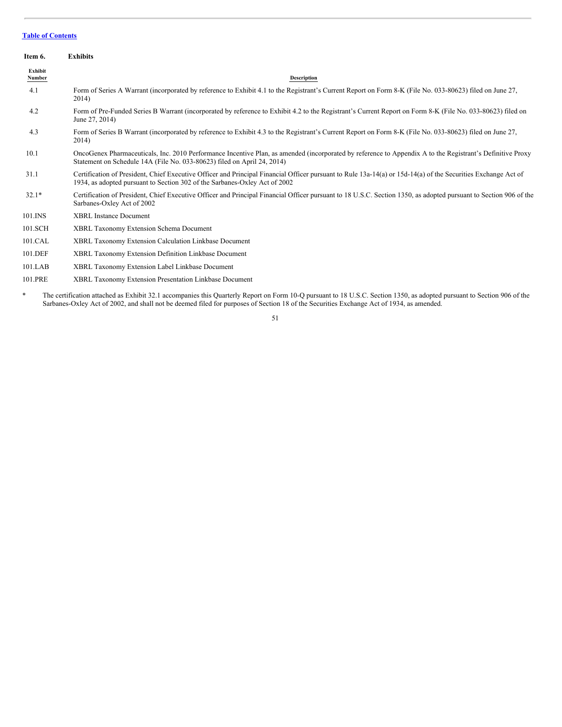[Table of Contents](#)

**Item 6. Exhibits**

| Exhibit Number | Description |
|---|---|
| 4.1 | Form of Series A Warrant (incorporated by reference to Exhibit 4.1 to the Registrant's Current Report on Form 8-K (File No. 033-80623) filed on June 27, 2014) |
| 4.2 | Form of Pre-Funded Series B Warrant (incorporated by reference to Exhibit 4.2 to the Registrant's Current Report on Form 8-K (File No. 033-80623) filed on June 27, 2014) |
| 4.3 | Form of Series B Warrant (incorporated by reference to Exhibit 4.3 to the Registrant's Current Report on Form 8-K (File No. 033-80623) filed on June 27, 2014) |
| 10.1 | OncoGenex Pharmaceuticals, Inc. 2010 Performance Incentive Plan, as amended (incorporated by reference to Appendix A to the Registrant's Definitive Proxy Statement on Schedule 14A (File No. 033-80623) filed on April 24, 2014) |
| 31.1 | Certification of President, Chief Executive Officer and Principal Financial Officer pursuant to Rule 13a-14(a) or 15d-14(a) of the Securities Exchange Act of 1934, as adopted pursuant to Section 302 of the Sarbanes-Oxley Act of 2002 |
| 32.1* | Certification of President, Chief Executive Officer and Principal Financial Officer pursuant to 18 U.S.C. Section 1350, as adopted pursuant to Section 906 of the Sarbanes-Oxley Act of 2002 |
| 101.INS | XBRL Instance Document |
| 101.SCH | XBRL Taxonomy Extension Schema Document |
| 101.CAL | XBRL Taxonomy Extension Calculation Linkbase Document |
| 101.DEF | XBRL Taxonomy Extension Definition Linkbase Document |
| 101.LAB | XBRL Taxonomy Extension Label Linkbase Document |
| 101.PRE | XBRL Taxonomy Extension Presentation Linkbase Document |

\* The certification attached as Exhibit 32.1 accompanies this Quarterly Report on Form 10-Q pursuant to 18 U.S.C. Section 1350, as adopted pursuant to Section 906 of the Sarbanes-Oxley Act of 2002, and shall not be deemed filed for purposes of Section 18 of the Securities Exchange Act of 1934, as amended.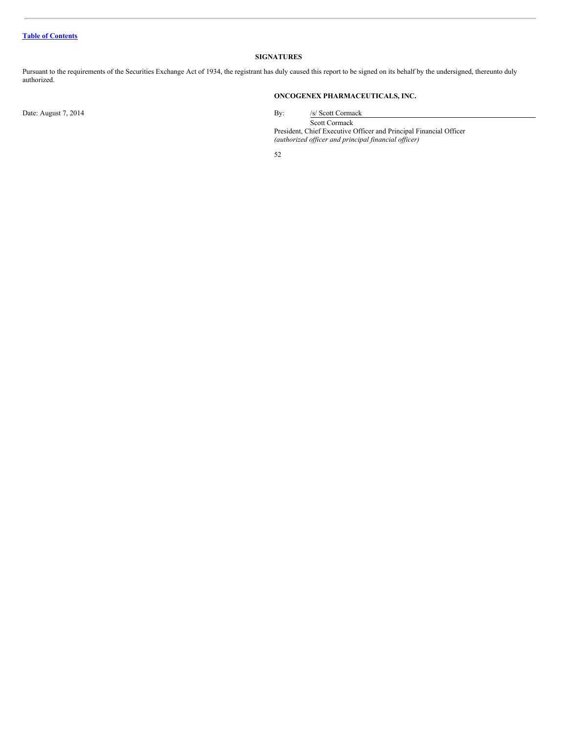## SIGNATURES

Pursuant to the requirements of the Securities Exchange Act of 1934, the registrant has duly caused this report to be signed on its behalf by the undersigned, thereunto duly authorized.

**ONCOGENEX PHARMACEUTICALS, INC.**

Date: August 7, 2014

By: /s/ Scott Cormack
Scott Cormack
President, Chief Executive Officer and Principal Financial Officer
*(authorized officer and principal financial officer)*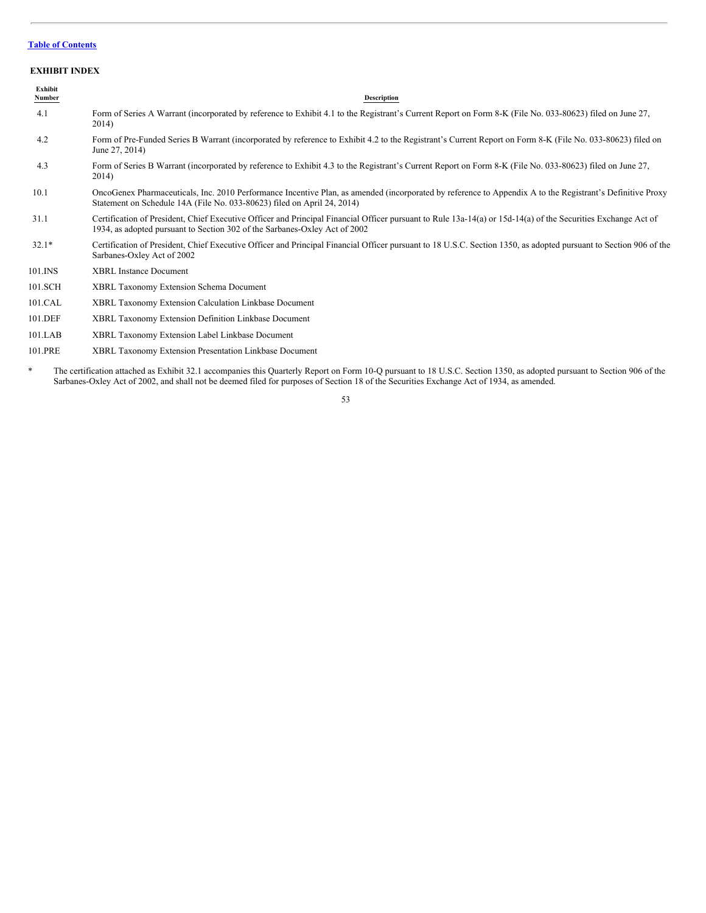[Table of Contents](#)

**EXHIBIT INDEX**

| Exhibit Number | Description |
|---|---|
| 4.1 | Form of Series A Warrant (incorporated by reference to Exhibit 4.1 to the Registrant's Current Report on Form 8-K (File No. 033-80623) filed on June 27, 2014) |
| 4.2 | Form of Pre-Funded Series B Warrant (incorporated by reference to Exhibit 4.2 to the Registrant's Current Report on Form 8-K (File No. 033-80623) filed on June 27, 2014) |
| 4.3 | Form of Series B Warrant (incorporated by reference to Exhibit 4.3 to the Registrant's Current Report on Form 8-K (File No. 033-80623) filed on June 27, 2014) |
| 10.1 | OncoGenex Pharmaceuticals, Inc. 2010 Performance Incentive Plan, as amended (incorporated by reference to Appendix A to the Registrant's Definitive Proxy Statement on Schedule 14A (File No. 033-80623) filed on April 24, 2014) |
| 31.1 | Certification of President, Chief Executive Officer and Principal Financial Officer pursuant to Rule 13a-14(a) or 15d-14(a) of the Securities Exchange Act of 1934, as adopted pursuant to Section 302 of the Sarbanes-Oxley Act of 2002 |
| 32.1* | Certification of President, Chief Executive Officer and Principal Financial Officer pursuant to 18 U.S.C. Section 1350, as adopted pursuant to Section 906 of the Sarbanes-Oxley Act of 2002 |
| 101.INS | XBRL Instance Document |
| 101.SCH | XBRL Taxonomy Extension Schema Document |
| 101.CAL | XBRL Taxonomy Extension Calculation Linkbase Document |
| 101.DEF | XBRL Taxonomy Extension Definition Linkbase Document |
| 101.LAB | XBRL Taxonomy Extension Label Linkbase Document |
| 101.PRE | XBRL Taxonomy Extension Presentation Linkbase Document |

\* The certification attached as Exhibit 32.1 accompanies this Quarterly Report on Form 10-Q pursuant to 18 U.S.C. Section 1350, as adopted pursuant to Section 906 of the Sarbanes-Oxley Act of 2002, and shall not be deemed filed for purposes of Section 18 of the Securities Exchange Act of 1934, as amended.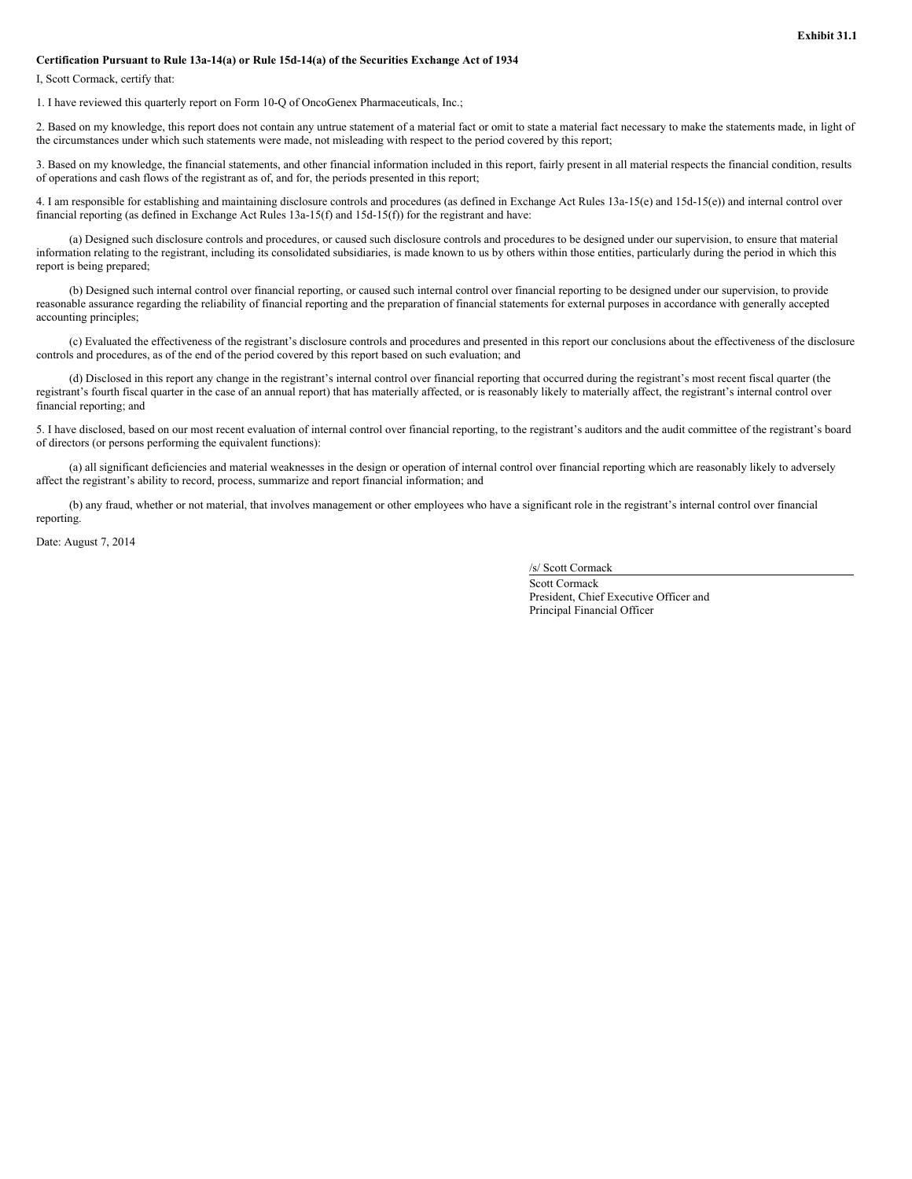**Exhibit 31.1**

**Certification Pursuant to Rule 13a-14(a) or Rule 15d-14(a) of the Securities Exchange Act of 1934**

I, Scott Cormack, certify that:

1. I have reviewed this quarterly report on Form 10-Q of OncoGenex Pharmaceuticals, Inc.;

2. Based on my knowledge, this report does not contain any untrue statement of a material fact or omit to state a material fact necessary to make the statements made, in light of the circumstances under which such statements were made, not misleading with respect to the period covered by this report;

3. Based on my knowledge, the financial statements, and other financial information included in this report, fairly present in all material respects the financial condition, results of operations and cash flows of the registrant as of, and for, the periods presented in this report;

4. I am responsible for establishing and maintaining disclosure controls and procedures (as defined in Exchange Act Rules 13a-15(e) and 15d-15(e)) and internal control over financial reporting (as defined in Exchange Act Rules 13a-15(f) and 15d-15(f)) for the registrant and have:

(a) Designed such disclosure controls and procedures, or caused such disclosure controls and procedures to be designed under our supervision, to ensure that material information relating to the registrant, including its consolidated subsidiaries, is made known to us by others within those entities, particularly during the period in which this report is being prepared;

(b) Designed such internal control over financial reporting, or caused such internal control over financial reporting to be designed under our supervision, to provide reasonable assurance regarding the reliability of financial reporting and the preparation of financial statements for external purposes in accordance with generally accepted accounting principles;

(c) Evaluated the effectiveness of the registrant's disclosure controls and procedures and presented in this report our conclusions about the effectiveness of the disclosure controls and procedures, as of the end of the period covered by this report based on such evaluation; and

(d) Disclosed in this report any change in the registrant's internal control over financial reporting that occurred during the registrant's most recent fiscal quarter (the registrant's fourth fiscal quarter in the case of an annual report) that has materially affected, or is reasonably likely to materially affect, the registrant's internal control over financial reporting; and

5. I have disclosed, based on our most recent evaluation of internal control over financial reporting, to the registrant's auditors and the audit committee of the registrant's board of directors (or persons performing the equivalent functions):

(a) all significant deficiencies and material weaknesses in the design or operation of internal control over financial reporting which are reasonably likely to adversely affect the registrant's ability to record, process, summarize and report financial information; and

(b) any fraud, whether or not material, that involves management or other employees who have a significant role in the registrant's internal control over financial reporting.

Date: August 7, 2014

/s/ Scott Cormack

Scott Cormack
President, Chief Executive Officer and
Principal Financial Officer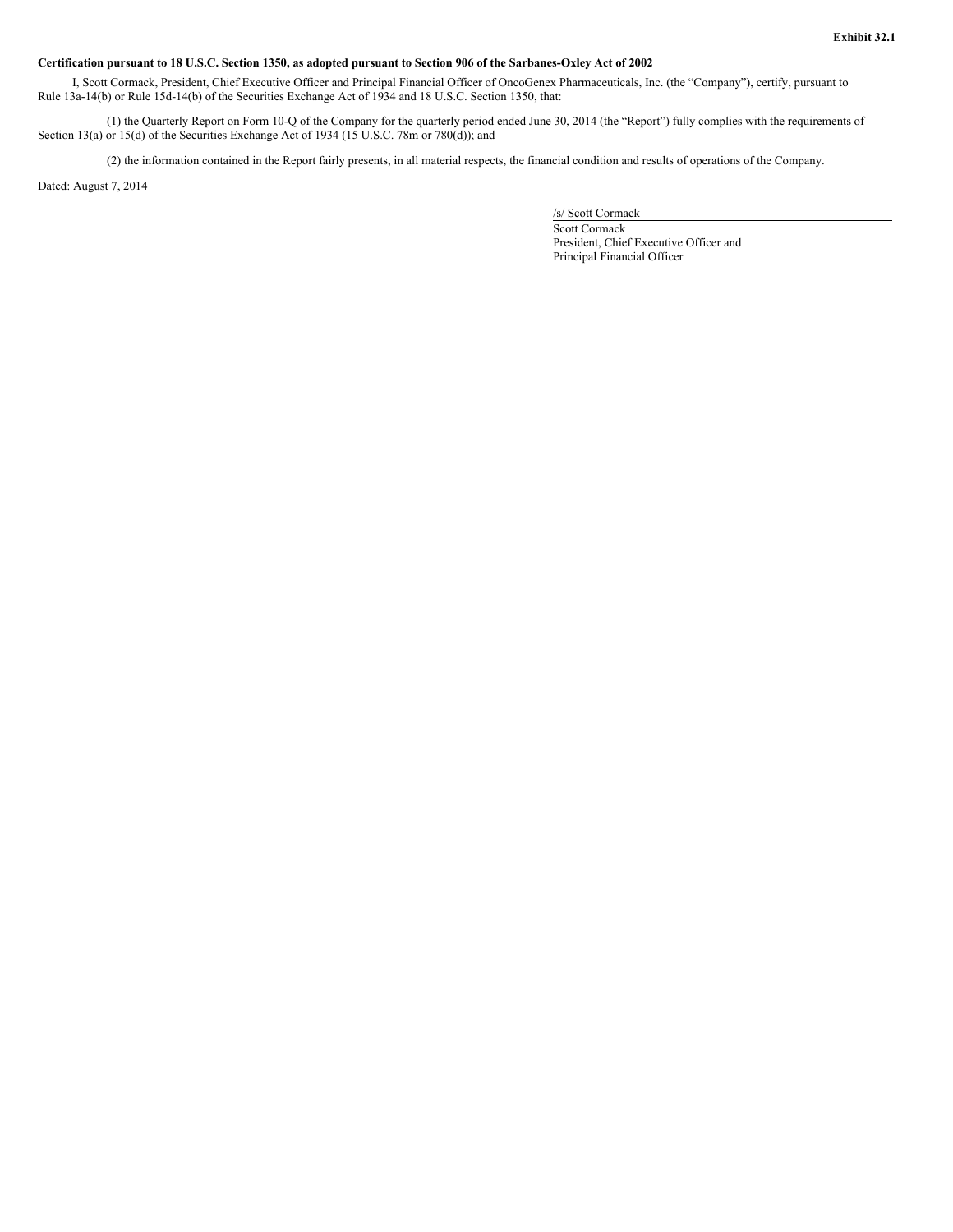**Exhibit 32.1**

**Certification pursuant to 18 U.S.C. Section 1350, as adopted pursuant to Section 906 of the Sarbanes-Oxley Act of 2002**

I, Scott Cormack, President, Chief Executive Officer and Principal Financial Officer of OncoGenex Pharmaceuticals, Inc. (the "Company"), certify, pursuant to Rule 13a-14(b) or Rule 15d-14(b) of the Securities Exchange Act of 1934 and 18 U.S.C. Section 1350, that:

(1) the Quarterly Report on Form 10-Q of the Company for the quarterly period ended June 30, 2014 (the "Report") fully complies with the requirements of Section 13(a) or 15(d) of the Securities Exchange Act of 1934 (15 U.S.C. 78m or 780(d)); and

(2) the information contained in the Report fairly presents, in all material respects, the financial condition and results of operations of the Company.

Dated: August 7, 2014

/s/ Scott Cormack

Scott Cormack
President, Chief Executive Officer and
Principal Financial Officer